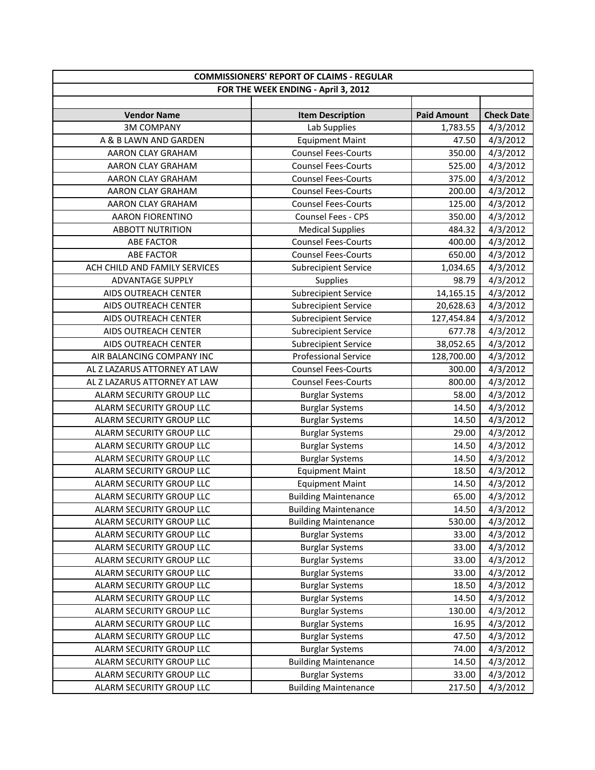| COMMISSIONERS' REPORT OF CLAIMS - REGULAR | | | |
|---|---|---|---|
| FOR THE WEEK ENDING - April 3, 2012 | | | |
| | | | |
| **Vendor Name** | **Item Description** | **Paid Amount** | **Check Date** |
| 3M COMPANY | Lab Supplies | 1,783.55 | 4/3/2012 |
| A & B LAWN AND GARDEN | Equipment Maint | 47.50 | 4/3/2012 |
| AARON CLAY GRAHAM | Counsel Fees-Courts | 350.00 | 4/3/2012 |
| AARON CLAY GRAHAM | Counsel Fees-Courts | 525.00 | 4/3/2012 |
| AARON CLAY GRAHAM | Counsel Fees-Courts | 375.00 | 4/3/2012 |
| AARON CLAY GRAHAM | Counsel Fees-Courts | 200.00 | 4/3/2012 |
| AARON CLAY GRAHAM | Counsel Fees-Courts | 125.00 | 4/3/2012 |
| AARON FIORENTINO | Counsel Fees - CPS | 350.00 | 4/3/2012 |
| ABBOTT NUTRITION | Medical Supplies | 484.32 | 4/3/2012 |
| ABE FACTOR | Counsel Fees-Courts | 400.00 | 4/3/2012 |
| ABE FACTOR | Counsel Fees-Courts | 650.00 | 4/3/2012 |
| ACH CHILD AND FAMILY SERVICES | Subrecipient Service | 1,034.65 | 4/3/2012 |
| ADVANTAGE SUPPLY | Supplies | 98.79 | 4/3/2012 |
| AIDS OUTREACH CENTER | Subrecipient Service | 14,165.15 | 4/3/2012 |
| AIDS OUTREACH CENTER | Subrecipient Service | 20,628.63 | 4/3/2012 |
| AIDS OUTREACH CENTER | Subrecipient Service | 127,454.84 | 4/3/2012 |
| AIDS OUTREACH CENTER | Subrecipient Service | 677.78 | 4/3/2012 |
| AIDS OUTREACH CENTER | Subrecipient Service | 38,052.65 | 4/3/2012 |
| AIR BALANCING COMPANY INC | Professional Service | 128,700.00 | 4/3/2012 |
| AL Z LAZARUS ATTORNEY AT LAW | Counsel Fees-Courts | 300.00 | 4/3/2012 |
| AL Z LAZARUS ATTORNEY AT LAW | Counsel Fees-Courts | 800.00 | 4/3/2012 |
| ALARM SECURITY GROUP LLC | Burglar Systems | 58.00 | 4/3/2012 |
| ALARM SECURITY GROUP LLC | Burglar Systems | 14.50 | 4/3/2012 |
| ALARM SECURITY GROUP LLC | Burglar Systems | 14.50 | 4/3/2012 |
| ALARM SECURITY GROUP LLC | Burglar Systems | 29.00 | 4/3/2012 |
| ALARM SECURITY GROUP LLC | Burglar Systems | 14.50 | 4/3/2012 |
| ALARM SECURITY GROUP LLC | Burglar Systems | 14.50 | 4/3/2012 |
| ALARM SECURITY GROUP LLC | Equipment Maint | 18.50 | 4/3/2012 |
| ALARM SECURITY GROUP LLC | Equipment Maint | 14.50 | 4/3/2012 |
| ALARM SECURITY GROUP LLC | Building Maintenance | 65.00 | 4/3/2012 |
| ALARM SECURITY GROUP LLC | Building Maintenance | 14.50 | 4/3/2012 |
| ALARM SECURITY GROUP LLC | Building Maintenance | 530.00 | 4/3/2012 |
| ALARM SECURITY GROUP LLC | Burglar Systems | 33.00 | 4/3/2012 |
| ALARM SECURITY GROUP LLC | Burglar Systems | 33.00 | 4/3/2012 |
| ALARM SECURITY GROUP LLC | Burglar Systems | 33.00 | 4/3/2012 |
| ALARM SECURITY GROUP LLC | Burglar Systems | 33.00 | 4/3/2012 |
| ALARM SECURITY GROUP LLC | Burglar Systems | 18.50 | 4/3/2012 |
| ALARM SECURITY GROUP LLC | Burglar Systems | 14.50 | 4/3/2012 |
| ALARM SECURITY GROUP LLC | Burglar Systems | 130.00 | 4/3/2012 |
| ALARM SECURITY GROUP LLC | Burglar Systems | 16.95 | 4/3/2012 |
| ALARM SECURITY GROUP LLC | Burglar Systems | 47.50 | 4/3/2012 |
| ALARM SECURITY GROUP LLC | Burglar Systems | 74.00 | 4/3/2012 |
| ALARM SECURITY GROUP LLC | Building Maintenance | 14.50 | 4/3/2012 |
| ALARM SECURITY GROUP LLC | Burglar Systems | 33.00 | 4/3/2012 |
| ALARM SECURITY GROUP LLC | Building Maintenance | 217.50 | 4/3/2012 |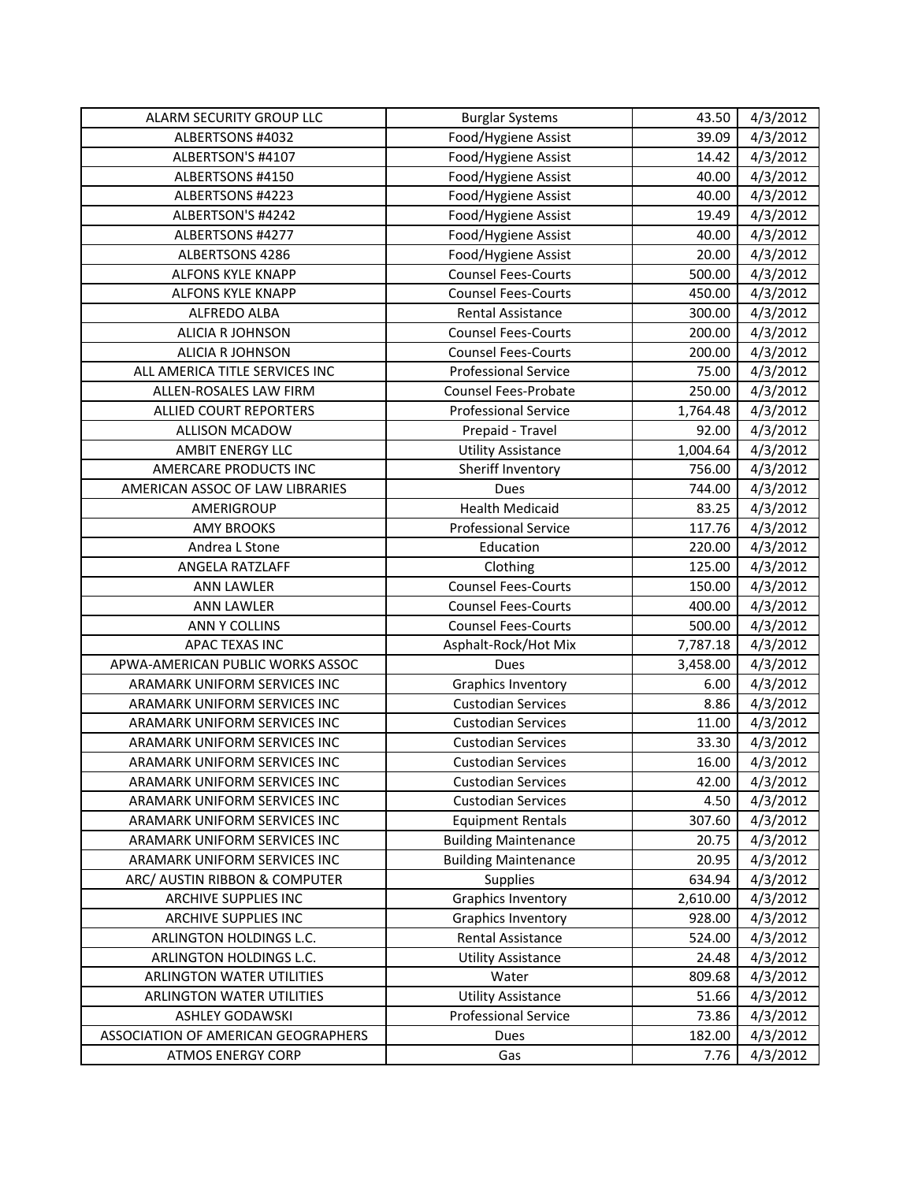| | | | |
|---|---|---|---|
| ALARM SECURITY GROUP LLC | Burglar Systems | 43.50 | 4/3/2012 |
| ALBERTSONS #4032 | Food/Hygiene Assist | 39.09 | 4/3/2012 |
| ALBERTSON'S #4107 | Food/Hygiene Assist | 14.42 | 4/3/2012 |
| ALBERTSONS #4150 | Food/Hygiene Assist | 40.00 | 4/3/2012 |
| ALBERTSONS #4223 | Food/Hygiene Assist | 40.00 | 4/3/2012 |
| ALBERTSON'S #4242 | Food/Hygiene Assist | 19.49 | 4/3/2012 |
| ALBERTSONS #4277 | Food/Hygiene Assist | 40.00 | 4/3/2012 |
| ALBERTSONS 4286 | Food/Hygiene Assist | 20.00 | 4/3/2012 |
| ALFONS KYLE KNAPP | Counsel Fees-Courts | 500.00 | 4/3/2012 |
| ALFONS KYLE KNAPP | Counsel Fees-Courts | 450.00 | 4/3/2012 |
| ALFREDO ALBA | Rental Assistance | 300.00 | 4/3/2012 |
| ALICIA R JOHNSON | Counsel Fees-Courts | 200.00 | 4/3/2012 |
| ALICIA R JOHNSON | Counsel Fees-Courts | 200.00 | 4/3/2012 |
| ALL AMERICA TITLE SERVICES INC | Professional Service | 75.00 | 4/3/2012 |
| ALLEN-ROSALES LAW FIRM | Counsel Fees-Probate | 250.00 | 4/3/2012 |
| ALLIED COURT REPORTERS | Professional Service | 1,764.48 | 4/3/2012 |
| ALLISON MCADOW | Prepaid - Travel | 92.00 | 4/3/2012 |
| AMBIT ENERGY LLC | Utility Assistance | 1,004.64 | 4/3/2012 |
| AMERCARE PRODUCTS INC | Sheriff Inventory | 756.00 | 4/3/2012 |
| AMERICAN ASSOC OF LAW LIBRARIES | Dues | 744.00 | 4/3/2012 |
| AMERIGROUP | Health Medicaid | 83.25 | 4/3/2012 |
| AMY BROOKS | Professional Service | 117.76 | 4/3/2012 |
| Andrea L Stone | Education | 220.00 | 4/3/2012 |
| ANGELA RATZLAFF | Clothing | 125.00 | 4/3/2012 |
| ANN LAWLER | Counsel Fees-Courts | 150.00 | 4/3/2012 |
| ANN LAWLER | Counsel Fees-Courts | 400.00 | 4/3/2012 |
| ANN Y COLLINS | Counsel Fees-Courts | 500.00 | 4/3/2012 |
| APAC TEXAS INC | Asphalt-Rock/Hot Mix | 7,787.18 | 4/3/2012 |
| APWA-AMERICAN PUBLIC WORKS ASSOC | Dues | 3,458.00 | 4/3/2012 |
| ARAMARK UNIFORM SERVICES INC | Graphics Inventory | 6.00 | 4/3/2012 |
| ARAMARK UNIFORM SERVICES INC | Custodian Services | 8.86 | 4/3/2012 |
| ARAMARK UNIFORM SERVICES INC | Custodian Services | 11.00 | 4/3/2012 |
| ARAMARK UNIFORM SERVICES INC | Custodian Services | 33.30 | 4/3/2012 |
| ARAMARK UNIFORM SERVICES INC | Custodian Services | 16.00 | 4/3/2012 |
| ARAMARK UNIFORM SERVICES INC | Custodian Services | 42.00 | 4/3/2012 |
| ARAMARK UNIFORM SERVICES INC | Custodian Services | 4.50 | 4/3/2012 |
| ARAMARK UNIFORM SERVICES INC | Equipment Rentals | 307.60 | 4/3/2012 |
| ARAMARK UNIFORM SERVICES INC | Building Maintenance | 20.75 | 4/3/2012 |
| ARAMARK UNIFORM SERVICES INC | Building Maintenance | 20.95 | 4/3/2012 |
| ARC/ AUSTIN RIBBON & COMPUTER | Supplies | 634.94 | 4/3/2012 |
| ARCHIVE SUPPLIES INC | Graphics Inventory | 2,610.00 | 4/3/2012 |
| ARCHIVE SUPPLIES INC | Graphics Inventory | 928.00 | 4/3/2012 |
| ARLINGTON HOLDINGS L.C. | Rental Assistance | 524.00 | 4/3/2012 |
| ARLINGTON HOLDINGS L.C. | Utility Assistance | 24.48 | 4/3/2012 |
| ARLINGTON WATER UTILITIES | Water | 809.68 | 4/3/2012 |
| ARLINGTON WATER UTILITIES | Utility Assistance | 51.66 | 4/3/2012 |
| ASHLEY GODAWSKI | Professional Service | 73.86 | 4/3/2012 |
| ASSOCIATION OF AMERICAN GEOGRAPHERS | Dues | 182.00 | 4/3/2012 |
| ATMOS ENERGY CORP | Gas | 7.76 | 4/3/2012 |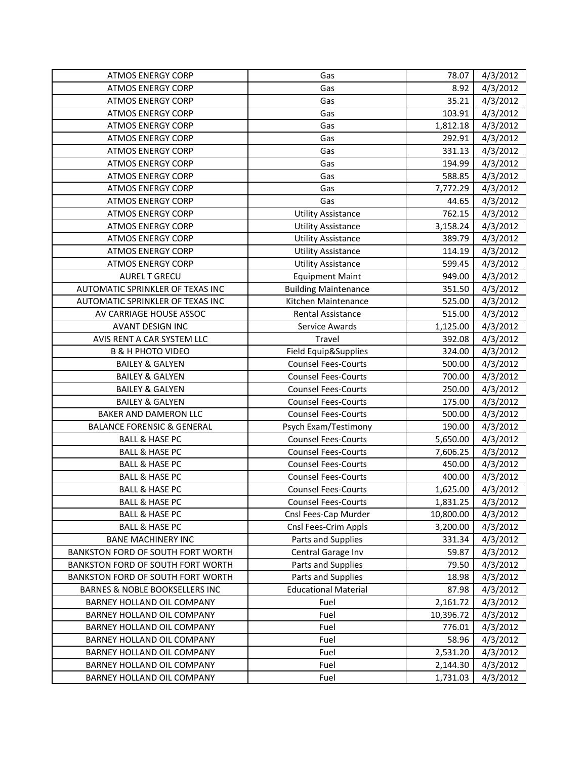| | | | |
|---|---|---|---|
| ATMOS ENERGY CORP | Gas | 78.07 | 4/3/2012 |
| ATMOS ENERGY CORP | Gas | 8.92 | 4/3/2012 |
| ATMOS ENERGY CORP | Gas | 35.21 | 4/3/2012 |
| ATMOS ENERGY CORP | Gas | 103.91 | 4/3/2012 |
| ATMOS ENERGY CORP | Gas | 1,812.18 | 4/3/2012 |
| ATMOS ENERGY CORP | Gas | 292.91 | 4/3/2012 |
| ATMOS ENERGY CORP | Gas | 331.13 | 4/3/2012 |
| ATMOS ENERGY CORP | Gas | 194.99 | 4/3/2012 |
| ATMOS ENERGY CORP | Gas | 588.85 | 4/3/2012 |
| ATMOS ENERGY CORP | Gas | 7,772.29 | 4/3/2012 |
| ATMOS ENERGY CORP | Gas | 44.65 | 4/3/2012 |
| ATMOS ENERGY CORP | Utility Assistance | 762.15 | 4/3/2012 |
| ATMOS ENERGY CORP | Utility Assistance | 3,158.24 | 4/3/2012 |
| ATMOS ENERGY CORP | Utility Assistance | 389.79 | 4/3/2012 |
| ATMOS ENERGY CORP | Utility Assistance | 114.19 | 4/3/2012 |
| ATMOS ENERGY CORP | Utility Assistance | 599.45 | 4/3/2012 |
| AUREL T GRECU | Equipment Maint | 949.00 | 4/3/2012 |
| AUTOMATIC SPRINKLER OF TEXAS INC | Building Maintenance | 351.50 | 4/3/2012 |
| AUTOMATIC SPRINKLER OF TEXAS INC | Kitchen Maintenance | 525.00 | 4/3/2012 |
| AV CARRIAGE HOUSE ASSOC | Rental Assistance | 515.00 | 4/3/2012 |
| AVANT DESIGN INC | Service Awards | 1,125.00 | 4/3/2012 |
| AVIS RENT A CAR SYSTEM LLC | Travel | 392.08 | 4/3/2012 |
| B & H PHOTO VIDEO | Field Equip&Supplies | 324.00 | 4/3/2012 |
| BAILEY & GALYEN | Counsel Fees-Courts | 500.00 | 4/3/2012 |
| BAILEY & GALYEN | Counsel Fees-Courts | 700.00 | 4/3/2012 |
| BAILEY & GALYEN | Counsel Fees-Courts | 250.00 | 4/3/2012 |
| BAILEY & GALYEN | Counsel Fees-Courts | 175.00 | 4/3/2012 |
| BAKER AND DAMERON LLC | Counsel Fees-Courts | 500.00 | 4/3/2012 |
| BALANCE FORENSIC & GENERAL | Psych Exam/Testimony | 190.00 | 4/3/2012 |
| BALL & HASE PC | Counsel Fees-Courts | 5,650.00 | 4/3/2012 |
| BALL & HASE PC | Counsel Fees-Courts | 7,606.25 | 4/3/2012 |
| BALL & HASE PC | Counsel Fees-Courts | 450.00 | 4/3/2012 |
| BALL & HASE PC | Counsel Fees-Courts | 400.00 | 4/3/2012 |
| BALL & HASE PC | Counsel Fees-Courts | 1,625.00 | 4/3/2012 |
| BALL & HASE PC | Counsel Fees-Courts | 1,831.25 | 4/3/2012 |
| BALL & HASE PC | Cnsl Fees-Cap Murder | 10,800.00 | 4/3/2012 |
| BALL & HASE PC | Cnsl Fees-Crim Appls | 3,200.00 | 4/3/2012 |
| BANE MACHINERY INC | Parts and Supplies | 331.34 | 4/3/2012 |
| BANKSTON FORD OF SOUTH FORT WORTH | Central Garage Inv | 59.87 | 4/3/2012 |
| BANKSTON FORD OF SOUTH FORT WORTH | Parts and Supplies | 79.50 | 4/3/2012 |
| BANKSTON FORD OF SOUTH FORT WORTH | Parts and Supplies | 18.98 | 4/3/2012 |
| BARNES & NOBLE BOOKSELLERS INC | Educational Material | 87.98 | 4/3/2012 |
| BARNEY HOLLAND OIL COMPANY | Fuel | 2,161.72 | 4/3/2012 |
| BARNEY HOLLAND OIL COMPANY | Fuel | 10,396.72 | 4/3/2012 |
| BARNEY HOLLAND OIL COMPANY | Fuel | 776.01 | 4/3/2012 |
| BARNEY HOLLAND OIL COMPANY | Fuel | 58.96 | 4/3/2012 |
| BARNEY HOLLAND OIL COMPANY | Fuel | 2,531.20 | 4/3/2012 |
| BARNEY HOLLAND OIL COMPANY | Fuel | 2,144.30 | 4/3/2012 |
| BARNEY HOLLAND OIL COMPANY | Fuel | 1,731.03 | 4/3/2012 |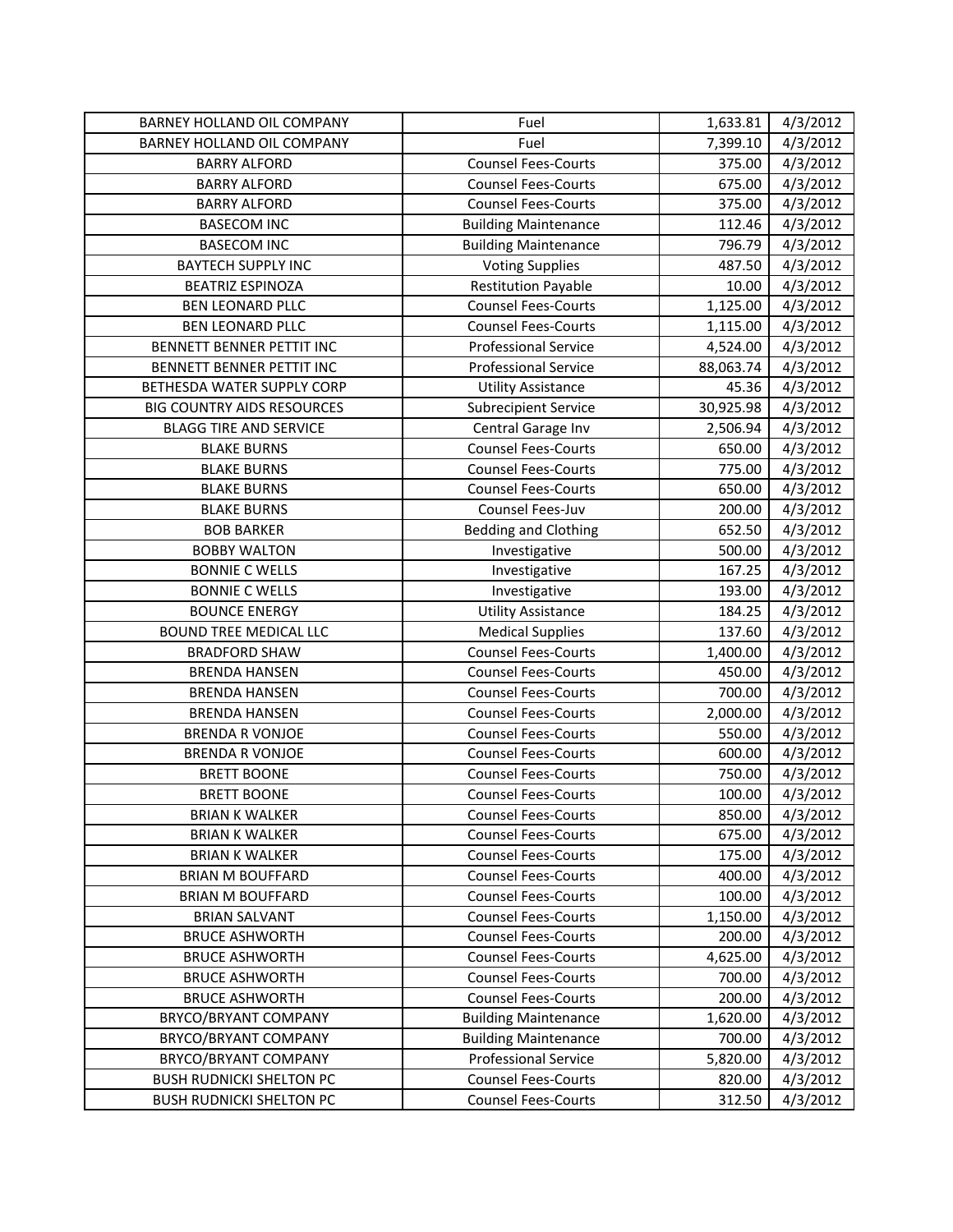| | | | |
|---|---|---|---|
| BARNEY HOLLAND OIL COMPANY | Fuel | 1,633.81 | 4/3/2012 |
| BARNEY HOLLAND OIL COMPANY | Fuel | 7,399.10 | 4/3/2012 |
| BARRY ALFORD | Counsel Fees-Courts | 375.00 | 4/3/2012 |
| BARRY ALFORD | Counsel Fees-Courts | 675.00 | 4/3/2012 |
| BARRY ALFORD | Counsel Fees-Courts | 375.00 | 4/3/2012 |
| BASECOM INC | Building Maintenance | 112.46 | 4/3/2012 |
| BASECOM INC | Building Maintenance | 796.79 | 4/3/2012 |
| BAYTECH SUPPLY INC | Voting Supplies | 487.50 | 4/3/2012 |
| BEATRIZ ESPINOZA | Restitution Payable | 10.00 | 4/3/2012 |
| BEN LEONARD PLLC | Counsel Fees-Courts | 1,125.00 | 4/3/2012 |
| BEN LEONARD PLLC | Counsel Fees-Courts | 1,115.00 | 4/3/2012 |
| BENNETT BENNER PETTIT INC | Professional Service | 4,524.00 | 4/3/2012 |
| BENNETT BENNER PETTIT INC | Professional Service | 88,063.74 | 4/3/2012 |
| BETHESDA WATER SUPPLY CORP | Utility Assistance | 45.36 | 4/3/2012 |
| BIG COUNTRY AIDS RESOURCES | Subrecipient Service | 30,925.98 | 4/3/2012 |
| BLAGG TIRE AND SERVICE | Central Garage Inv | 2,506.94 | 4/3/2012 |
| BLAKE BURNS | Counsel Fees-Courts | 650.00 | 4/3/2012 |
| BLAKE BURNS | Counsel Fees-Courts | 775.00 | 4/3/2012 |
| BLAKE BURNS | Counsel Fees-Courts | 650.00 | 4/3/2012 |
| BLAKE BURNS | Counsel Fees-Juv | 200.00 | 4/3/2012 |
| BOB BARKER | Bedding and Clothing | 652.50 | 4/3/2012 |
| BOBBY WALTON | Investigative | 500.00 | 4/3/2012 |
| BONNIE C WELLS | Investigative | 167.25 | 4/3/2012 |
| BONNIE C WELLS | Investigative | 193.00 | 4/3/2012 |
| BOUNCE ENERGY | Utility Assistance | 184.25 | 4/3/2012 |
| BOUND TREE MEDICAL LLC | Medical Supplies | 137.60 | 4/3/2012 |
| BRADFORD SHAW | Counsel Fees-Courts | 1,400.00 | 4/3/2012 |
| BRENDA HANSEN | Counsel Fees-Courts | 450.00 | 4/3/2012 |
| BRENDA HANSEN | Counsel Fees-Courts | 700.00 | 4/3/2012 |
| BRENDA HANSEN | Counsel Fees-Courts | 2,000.00 | 4/3/2012 |
| BRENDA R VONJOE | Counsel Fees-Courts | 550.00 | 4/3/2012 |
| BRENDA R VONJOE | Counsel Fees-Courts | 600.00 | 4/3/2012 |
| BRETT BOONE | Counsel Fees-Courts | 750.00 | 4/3/2012 |
| BRETT BOONE | Counsel Fees-Courts | 100.00 | 4/3/2012 |
| BRIAN K WALKER | Counsel Fees-Courts | 850.00 | 4/3/2012 |
| BRIAN K WALKER | Counsel Fees-Courts | 675.00 | 4/3/2012 |
| BRIAN K WALKER | Counsel Fees-Courts | 175.00 | 4/3/2012 |
| BRIAN M BOUFFARD | Counsel Fees-Courts | 400.00 | 4/3/2012 |
| BRIAN M BOUFFARD | Counsel Fees-Courts | 100.00 | 4/3/2012 |
| BRIAN SALVANT | Counsel Fees-Courts | 1,150.00 | 4/3/2012 |
| BRUCE ASHWORTH | Counsel Fees-Courts | 200.00 | 4/3/2012 |
| BRUCE ASHWORTH | Counsel Fees-Courts | 4,625.00 | 4/3/2012 |
| BRUCE ASHWORTH | Counsel Fees-Courts | 700.00 | 4/3/2012 |
| BRUCE ASHWORTH | Counsel Fees-Courts | 200.00 | 4/3/2012 |
| BRYCO/BRYANT COMPANY | Building Maintenance | 1,620.00 | 4/3/2012 |
| BRYCO/BRYANT COMPANY | Building Maintenance | 700.00 | 4/3/2012 |
| BRYCO/BRYANT COMPANY | Professional Service | 5,820.00 | 4/3/2012 |
| BUSH RUDNICKI SHELTON PC | Counsel Fees-Courts | 820.00 | 4/3/2012 |
| BUSH RUDNICKI SHELTON PC | Counsel Fees-Courts | 312.50 | 4/3/2012 |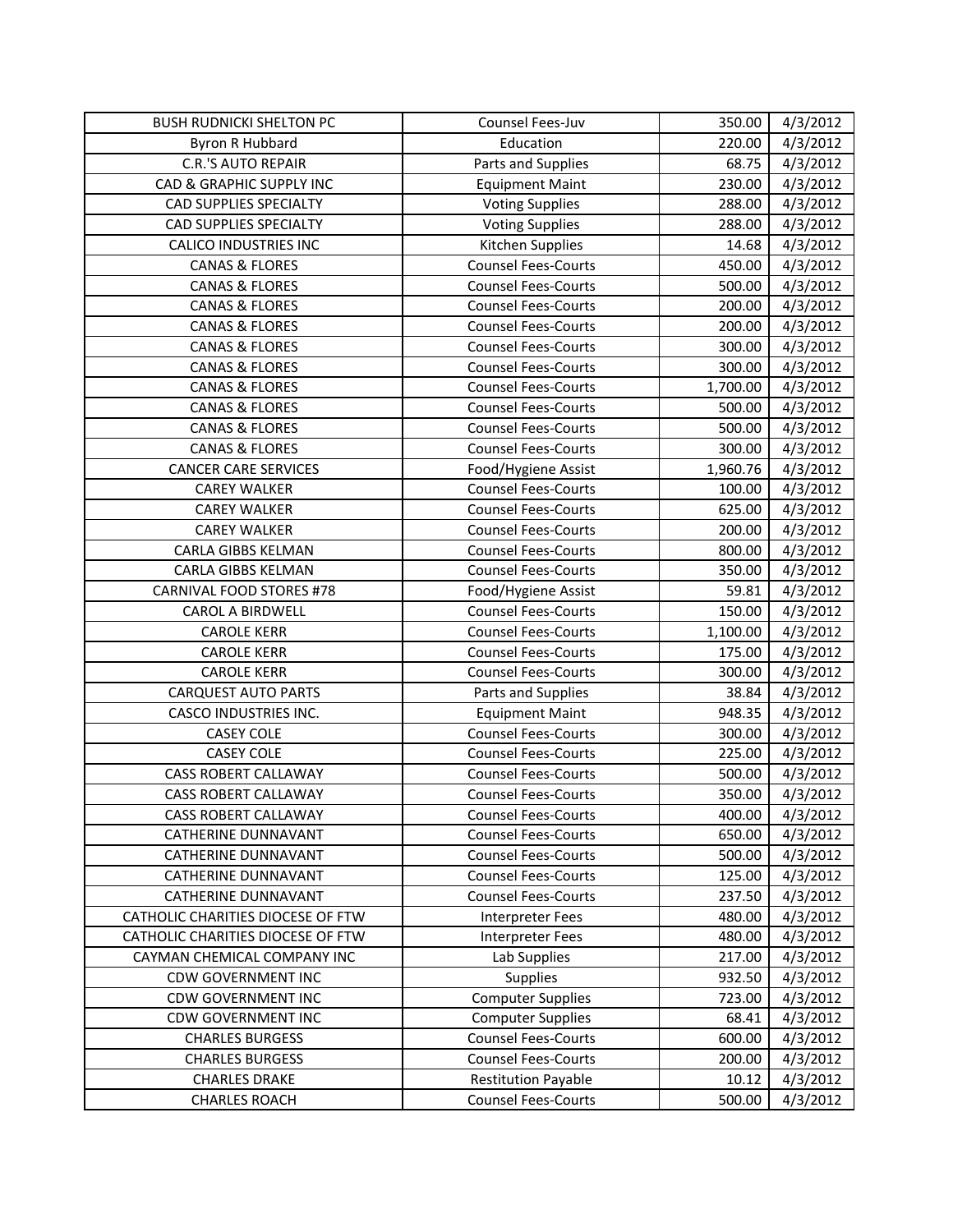| BUSH RUDNICKI SHELTON PC | Counsel Fees-Juv | 350.00 | 4/3/2012 |
|---|---|---|---|
| Byron R Hubbard | Education | 220.00 | 4/3/2012 |
| C.R.'S AUTO REPAIR | Parts and Supplies | 68.75 | 4/3/2012 |
| CAD & GRAPHIC SUPPLY INC | Equipment Maint | 230.00 | 4/3/2012 |
| CAD SUPPLIES SPECIALTY | Voting Supplies | 288.00 | 4/3/2012 |
| CAD SUPPLIES SPECIALTY | Voting Supplies | 288.00 | 4/3/2012 |
| CALICO INDUSTRIES INC | Kitchen Supplies | 14.68 | 4/3/2012 |
| CANAS & FLORES | Counsel Fees-Courts | 450.00 | 4/3/2012 |
| CANAS & FLORES | Counsel Fees-Courts | 500.00 | 4/3/2012 |
| CANAS & FLORES | Counsel Fees-Courts | 200.00 | 4/3/2012 |
| CANAS & FLORES | Counsel Fees-Courts | 200.00 | 4/3/2012 |
| CANAS & FLORES | Counsel Fees-Courts | 300.00 | 4/3/2012 |
| CANAS & FLORES | Counsel Fees-Courts | 300.00 | 4/3/2012 |
| CANAS & FLORES | Counsel Fees-Courts | 1,700.00 | 4/3/2012 |
| CANAS & FLORES | Counsel Fees-Courts | 500.00 | 4/3/2012 |
| CANAS & FLORES | Counsel Fees-Courts | 500.00 | 4/3/2012 |
| CANAS & FLORES | Counsel Fees-Courts | 300.00 | 4/3/2012 |
| CANCER CARE SERVICES | Food/Hygiene Assist | 1,960.76 | 4/3/2012 |
| CAREY WALKER | Counsel Fees-Courts | 100.00 | 4/3/2012 |
| CAREY WALKER | Counsel Fees-Courts | 625.00 | 4/3/2012 |
| CAREY WALKER | Counsel Fees-Courts | 200.00 | 4/3/2012 |
| CARLA GIBBS KELMAN | Counsel Fees-Courts | 800.00 | 4/3/2012 |
| CARLA GIBBS KELMAN | Counsel Fees-Courts | 350.00 | 4/3/2012 |
| CARNIVAL FOOD STORES #78 | Food/Hygiene Assist | 59.81 | 4/3/2012 |
| CAROL A BIRDWELL | Counsel Fees-Courts | 150.00 | 4/3/2012 |
| CAROLE KERR | Counsel Fees-Courts | 1,100.00 | 4/3/2012 |
| CAROLE KERR | Counsel Fees-Courts | 175.00 | 4/3/2012 |
| CAROLE KERR | Counsel Fees-Courts | 300.00 | 4/3/2012 |
| CARQUEST AUTO PARTS | Parts and Supplies | 38.84 | 4/3/2012 |
| CASCO INDUSTRIES INC. | Equipment Maint | 948.35 | 4/3/2012 |
| CASEY COLE | Counsel Fees-Courts | 300.00 | 4/3/2012 |
| CASEY COLE | Counsel Fees-Courts | 225.00 | 4/3/2012 |
| CASS ROBERT CALLAWAY | Counsel Fees-Courts | 500.00 | 4/3/2012 |
| CASS ROBERT CALLAWAY | Counsel Fees-Courts | 350.00 | 4/3/2012 |
| CASS ROBERT CALLAWAY | Counsel Fees-Courts | 400.00 | 4/3/2012 |
| CATHERINE DUNNAVANT | Counsel Fees-Courts | 650.00 | 4/3/2012 |
| CATHERINE DUNNAVANT | Counsel Fees-Courts | 500.00 | 4/3/2012 |
| CATHERINE DUNNAVANT | Counsel Fees-Courts | 125.00 | 4/3/2012 |
| CATHERINE DUNNAVANT | Counsel Fees-Courts | 237.50 | 4/3/2012 |
| CATHOLIC CHARITIES DIOCESE OF FTW | Interpreter Fees | 480.00 | 4/3/2012 |
| CATHOLIC CHARITIES DIOCESE OF FTW | Interpreter Fees | 480.00 | 4/3/2012 |
| CAYMAN CHEMICAL COMPANY INC | Lab Supplies | 217.00 | 4/3/2012 |
| CDW GOVERNMENT INC | Supplies | 932.50 | 4/3/2012 |
| CDW GOVERNMENT INC | Computer Supplies | 723.00 | 4/3/2012 |
| CDW GOVERNMENT INC | Computer Supplies | 68.41 | 4/3/2012 |
| CHARLES BURGESS | Counsel Fees-Courts | 600.00 | 4/3/2012 |
| CHARLES BURGESS | Counsel Fees-Courts | 200.00 | 4/3/2012 |
| CHARLES DRAKE | Restitution Payable | 10.12 | 4/3/2012 |
| CHARLES ROACH | Counsel Fees-Courts | 500.00 | 4/3/2012 |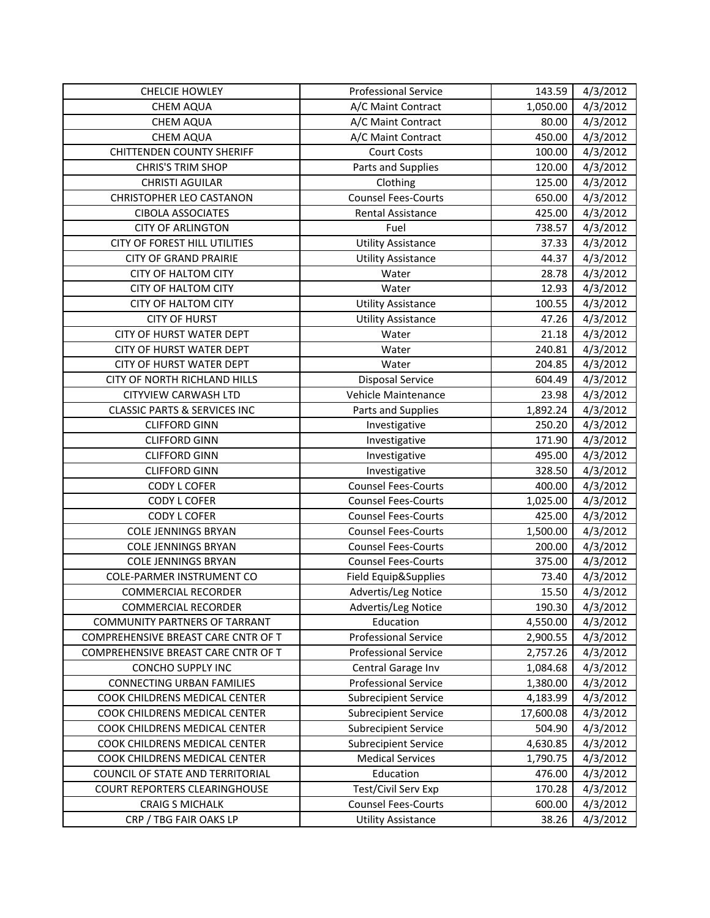| | | | |
|---|---|---|---|
| CHELCIE HOWLEY | Professional Service | 143.59 | 4/3/2012 |
| CHEM AQUA | A/C Maint Contract | 1,050.00 | 4/3/2012 |
| CHEM AQUA | A/C Maint Contract | 80.00 | 4/3/2012 |
| CHEM AQUA | A/C Maint Contract | 450.00 | 4/3/2012 |
| CHITTENDEN COUNTY SHERIFF | Court Costs | 100.00 | 4/3/2012 |
| CHRIS'S TRIM SHOP | Parts and Supplies | 120.00 | 4/3/2012 |
| CHRISTI AGUILAR | Clothing | 125.00 | 4/3/2012 |
| CHRISTOPHER LEO CASTANON | Counsel Fees-Courts | 650.00 | 4/3/2012 |
| CIBOLA ASSOCIATES | Rental Assistance | 425.00 | 4/3/2012 |
| CITY OF ARLINGTON | Fuel | 738.57 | 4/3/2012 |
| CITY OF FOREST HILL UTILITIES | Utility Assistance | 37.33 | 4/3/2012 |
| CITY OF GRAND PRAIRIE | Utility Assistance | 44.37 | 4/3/2012 |
| CITY OF HALTOM CITY | Water | 28.78 | 4/3/2012 |
| CITY OF HALTOM CITY | Water | 12.93 | 4/3/2012 |
| CITY OF HALTOM CITY | Utility Assistance | 100.55 | 4/3/2012 |
| CITY OF HURST | Utility Assistance | 47.26 | 4/3/2012 |
| CITY OF HURST WATER DEPT | Water | 21.18 | 4/3/2012 |
| CITY OF HURST WATER DEPT | Water | 240.81 | 4/3/2012 |
| CITY OF HURST WATER DEPT | Water | 204.85 | 4/3/2012 |
| CITY OF NORTH RICHLAND HILLS | Disposal Service | 604.49 | 4/3/2012 |
| CITYVIEW CARWASH LTD | Vehicle Maintenance | 23.98 | 4/3/2012 |
| CLASSIC PARTS & SERVICES INC | Parts and Supplies | 1,892.24 | 4/3/2012 |
| CLIFFORD GINN | Investigative | 250.20 | 4/3/2012 |
| CLIFFORD GINN | Investigative | 171.90 | 4/3/2012 |
| CLIFFORD GINN | Investigative | 495.00 | 4/3/2012 |
| CLIFFORD GINN | Investigative | 328.50 | 4/3/2012 |
| CODY L COFER | Counsel Fees-Courts | 400.00 | 4/3/2012 |
| CODY L COFER | Counsel Fees-Courts | 1,025.00 | 4/3/2012 |
| CODY L COFER | Counsel Fees-Courts | 425.00 | 4/3/2012 |
| COLE JENNINGS BRYAN | Counsel Fees-Courts | 1,500.00 | 4/3/2012 |
| COLE JENNINGS BRYAN | Counsel Fees-Courts | 200.00 | 4/3/2012 |
| COLE JENNINGS BRYAN | Counsel Fees-Courts | 375.00 | 4/3/2012 |
| COLE-PARMER INSTRUMENT CO | Field Equip&Supplies | 73.40 | 4/3/2012 |
| COMMERCIAL RECORDER | Advertis/Leg Notice | 15.50 | 4/3/2012 |
| COMMERCIAL RECORDER | Advertis/Leg Notice | 190.30 | 4/3/2012 |
| COMMUNITY PARTNERS OF TARRANT | Education | 4,550.00 | 4/3/2012 |
| COMPREHENSIVE BREAST CARE CNTR OF T | Professional Service | 2,900.55 | 4/3/2012 |
| COMPREHENSIVE BREAST CARE CNTR OF T | Professional Service | 2,757.26 | 4/3/2012 |
| CONCHO SUPPLY INC | Central Garage Inv | 1,084.68 | 4/3/2012 |
| CONNECTING URBAN FAMILIES | Professional Service | 1,380.00 | 4/3/2012 |
| COOK CHILDRENS MEDICAL CENTER | Subrecipient Service | 4,183.99 | 4/3/2012 |
| COOK CHILDRENS MEDICAL CENTER | Subrecipient Service | 17,600.08 | 4/3/2012 |
| COOK CHILDRENS MEDICAL CENTER | Subrecipient Service | 504.90 | 4/3/2012 |
| COOK CHILDRENS MEDICAL CENTER | Subrecipient Service | 4,630.85 | 4/3/2012 |
| COOK CHILDRENS MEDICAL CENTER | Medical Services | 1,790.75 | 4/3/2012 |
| COUNCIL OF STATE AND TERRITORIAL | Education | 476.00 | 4/3/2012 |
| COURT REPORTERS CLEARINGHOUSE | Test/Civil Serv Exp | 170.28 | 4/3/2012 |
| CRAIG S MICHALK | Counsel Fees-Courts | 600.00 | 4/3/2012 |
| CRP / TBG FAIR OAKS LP | Utility Assistance | 38.26 | 4/3/2012 |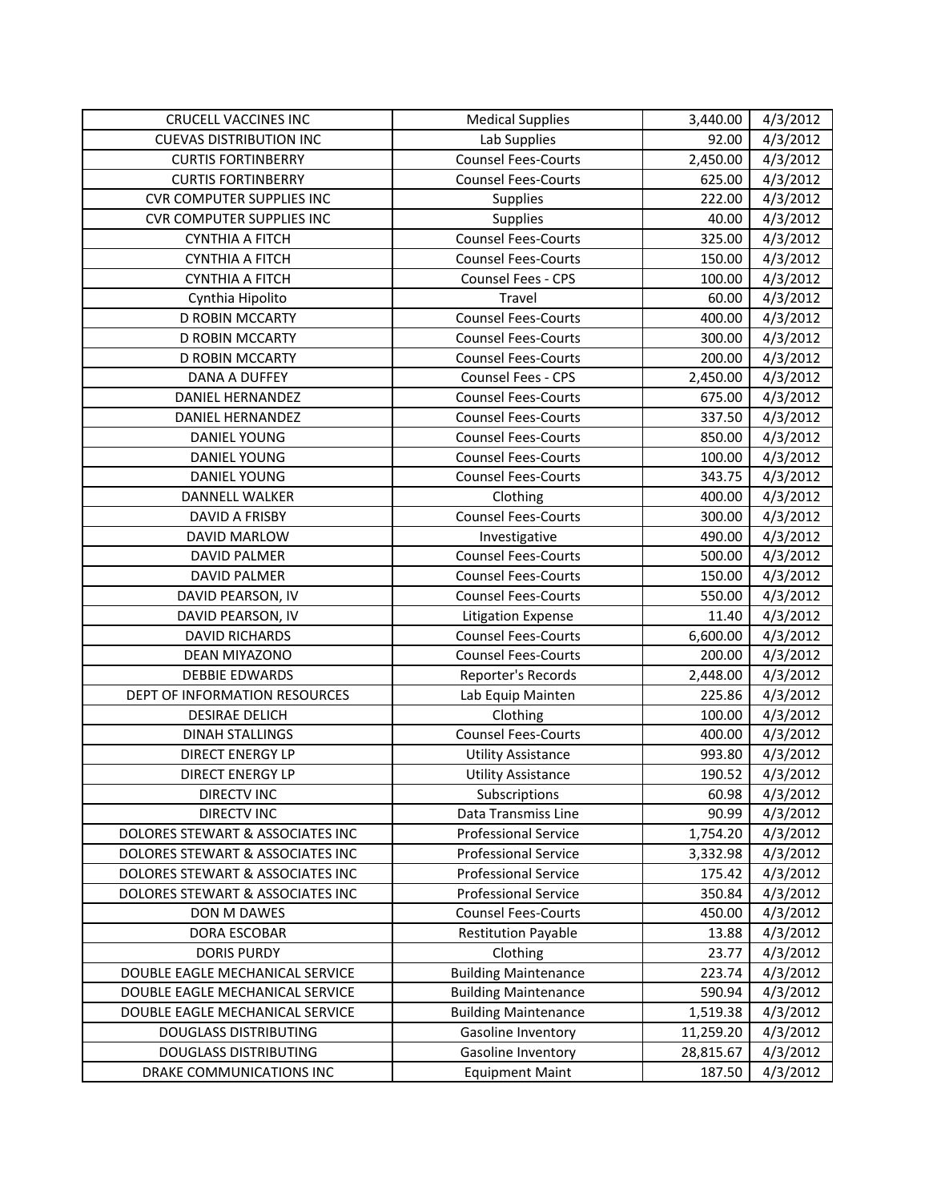| | | | |
|---|---|---|---|
| CRUCELL VACCINES INC | Medical Supplies | 3,440.00 | 4/3/2012 |
| CUEVAS DISTRIBUTION INC | Lab Supplies | 92.00 | 4/3/2012 |
| CURTIS FORTINBERRY | Counsel Fees-Courts | 2,450.00 | 4/3/2012 |
| CURTIS FORTINBERRY | Counsel Fees-Courts | 625.00 | 4/3/2012 |
| CVR COMPUTER SUPPLIES INC | Supplies | 222.00 | 4/3/2012 |
| CVR COMPUTER SUPPLIES INC | Supplies | 40.00 | 4/3/2012 |
| CYNTHIA A FITCH | Counsel Fees-Courts | 325.00 | 4/3/2012 |
| CYNTHIA A FITCH | Counsel Fees-Courts | 150.00 | 4/3/2012 |
| CYNTHIA A FITCH | Counsel Fees - CPS | 100.00 | 4/3/2012 |
| Cynthia Hipolito | Travel | 60.00 | 4/3/2012 |
| D ROBIN MCCARTY | Counsel Fees-Courts | 400.00 | 4/3/2012 |
| D ROBIN MCCARTY | Counsel Fees-Courts | 300.00 | 4/3/2012 |
| D ROBIN MCCARTY | Counsel Fees-Courts | 200.00 | 4/3/2012 |
| DANA A DUFFEY | Counsel Fees - CPS | 2,450.00 | 4/3/2012 |
| DANIEL HERNANDEZ | Counsel Fees-Courts | 675.00 | 4/3/2012 |
| DANIEL HERNANDEZ | Counsel Fees-Courts | 337.50 | 4/3/2012 |
| DANIEL YOUNG | Counsel Fees-Courts | 850.00 | 4/3/2012 |
| DANIEL YOUNG | Counsel Fees-Courts | 100.00 | 4/3/2012 |
| DANIEL YOUNG | Counsel Fees-Courts | 343.75 | 4/3/2012 |
| DANNELL WALKER | Clothing | 400.00 | 4/3/2012 |
| DAVID A FRISBY | Counsel Fees-Courts | 300.00 | 4/3/2012 |
| DAVID MARLOW | Investigative | 490.00 | 4/3/2012 |
| DAVID PALMER | Counsel Fees-Courts | 500.00 | 4/3/2012 |
| DAVID PALMER | Counsel Fees-Courts | 150.00 | 4/3/2012 |
| DAVID PEARSON, IV | Counsel Fees-Courts | 550.00 | 4/3/2012 |
| DAVID PEARSON, IV | Litigation Expense | 11.40 | 4/3/2012 |
| DAVID RICHARDS | Counsel Fees-Courts | 6,600.00 | 4/3/2012 |
| DEAN MIYAZONO | Counsel Fees-Courts | 200.00 | 4/3/2012 |
| DEBBIE EDWARDS | Reporter's Records | 2,448.00 | 4/3/2012 |
| DEPT OF INFORMATION RESOURCES | Lab Equip Mainten | 225.86 | 4/3/2012 |
| DESIRAE DELICH | Clothing | 100.00 | 4/3/2012 |
| DINAH STALLINGS | Counsel Fees-Courts | 400.00 | 4/3/2012 |
| DIRECT ENERGY LP | Utility Assistance | 993.80 | 4/3/2012 |
| DIRECT ENERGY LP | Utility Assistance | 190.52 | 4/3/2012 |
| DIRECTV INC | Subscriptions | 60.98 | 4/3/2012 |
| DIRECTV INC | Data Transmiss Line | 90.99 | 4/3/2012 |
| DOLORES STEWART & ASSOCIATES INC | Professional Service | 1,754.20 | 4/3/2012 |
| DOLORES STEWART & ASSOCIATES INC | Professional Service | 3,332.98 | 4/3/2012 |
| DOLORES STEWART & ASSOCIATES INC | Professional Service | 175.42 | 4/3/2012 |
| DOLORES STEWART & ASSOCIATES INC | Professional Service | 350.84 | 4/3/2012 |
| DON M DAWES | Counsel Fees-Courts | 450.00 | 4/3/2012 |
| DORA ESCOBAR | Restitution Payable | 13.88 | 4/3/2012 |
| DORIS PURDY | Clothing | 23.77 | 4/3/2012 |
| DOUBLE EAGLE MECHANICAL SERVICE | Building Maintenance | 223.74 | 4/3/2012 |
| DOUBLE EAGLE MECHANICAL SERVICE | Building Maintenance | 590.94 | 4/3/2012 |
| DOUBLE EAGLE MECHANICAL SERVICE | Building Maintenance | 1,519.38 | 4/3/2012 |
| DOUGLASS DISTRIBUTING | Gasoline Inventory | 11,259.20 | 4/3/2012 |
| DOUGLASS DISTRIBUTING | Gasoline Inventory | 28,815.67 | 4/3/2012 |
| DRAKE COMMUNICATIONS INC | Equipment Maint | 187.50 | 4/3/2012 |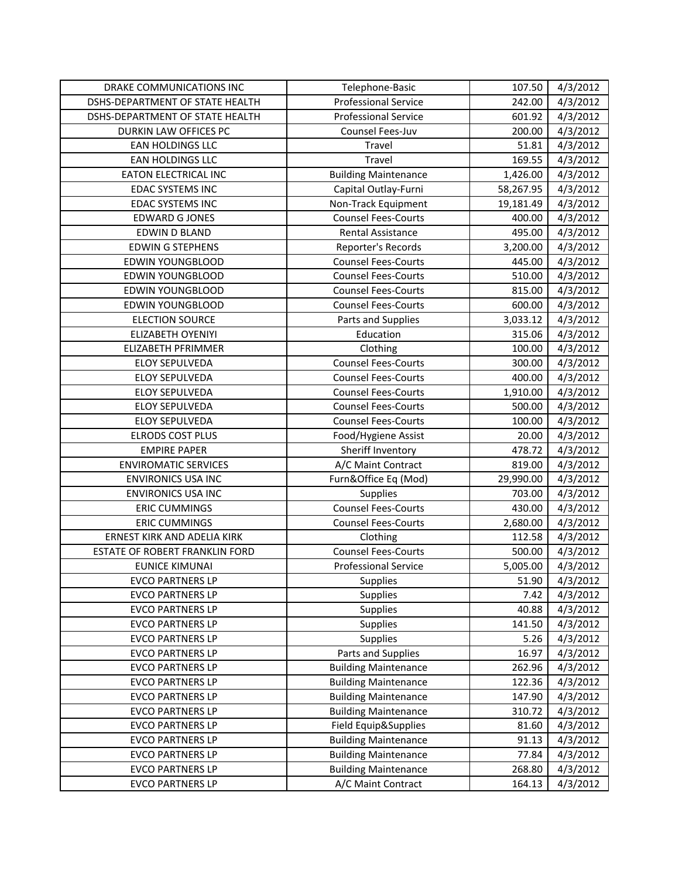| DRAKE COMMUNICATIONS INC | Telephone-Basic | 107.50 | 4/3/2012 |
|---|---|---|---|
| DSHS-DEPARTMENT OF STATE HEALTH | Professional Service | 242.00 | 4/3/2012 |
| DSHS-DEPARTMENT OF STATE HEALTH | Professional Service | 601.92 | 4/3/2012 |
| DURKIN LAW OFFICES PC | Counsel Fees-Juv | 200.00 | 4/3/2012 |
| EAN HOLDINGS LLC | Travel | 51.81 | 4/3/2012 |
| EAN HOLDINGS LLC | Travel | 169.55 | 4/3/2012 |
| EATON ELECTRICAL INC | Building Maintenance | 1,426.00 | 4/3/2012 |
| EDAC SYSTEMS INC | Capital Outlay-Furni | 58,267.95 | 4/3/2012 |
| EDAC SYSTEMS INC | Non-Track Equipment | 19,181.49 | 4/3/2012 |
| EDWARD G JONES | Counsel Fees-Courts | 400.00 | 4/3/2012 |
| EDWIN D BLAND | Rental Assistance | 495.00 | 4/3/2012 |
| EDWIN G STEPHENS | Reporter's Records | 3,200.00 | 4/3/2012 |
| EDWIN YOUNGBLOOD | Counsel Fees-Courts | 445.00 | 4/3/2012 |
| EDWIN YOUNGBLOOD | Counsel Fees-Courts | 510.00 | 4/3/2012 |
| EDWIN YOUNGBLOOD | Counsel Fees-Courts | 815.00 | 4/3/2012 |
| EDWIN YOUNGBLOOD | Counsel Fees-Courts | 600.00 | 4/3/2012 |
| ELECTION SOURCE | Parts and Supplies | 3,033.12 | 4/3/2012 |
| ELIZABETH OYENIYI | Education | 315.06 | 4/3/2012 |
| ELIZABETH PFRIMMER | Clothing | 100.00 | 4/3/2012 |
| ELOY SEPULVEDA | Counsel Fees-Courts | 300.00 | 4/3/2012 |
| ELOY SEPULVEDA | Counsel Fees-Courts | 400.00 | 4/3/2012 |
| ELOY SEPULVEDA | Counsel Fees-Courts | 1,910.00 | 4/3/2012 |
| ELOY SEPULVEDA | Counsel Fees-Courts | 500.00 | 4/3/2012 |
| ELOY SEPULVEDA | Counsel Fees-Courts | 100.00 | 4/3/2012 |
| ELRODS COST PLUS | Food/Hygiene Assist | 20.00 | 4/3/2012 |
| EMPIRE PAPER | Sheriff Inventory | 478.72 | 4/3/2012 |
| ENVIROMATIC SERVICES | A/C Maint Contract | 819.00 | 4/3/2012 |
| ENVIRONICS USA INC | Furn&Office Eq (Mod) | 29,990.00 | 4/3/2012 |
| ENVIRONICS USA INC | Supplies | 703.00 | 4/3/2012 |
| ERIC CUMMINGS | Counsel Fees-Courts | 430.00 | 4/3/2012 |
| ERIC CUMMINGS | Counsel Fees-Courts | 2,680.00 | 4/3/2012 |
| ERNEST KIRK AND ADELIA KIRK | Clothing | 112.58 | 4/3/2012 |
| ESTATE OF ROBERT FRANKLIN FORD | Counsel Fees-Courts | 500.00 | 4/3/2012 |
| EUNICE KIMUNAI | Professional Service | 5,005.00 | 4/3/2012 |
| EVCO PARTNERS LP | Supplies | 51.90 | 4/3/2012 |
| EVCO PARTNERS LP | Supplies | 7.42 | 4/3/2012 |
| EVCO PARTNERS LP | Supplies | 40.88 | 4/3/2012 |
| EVCO PARTNERS LP | Supplies | 141.50 | 4/3/2012 |
| EVCO PARTNERS LP | Supplies | 5.26 | 4/3/2012 |
| EVCO PARTNERS LP | Parts and Supplies | 16.97 | 4/3/2012 |
| EVCO PARTNERS LP | Building Maintenance | 262.96 | 4/3/2012 |
| EVCO PARTNERS LP | Building Maintenance | 122.36 | 4/3/2012 |
| EVCO PARTNERS LP | Building Maintenance | 147.90 | 4/3/2012 |
| EVCO PARTNERS LP | Building Maintenance | 310.72 | 4/3/2012 |
| EVCO PARTNERS LP | Field Equip&Supplies | 81.60 | 4/3/2012 |
| EVCO PARTNERS LP | Building Maintenance | 91.13 | 4/3/2012 |
| EVCO PARTNERS LP | Building Maintenance | 77.84 | 4/3/2012 |
| EVCO PARTNERS LP | Building Maintenance | 268.80 | 4/3/2012 |
| EVCO PARTNERS LP | A/C Maint Contract | 164.13 | 4/3/2012 |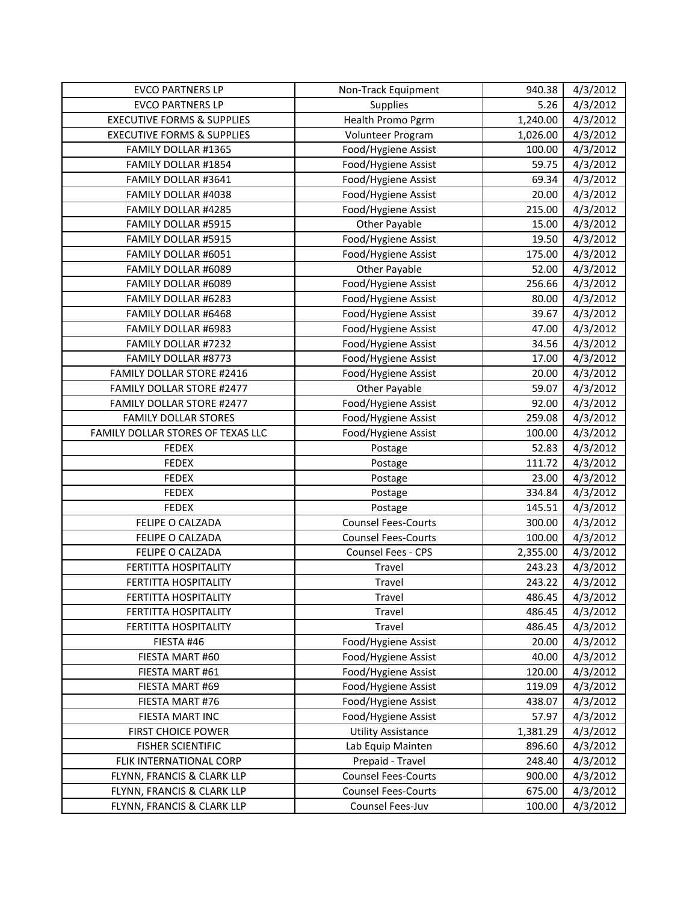| EVCO PARTNERS LP | Non-Track Equipment | 940.38 | 4/3/2012 |
|---|---|---|---|
| EVCO PARTNERS LP | Supplies | 5.26 | 4/3/2012 |
| EXECUTIVE FORMS & SUPPLIES | Health Promo Pgrm | 1,240.00 | 4/3/2012 |
| EXECUTIVE FORMS & SUPPLIES | Volunteer Program | 1,026.00 | 4/3/2012 |
| FAMILY DOLLAR #1365 | Food/Hygiene Assist | 100.00 | 4/3/2012 |
| FAMILY DOLLAR #1854 | Food/Hygiene Assist | 59.75 | 4/3/2012 |
| FAMILY DOLLAR #3641 | Food/Hygiene Assist | 69.34 | 4/3/2012 |
| FAMILY DOLLAR #4038 | Food/Hygiene Assist | 20.00 | 4/3/2012 |
| FAMILY DOLLAR #4285 | Food/Hygiene Assist | 215.00 | 4/3/2012 |
| FAMILY DOLLAR #5915 | Other Payable | 15.00 | 4/3/2012 |
| FAMILY DOLLAR #5915 | Food/Hygiene Assist | 19.50 | 4/3/2012 |
| FAMILY DOLLAR #6051 | Food/Hygiene Assist | 175.00 | 4/3/2012 |
| FAMILY DOLLAR #6089 | Other Payable | 52.00 | 4/3/2012 |
| FAMILY DOLLAR #6089 | Food/Hygiene Assist | 256.66 | 4/3/2012 |
| FAMILY DOLLAR #6283 | Food/Hygiene Assist | 80.00 | 4/3/2012 |
| FAMILY DOLLAR #6468 | Food/Hygiene Assist | 39.67 | 4/3/2012 |
| FAMILY DOLLAR #6983 | Food/Hygiene Assist | 47.00 | 4/3/2012 |
| FAMILY DOLLAR #7232 | Food/Hygiene Assist | 34.56 | 4/3/2012 |
| FAMILY DOLLAR #8773 | Food/Hygiene Assist | 17.00 | 4/3/2012 |
| FAMILY DOLLAR STORE #2416 | Food/Hygiene Assist | 20.00 | 4/3/2012 |
| FAMILY DOLLAR STORE #2477 | Other Payable | 59.07 | 4/3/2012 |
| FAMILY DOLLAR STORE #2477 | Food/Hygiene Assist | 92.00 | 4/3/2012 |
| FAMILY DOLLAR STORES | Food/Hygiene Assist | 259.08 | 4/3/2012 |
| FAMILY DOLLAR STORES OF TEXAS LLC | Food/Hygiene Assist | 100.00 | 4/3/2012 |
| FEDEX | Postage | 52.83 | 4/3/2012 |
| FEDEX | Postage | 111.72 | 4/3/2012 |
| FEDEX | Postage | 23.00 | 4/3/2012 |
| FEDEX | Postage | 334.84 | 4/3/2012 |
| FEDEX | Postage | 145.51 | 4/3/2012 |
| FELIPE O CALZADA | Counsel Fees-Courts | 300.00 | 4/3/2012 |
| FELIPE O CALZADA | Counsel Fees-Courts | 100.00 | 4/3/2012 |
| FELIPE O CALZADA | Counsel Fees - CPS | 2,355.00 | 4/3/2012 |
| FERTITTA HOSPITALITY | Travel | 243.23 | 4/3/2012 |
| FERTITTA HOSPITALITY | Travel | 243.22 | 4/3/2012 |
| FERTITTA HOSPITALITY | Travel | 486.45 | 4/3/2012 |
| FERTITTA HOSPITALITY | Travel | 486.45 | 4/3/2012 |
| FERTITTA HOSPITALITY | Travel | 486.45 | 4/3/2012 |
| FIESTA #46 | Food/Hygiene Assist | 20.00 | 4/3/2012 |
| FIESTA MART #60 | Food/Hygiene Assist | 40.00 | 4/3/2012 |
| FIESTA MART #61 | Food/Hygiene Assist | 120.00 | 4/3/2012 |
| FIESTA MART #69 | Food/Hygiene Assist | 119.09 | 4/3/2012 |
| FIESTA MART #76 | Food/Hygiene Assist | 438.07 | 4/3/2012 |
| FIESTA MART INC | Food/Hygiene Assist | 57.97 | 4/3/2012 |
| FIRST CHOICE POWER | Utility Assistance | 1,381.29 | 4/3/2012 |
| FISHER SCIENTIFIC | Lab Equip Mainten | 896.60 | 4/3/2012 |
| FLIK INTERNATIONAL CORP | Prepaid - Travel | 248.40 | 4/3/2012 |
| FLYNN, FRANCIS & CLARK LLP | Counsel Fees-Courts | 900.00 | 4/3/2012 |
| FLYNN, FRANCIS & CLARK LLP | Counsel Fees-Courts | 675.00 | 4/3/2012 |
| FLYNN, FRANCIS & CLARK LLP | Counsel Fees-Juv | 100.00 | 4/3/2012 |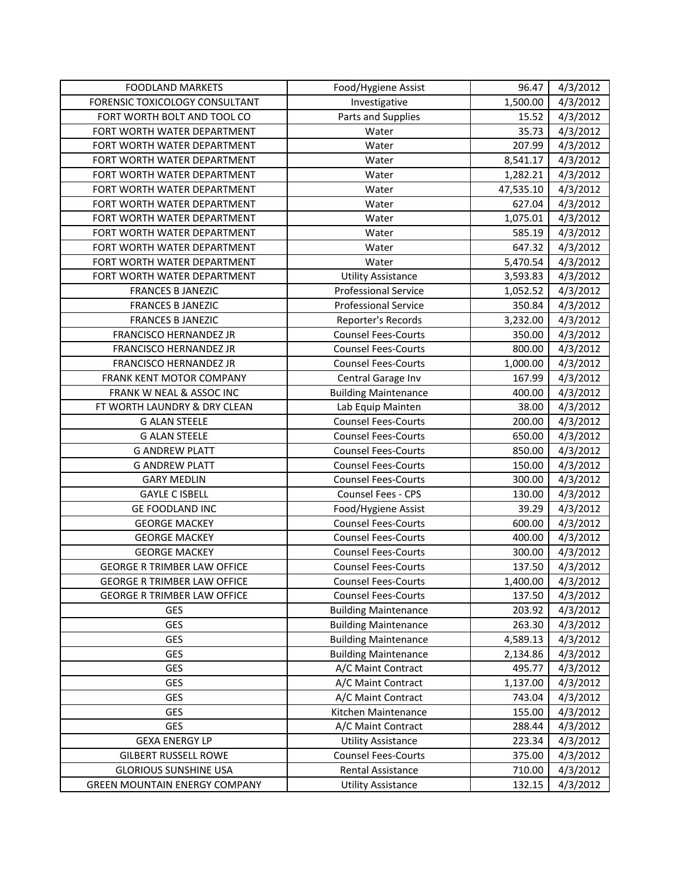| | | | |
|---|---|---|---|
| FOODLAND MARKETS | Food/Hygiene Assist | 96.47 | 4/3/2012 |
| FORENSIC TOXICOLOGY CONSULTANT | Investigative | 1,500.00 | 4/3/2012 |
| FORT WORTH BOLT AND TOOL CO | Parts and Supplies | 15.52 | 4/3/2012 |
| FORT WORTH WATER DEPARTMENT | Water | 35.73 | 4/3/2012 |
| FORT WORTH WATER DEPARTMENT | Water | 207.99 | 4/3/2012 |
| FORT WORTH WATER DEPARTMENT | Water | 8,541.17 | 4/3/2012 |
| FORT WORTH WATER DEPARTMENT | Water | 1,282.21 | 4/3/2012 |
| FORT WORTH WATER DEPARTMENT | Water | 47,535.10 | 4/3/2012 |
| FORT WORTH WATER DEPARTMENT | Water | 627.04 | 4/3/2012 |
| FORT WORTH WATER DEPARTMENT | Water | 1,075.01 | 4/3/2012 |
| FORT WORTH WATER DEPARTMENT | Water | 585.19 | 4/3/2012 |
| FORT WORTH WATER DEPARTMENT | Water | 647.32 | 4/3/2012 |
| FORT WORTH WATER DEPARTMENT | Water | 5,470.54 | 4/3/2012 |
| FORT WORTH WATER DEPARTMENT | Utility Assistance | 3,593.83 | 4/3/2012 |
| FRANCES B JANEZIC | Professional Service | 1,052.52 | 4/3/2012 |
| FRANCES B JANEZIC | Professional Service | 350.84 | 4/3/2012 |
| FRANCES B JANEZIC | Reporter's Records | 3,232.00 | 4/3/2012 |
| FRANCISCO HERNANDEZ JR | Counsel Fees-Courts | 350.00 | 4/3/2012 |
| FRANCISCO HERNANDEZ JR | Counsel Fees-Courts | 800.00 | 4/3/2012 |
| FRANCISCO HERNANDEZ JR | Counsel Fees-Courts | 1,000.00 | 4/3/2012 |
| FRANK KENT MOTOR COMPANY | Central Garage Inv | 167.99 | 4/3/2012 |
| FRANK W NEAL & ASSOC INC | Building Maintenance | 400.00 | 4/3/2012 |
| FT WORTH LAUNDRY & DRY CLEAN | Lab Equip Mainten | 38.00 | 4/3/2012 |
| G ALAN STEELE | Counsel Fees-Courts | 200.00 | 4/3/2012 |
| G ALAN STEELE | Counsel Fees-Courts | 650.00 | 4/3/2012 |
| G ANDREW PLATT | Counsel Fees-Courts | 850.00 | 4/3/2012 |
| G ANDREW PLATT | Counsel Fees-Courts | 150.00 | 4/3/2012 |
| GARY MEDLIN | Counsel Fees-Courts | 300.00 | 4/3/2012 |
| GAYLE C ISBELL | Counsel Fees - CPS | 130.00 | 4/3/2012 |
| GE FOODLAND INC | Food/Hygiene Assist | 39.29 | 4/3/2012 |
| GEORGE MACKEY | Counsel Fees-Courts | 600.00 | 4/3/2012 |
| GEORGE MACKEY | Counsel Fees-Courts | 400.00 | 4/3/2012 |
| GEORGE MACKEY | Counsel Fees-Courts | 300.00 | 4/3/2012 |
| GEORGE R TRIMBER LAW OFFICE | Counsel Fees-Courts | 137.50 | 4/3/2012 |
| GEORGE R TRIMBER LAW OFFICE | Counsel Fees-Courts | 1,400.00 | 4/3/2012 |
| GEORGE R TRIMBER LAW OFFICE | Counsel Fees-Courts | 137.50 | 4/3/2012 |
| GES | Building Maintenance | 203.92 | 4/3/2012 |
| GES | Building Maintenance | 263.30 | 4/3/2012 |
| GES | Building Maintenance | 4,589.13 | 4/3/2012 |
| GES | Building Maintenance | 2,134.86 | 4/3/2012 |
| GES | A/C Maint Contract | 495.77 | 4/3/2012 |
| GES | A/C Maint Contract | 1,137.00 | 4/3/2012 |
| GES | A/C Maint Contract | 743.04 | 4/3/2012 |
| GES | Kitchen Maintenance | 155.00 | 4/3/2012 |
| GES | A/C Maint Contract | 288.44 | 4/3/2012 |
| GEXA ENERGY LP | Utility Assistance | 223.34 | 4/3/2012 |
| GILBERT RUSSELL ROWE | Counsel Fees-Courts | 375.00 | 4/3/2012 |
| GLORIOUS SUNSHINE USA | Rental Assistance | 710.00 | 4/3/2012 |
| GREEN MOUNTAIN ENERGY COMPANY | Utility Assistance | 132.15 | 4/3/2012 |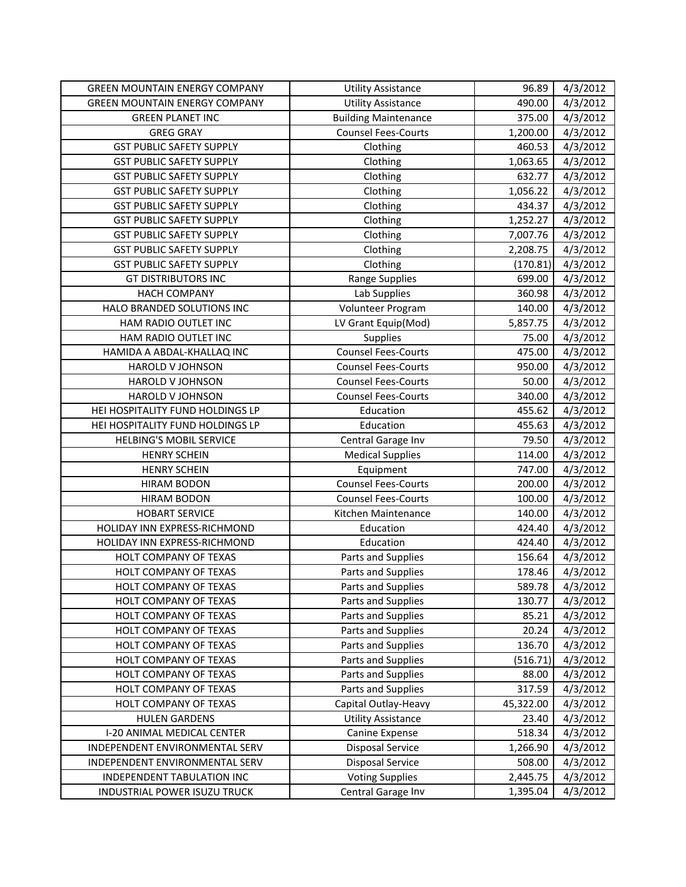| | | | |
|---|---|---|---|
| GREEN MOUNTAIN ENERGY COMPANY | Utility Assistance | 96.89 | 4/3/2012 |
| GREEN MOUNTAIN ENERGY COMPANY | Utility Assistance | 490.00 | 4/3/2012 |
| GREEN PLANET INC | Building Maintenance | 375.00 | 4/3/2012 |
| GREG GRAY | Counsel Fees-Courts | 1,200.00 | 4/3/2012 |
| GST PUBLIC SAFETY SUPPLY | Clothing | 460.53 | 4/3/2012 |
| GST PUBLIC SAFETY SUPPLY | Clothing | 1,063.65 | 4/3/2012 |
| GST PUBLIC SAFETY SUPPLY | Clothing | 632.77 | 4/3/2012 |
| GST PUBLIC SAFETY SUPPLY | Clothing | 1,056.22 | 4/3/2012 |
| GST PUBLIC SAFETY SUPPLY | Clothing | 434.37 | 4/3/2012 |
| GST PUBLIC SAFETY SUPPLY | Clothing | 1,252.27 | 4/3/2012 |
| GST PUBLIC SAFETY SUPPLY | Clothing | 7,007.76 | 4/3/2012 |
| GST PUBLIC SAFETY SUPPLY | Clothing | 2,208.75 | 4/3/2012 |
| GST PUBLIC SAFETY SUPPLY | Clothing | (170.81) | 4/3/2012 |
| GT DISTRIBUTORS INC | Range Supplies | 699.00 | 4/3/2012 |
| HACH COMPANY | Lab Supplies | 360.98 | 4/3/2012 |
| HALO BRANDED SOLUTIONS INC | Volunteer Program | 140.00 | 4/3/2012 |
| HAM RADIO OUTLET INC | LV Grant Equip(Mod) | 5,857.75 | 4/3/2012 |
| HAM RADIO OUTLET INC | Supplies | 75.00 | 4/3/2012 |
| HAMIDA A ABDAL-KHALLAQ INC | Counsel Fees-Courts | 475.00 | 4/3/2012 |
| HAROLD V JOHNSON | Counsel Fees-Courts | 950.00 | 4/3/2012 |
| HAROLD V JOHNSON | Counsel Fees-Courts | 50.00 | 4/3/2012 |
| HAROLD V JOHNSON | Counsel Fees-Courts | 340.00 | 4/3/2012 |
| HEI HOSPITALITY FUND HOLDINGS LP | Education | 455.62 | 4/3/2012 |
| HEI HOSPITALITY FUND HOLDINGS LP | Education | 455.63 | 4/3/2012 |
| HELBING'S MOBIL SERVICE | Central Garage Inv | 79.50 | 4/3/2012 |
| HENRY SCHEIN | Medical Supplies | 114.00 | 4/3/2012 |
| HENRY SCHEIN | Equipment | 747.00 | 4/3/2012 |
| HIRAM BODON | Counsel Fees-Courts | 200.00 | 4/3/2012 |
| HIRAM BODON | Counsel Fees-Courts | 100.00 | 4/3/2012 |
| HOBART SERVICE | Kitchen Maintenance | 140.00 | 4/3/2012 |
| HOLIDAY INN EXPRESS-RICHMOND | Education | 424.40 | 4/3/2012 |
| HOLIDAY INN EXPRESS-RICHMOND | Education | 424.40 | 4/3/2012 |
| HOLT COMPANY OF TEXAS | Parts and Supplies | 156.64 | 4/3/2012 |
| HOLT COMPANY OF TEXAS | Parts and Supplies | 178.46 | 4/3/2012 |
| HOLT COMPANY OF TEXAS | Parts and Supplies | 589.78 | 4/3/2012 |
| HOLT COMPANY OF TEXAS | Parts and Supplies | 130.77 | 4/3/2012 |
| HOLT COMPANY OF TEXAS | Parts and Supplies | 85.21 | 4/3/2012 |
| HOLT COMPANY OF TEXAS | Parts and Supplies | 20.24 | 4/3/2012 |
| HOLT COMPANY OF TEXAS | Parts and Supplies | 136.70 | 4/3/2012 |
| HOLT COMPANY OF TEXAS | Parts and Supplies | (516.71) | 4/3/2012 |
| HOLT COMPANY OF TEXAS | Parts and Supplies | 88.00 | 4/3/2012 |
| HOLT COMPANY OF TEXAS | Parts and Supplies | 317.59 | 4/3/2012 |
| HOLT COMPANY OF TEXAS | Capital Outlay-Heavy | 45,322.00 | 4/3/2012 |
| HULEN GARDENS | Utility Assistance | 23.40 | 4/3/2012 |
| I-20 ANIMAL MEDICAL CENTER | Canine Expense | 518.34 | 4/3/2012 |
| INDEPENDENT ENVIRONMENTAL SERV | Disposal Service | 1,266.90 | 4/3/2012 |
| INDEPENDENT ENVIRONMENTAL SERV | Disposal Service | 508.00 | 4/3/2012 |
| INDEPENDENT TABULATION INC | Voting Supplies | 2,445.75 | 4/3/2012 |
| INDUSTRIAL POWER ISUZU TRUCK | Central Garage Inv | 1,395.04 | 4/3/2012 |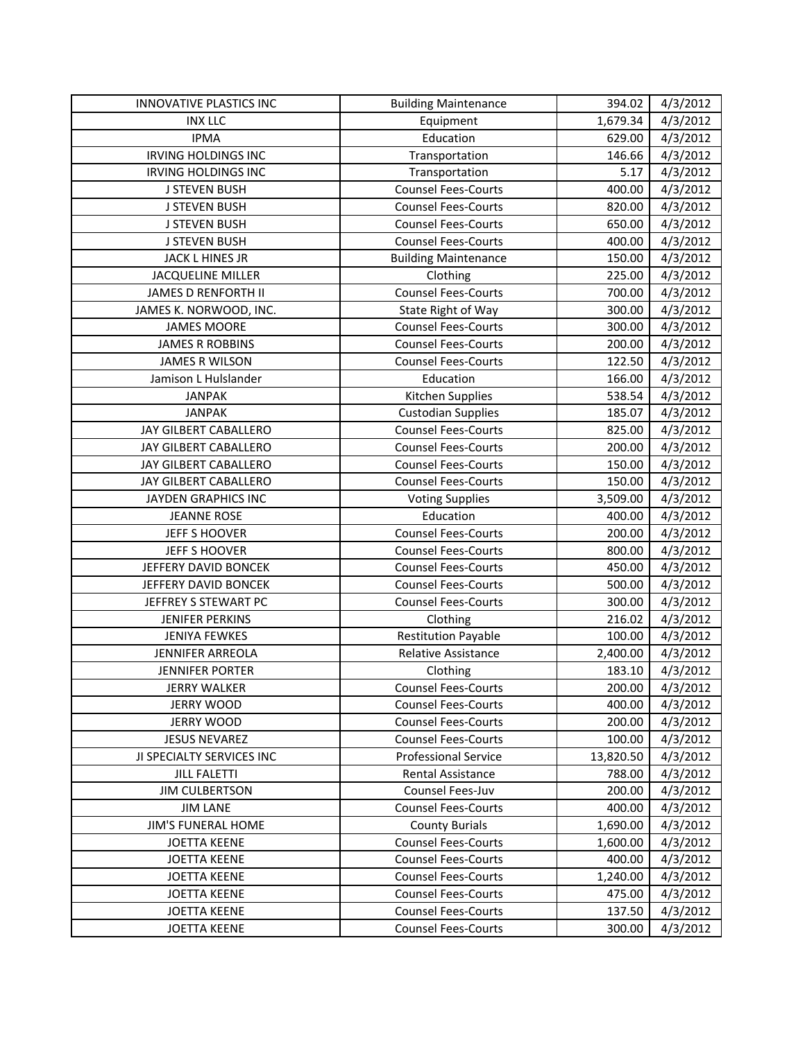| INNOVATIVE PLASTICS INC | Building Maintenance | 394.02 | 4/3/2012 |
|---|---|---|---|
| INX LLC | Equipment | 1,679.34 | 4/3/2012 |
| IPMA | Education | 629.00 | 4/3/2012 |
| IRVING HOLDINGS INC | Transportation | 146.66 | 4/3/2012 |
| IRVING HOLDINGS INC | Transportation | 5.17 | 4/3/2012 |
| J STEVEN BUSH | Counsel Fees-Courts | 400.00 | 4/3/2012 |
| J STEVEN BUSH | Counsel Fees-Courts | 820.00 | 4/3/2012 |
| J STEVEN BUSH | Counsel Fees-Courts | 650.00 | 4/3/2012 |
| J STEVEN BUSH | Counsel Fees-Courts | 400.00 | 4/3/2012 |
| JACK L HINES JR | Building Maintenance | 150.00 | 4/3/2012 |
| JACQUELINE MILLER | Clothing | 225.00 | 4/3/2012 |
| JAMES D RENFORTH II | Counsel Fees-Courts | 700.00 | 4/3/2012 |
| JAMES K. NORWOOD, INC. | State Right of Way | 300.00 | 4/3/2012 |
| JAMES MOORE | Counsel Fees-Courts | 300.00 | 4/3/2012 |
| JAMES R ROBBINS | Counsel Fees-Courts | 200.00 | 4/3/2012 |
| JAMES R WILSON | Counsel Fees-Courts | 122.50 | 4/3/2012 |
| Jamison L Hulslander | Education | 166.00 | 4/3/2012 |
| JANPAK | Kitchen Supplies | 538.54 | 4/3/2012 |
| JANPAK | Custodian Supplies | 185.07 | 4/3/2012 |
| JAY GILBERT CABALLERO | Counsel Fees-Courts | 825.00 | 4/3/2012 |
| JAY GILBERT CABALLERO | Counsel Fees-Courts | 200.00 | 4/3/2012 |
| JAY GILBERT CABALLERO | Counsel Fees-Courts | 150.00 | 4/3/2012 |
| JAY GILBERT CABALLERO | Counsel Fees-Courts | 150.00 | 4/3/2012 |
| JAYDEN GRAPHICS INC | Voting Supplies | 3,509.00 | 4/3/2012 |
| JEANNE ROSE | Education | 400.00 | 4/3/2012 |
| JEFF S HOOVER | Counsel Fees-Courts | 200.00 | 4/3/2012 |
| JEFF S HOOVER | Counsel Fees-Courts | 800.00 | 4/3/2012 |
| JEFFERY DAVID BONCEK | Counsel Fees-Courts | 450.00 | 4/3/2012 |
| JEFFERY DAVID BONCEK | Counsel Fees-Courts | 500.00 | 4/3/2012 |
| JEFFREY S STEWART PC | Counsel Fees-Courts | 300.00 | 4/3/2012 |
| JENIFER PERKINS | Clothing | 216.02 | 4/3/2012 |
| JENIYA FEWKES | Restitution Payable | 100.00 | 4/3/2012 |
| JENNIFER ARREOLA | Relative Assistance | 2,400.00 | 4/3/2012 |
| JENNIFER PORTER | Clothing | 183.10 | 4/3/2012 |
| JERRY WALKER | Counsel Fees-Courts | 200.00 | 4/3/2012 |
| JERRY WOOD | Counsel Fees-Courts | 400.00 | 4/3/2012 |
| JERRY WOOD | Counsel Fees-Courts | 200.00 | 4/3/2012 |
| JESUS NEVAREZ | Counsel Fees-Courts | 100.00 | 4/3/2012 |
| JI SPECIALTY SERVICES INC | Professional Service | 13,820.50 | 4/3/2012 |
| JILL FALETTI | Rental Assistance | 788.00 | 4/3/2012 |
| JIM CULBERTSON | Counsel Fees-Juv | 200.00 | 4/3/2012 |
| JIM LANE | Counsel Fees-Courts | 400.00 | 4/3/2012 |
| JIM'S FUNERAL HOME | County Burials | 1,690.00 | 4/3/2012 |
| JOETTA KEENE | Counsel Fees-Courts | 1,600.00 | 4/3/2012 |
| JOETTA KEENE | Counsel Fees-Courts | 400.00 | 4/3/2012 |
| JOETTA KEENE | Counsel Fees-Courts | 1,240.00 | 4/3/2012 |
| JOETTA KEENE | Counsel Fees-Courts | 475.00 | 4/3/2012 |
| JOETTA KEENE | Counsel Fees-Courts | 137.50 | 4/3/2012 |
| JOETTA KEENE | Counsel Fees-Courts | 300.00 | 4/3/2012 |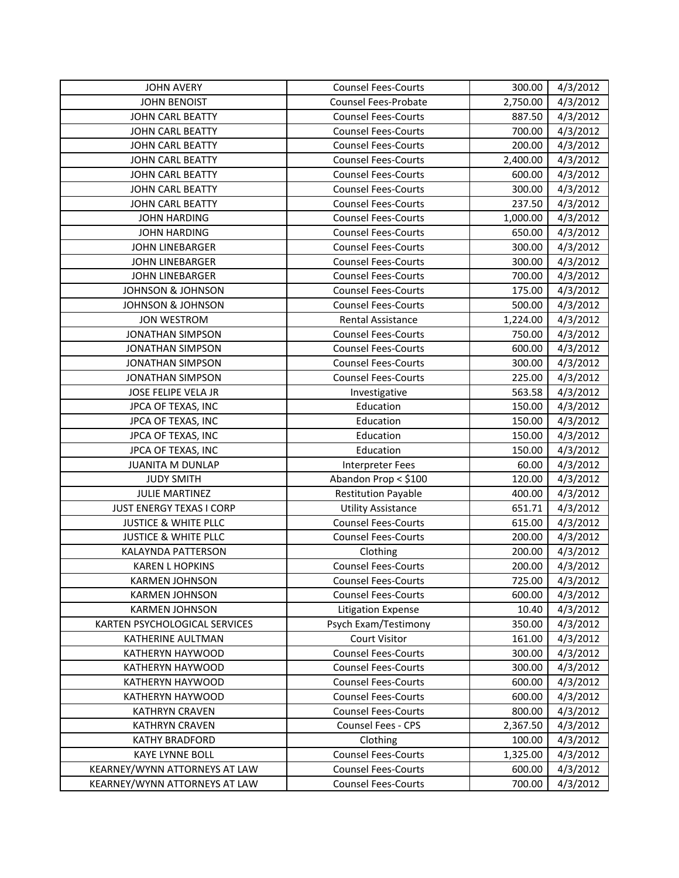| | | | |
|---|---|---|---|
| JOHN AVERY | Counsel Fees-Courts | 300.00 | 4/3/2012 |
| JOHN BENOIST | Counsel Fees-Probate | 2,750.00 | 4/3/2012 |
| JOHN CARL BEATTY | Counsel Fees-Courts | 887.50 | 4/3/2012 |
| JOHN CARL BEATTY | Counsel Fees-Courts | 700.00 | 4/3/2012 |
| JOHN CARL BEATTY | Counsel Fees-Courts | 200.00 | 4/3/2012 |
| JOHN CARL BEATTY | Counsel Fees-Courts | 2,400.00 | 4/3/2012 |
| JOHN CARL BEATTY | Counsel Fees-Courts | 600.00 | 4/3/2012 |
| JOHN CARL BEATTY | Counsel Fees-Courts | 300.00 | 4/3/2012 |
| JOHN CARL BEATTY | Counsel Fees-Courts | 237.50 | 4/3/2012 |
| JOHN HARDING | Counsel Fees-Courts | 1,000.00 | 4/3/2012 |
| JOHN HARDING | Counsel Fees-Courts | 650.00 | 4/3/2012 |
| JOHN LINEBARGER | Counsel Fees-Courts | 300.00 | 4/3/2012 |
| JOHN LINEBARGER | Counsel Fees-Courts | 300.00 | 4/3/2012 |
| JOHN LINEBARGER | Counsel Fees-Courts | 700.00 | 4/3/2012 |
| JOHNSON & JOHNSON | Counsel Fees-Courts | 175.00 | 4/3/2012 |
| JOHNSON & JOHNSON | Counsel Fees-Courts | 500.00 | 4/3/2012 |
| JON WESTROM | Rental Assistance | 1,224.00 | 4/3/2012 |
| JONATHAN SIMPSON | Counsel Fees-Courts | 750.00 | 4/3/2012 |
| JONATHAN SIMPSON | Counsel Fees-Courts | 600.00 | 4/3/2012 |
| JONATHAN SIMPSON | Counsel Fees-Courts | 300.00 | 4/3/2012 |
| JONATHAN SIMPSON | Counsel Fees-Courts | 225.00 | 4/3/2012 |
| JOSE FELIPE VELA JR | Investigative | 563.58 | 4/3/2012 |
| JPCA OF TEXAS, INC | Education | 150.00 | 4/3/2012 |
| JPCA OF TEXAS, INC | Education | 150.00 | 4/3/2012 |
| JPCA OF TEXAS, INC | Education | 150.00 | 4/3/2012 |
| JPCA OF TEXAS, INC | Education | 150.00 | 4/3/2012 |
| JUANITA M DUNLAP | Interpreter Fees | 60.00 | 4/3/2012 |
| JUDY SMITH | Abandon Prop < $100 | 120.00 | 4/3/2012 |
| JULIE MARTINEZ | Restitution Payable | 400.00 | 4/3/2012 |
| JUST ENERGY TEXAS I CORP | Utility Assistance | 651.71 | 4/3/2012 |
| JUSTICE & WHITE PLLC | Counsel Fees-Courts | 615.00 | 4/3/2012 |
| JUSTICE & WHITE PLLC | Counsel Fees-Courts | 200.00 | 4/3/2012 |
| KALAYNDA PATTERSON | Clothing | 200.00 | 4/3/2012 |
| KAREN L HOPKINS | Counsel Fees-Courts | 200.00 | 4/3/2012 |
| KARMEN JOHNSON | Counsel Fees-Courts | 725.00 | 4/3/2012 |
| KARMEN JOHNSON | Counsel Fees-Courts | 600.00 | 4/3/2012 |
| KARMEN JOHNSON | Litigation Expense | 10.40 | 4/3/2012 |
| KARTEN PSYCHOLOGICAL SERVICES | Psych Exam/Testimony | 350.00 | 4/3/2012 |
| KATHERINE AULTMAN | Court Visitor | 161.00 | 4/3/2012 |
| KATHERYN HAYWOOD | Counsel Fees-Courts | 300.00 | 4/3/2012 |
| KATHERYN HAYWOOD | Counsel Fees-Courts | 300.00 | 4/3/2012 |
| KATHERYN HAYWOOD | Counsel Fees-Courts | 600.00 | 4/3/2012 |
| KATHERYN HAYWOOD | Counsel Fees-Courts | 600.00 | 4/3/2012 |
| KATHRYN CRAVEN | Counsel Fees-Courts | 800.00 | 4/3/2012 |
| KATHRYN CRAVEN | Counsel Fees - CPS | 2,367.50 | 4/3/2012 |
| KATHY BRADFORD | Clothing | 100.00 | 4/3/2012 |
| KAYE LYNNE BOLL | Counsel Fees-Courts | 1,325.00 | 4/3/2012 |
| KEARNEY/WYNN ATTORNEYS AT LAW | Counsel Fees-Courts | 600.00 | 4/3/2012 |
| KEARNEY/WYNN ATTORNEYS AT LAW | Counsel Fees-Courts | 700.00 | 4/3/2012 |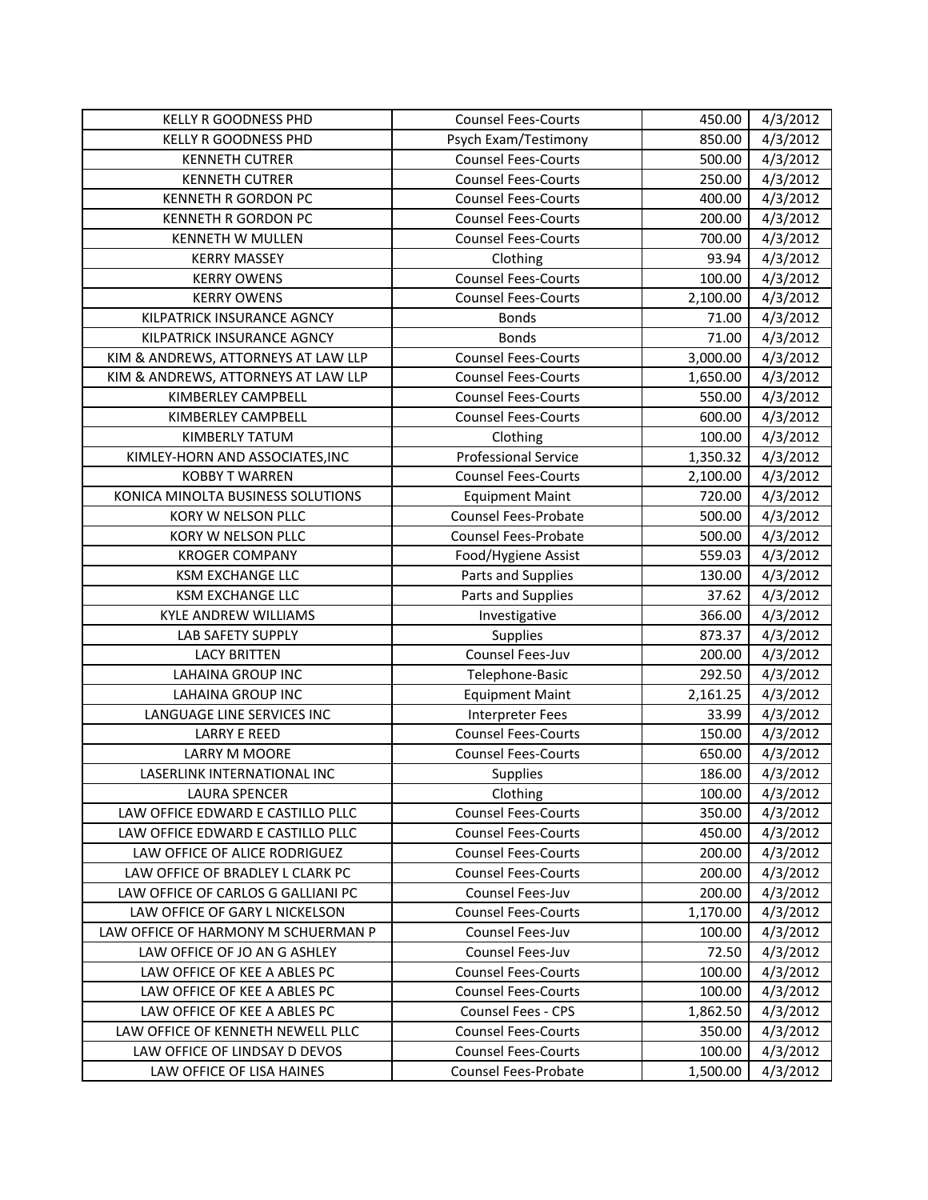| KELLY R GOODNESS PHD | Counsel Fees-Courts | 450.00 | 4/3/2012 |
|---|---|---|---|
| KELLY R GOODNESS PHD | Psych Exam/Testimony | 850.00 | 4/3/2012 |
| KENNETH CUTRER | Counsel Fees-Courts | 500.00 | 4/3/2012 |
| KENNETH CUTRER | Counsel Fees-Courts | 250.00 | 4/3/2012 |
| KENNETH R GORDON PC | Counsel Fees-Courts | 400.00 | 4/3/2012 |
| KENNETH R GORDON PC | Counsel Fees-Courts | 200.00 | 4/3/2012 |
| KENNETH W MULLEN | Counsel Fees-Courts | 700.00 | 4/3/2012 |
| KERRY MASSEY | Clothing | 93.94 | 4/3/2012 |
| KERRY OWENS | Counsel Fees-Courts | 100.00 | 4/3/2012 |
| KERRY OWENS | Counsel Fees-Courts | 2,100.00 | 4/3/2012 |
| KILPATRICK INSURANCE AGNCY | Bonds | 71.00 | 4/3/2012 |
| KILPATRICK INSURANCE AGNCY | Bonds | 71.00 | 4/3/2012 |
| KIM & ANDREWS, ATTORNEYS AT LAW LLP | Counsel Fees-Courts | 3,000.00 | 4/3/2012 |
| KIM & ANDREWS, ATTORNEYS AT LAW LLP | Counsel Fees-Courts | 1,650.00 | 4/3/2012 |
| KIMBERLEY CAMPBELL | Counsel Fees-Courts | 550.00 | 4/3/2012 |
| KIMBERLEY CAMPBELL | Counsel Fees-Courts | 600.00 | 4/3/2012 |
| KIMBERLY TATUM | Clothing | 100.00 | 4/3/2012 |
| KIMLEY-HORN AND ASSOCIATES,INC | Professional Service | 1,350.32 | 4/3/2012 |
| KOBBY T WARREN | Counsel Fees-Courts | 2,100.00 | 4/3/2012 |
| KONICA MINOLTA BUSINESS SOLUTIONS | Equipment Maint | 720.00 | 4/3/2012 |
| KORY W NELSON PLLC | Counsel Fees-Probate | 500.00 | 4/3/2012 |
| KORY W NELSON PLLC | Counsel Fees-Probate | 500.00 | 4/3/2012 |
| KROGER COMPANY | Food/Hygiene Assist | 559.03 | 4/3/2012 |
| KSM EXCHANGE LLC | Parts and Supplies | 130.00 | 4/3/2012 |
| KSM EXCHANGE LLC | Parts and Supplies | 37.62 | 4/3/2012 |
| KYLE ANDREW WILLIAMS | Investigative | 366.00 | 4/3/2012 |
| LAB SAFETY SUPPLY | Supplies | 873.37 | 4/3/2012 |
| LACY BRITTEN | Counsel Fees-Juv | 200.00 | 4/3/2012 |
| LAHAINA GROUP INC | Telephone-Basic | 292.50 | 4/3/2012 |
| LAHAINA GROUP INC | Equipment Maint | 2,161.25 | 4/3/2012 |
| LANGUAGE LINE SERVICES INC | Interpreter Fees | 33.99 | 4/3/2012 |
| LARRY E REED | Counsel Fees-Courts | 150.00 | 4/3/2012 |
| LARRY M MOORE | Counsel Fees-Courts | 650.00 | 4/3/2012 |
| LASERLINK INTERNATIONAL INC | Supplies | 186.00 | 4/3/2012 |
| LAURA SPENCER | Clothing | 100.00 | 4/3/2012 |
| LAW OFFICE EDWARD E CASTILLO PLLC | Counsel Fees-Courts | 350.00 | 4/3/2012 |
| LAW OFFICE EDWARD E CASTILLO PLLC | Counsel Fees-Courts | 450.00 | 4/3/2012 |
| LAW OFFICE OF ALICE RODRIGUEZ | Counsel Fees-Courts | 200.00 | 4/3/2012 |
| LAW OFFICE OF BRADLEY L CLARK PC | Counsel Fees-Courts | 200.00 | 4/3/2012 |
| LAW OFFICE OF CARLOS G GALLIANI PC | Counsel Fees-Juv | 200.00 | 4/3/2012 |
| LAW OFFICE OF GARY L NICKELSON | Counsel Fees-Courts | 1,170.00 | 4/3/2012 |
| LAW OFFICE OF HARMONY M SCHUERMAN P | Counsel Fees-Juv | 100.00 | 4/3/2012 |
| LAW OFFICE OF JO AN G ASHLEY | Counsel Fees-Juv | 72.50 | 4/3/2012 |
| LAW OFFICE OF KEE A ABLES PC | Counsel Fees-Courts | 100.00 | 4/3/2012 |
| LAW OFFICE OF KEE A ABLES PC | Counsel Fees-Courts | 100.00 | 4/3/2012 |
| LAW OFFICE OF KEE A ABLES PC | Counsel Fees - CPS | 1,862.50 | 4/3/2012 |
| LAW OFFICE OF KENNETH NEWELL PLLC | Counsel Fees-Courts | 350.00 | 4/3/2012 |
| LAW OFFICE OF LINDSAY D DEVOS | Counsel Fees-Courts | 100.00 | 4/3/2012 |
| LAW OFFICE OF LISA HAINES | Counsel Fees-Probate | 1,500.00 | 4/3/2012 |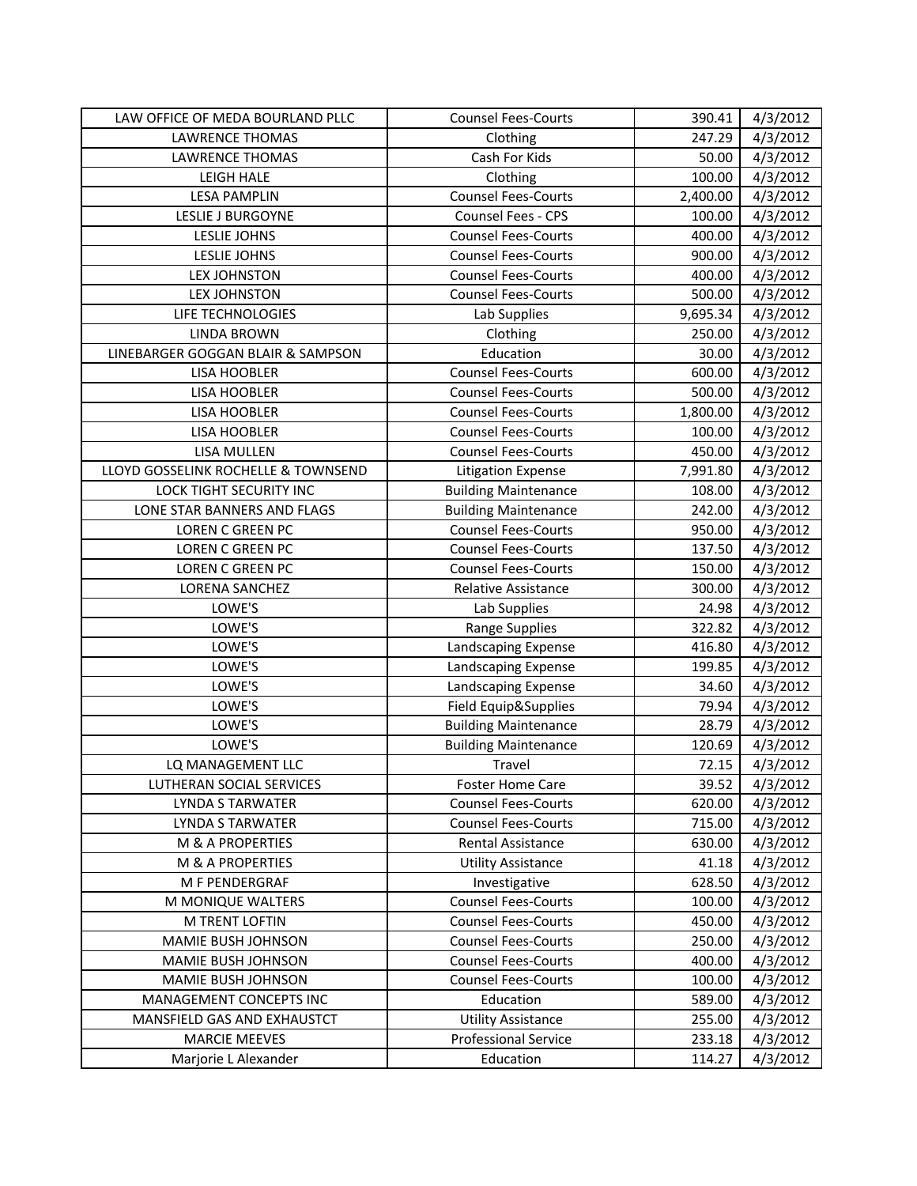| LAW OFFICE OF MEDA BOURLAND PLLC | Counsel Fees-Courts | 390.41 | 4/3/2012 |
|---|---|---|---|
| LAWRENCE THOMAS | Clothing | 247.29 | 4/3/2012 |
| LAWRENCE THOMAS | Cash For Kids | 50.00 | 4/3/2012 |
| LEIGH HALE | Clothing | 100.00 | 4/3/2012 |
| LESA PAMPLIN | Counsel Fees-Courts | 2,400.00 | 4/3/2012 |
| LESLIE J BURGOYNE | Counsel Fees - CPS | 100.00 | 4/3/2012 |
| LESLIE JOHNS | Counsel Fees-Courts | 400.00 | 4/3/2012 |
| LESLIE JOHNS | Counsel Fees-Courts | 900.00 | 4/3/2012 |
| LEX JOHNSTON | Counsel Fees-Courts | 400.00 | 4/3/2012 |
| LEX JOHNSTON | Counsel Fees-Courts | 500.00 | 4/3/2012 |
| LIFE TECHNOLOGIES | Lab Supplies | 9,695.34 | 4/3/2012 |
| LINDA BROWN | Clothing | 250.00 | 4/3/2012 |
| LINEBARGER GOGGAN BLAIR & SAMPSON | Education | 30.00 | 4/3/2012 |
| LISA HOOBLER | Counsel Fees-Courts | 600.00 | 4/3/2012 |
| LISA HOOBLER | Counsel Fees-Courts | 500.00 | 4/3/2012 |
| LISA HOOBLER | Counsel Fees-Courts | 1,800.00 | 4/3/2012 |
| LISA HOOBLER | Counsel Fees-Courts | 100.00 | 4/3/2012 |
| LISA MULLEN | Counsel Fees-Courts | 450.00 | 4/3/2012 |
| LLOYD GOSSELINK ROCHELLE & TOWNSEND | Litigation Expense | 7,991.80 | 4/3/2012 |
| LOCK TIGHT SECURITY INC | Building Maintenance | 108.00 | 4/3/2012 |
| LONE STAR BANNERS AND FLAGS | Building Maintenance | 242.00 | 4/3/2012 |
| LOREN C GREEN PC | Counsel Fees-Courts | 950.00 | 4/3/2012 |
| LOREN C GREEN PC | Counsel Fees-Courts | 137.50 | 4/3/2012 |
| LOREN C GREEN PC | Counsel Fees-Courts | 150.00 | 4/3/2012 |
| LORENA SANCHEZ | Relative Assistance | 300.00 | 4/3/2012 |
| LOWE'S | Lab Supplies | 24.98 | 4/3/2012 |
| LOWE'S | Range Supplies | 322.82 | 4/3/2012 |
| LOWE'S | Landscaping Expense | 416.80 | 4/3/2012 |
| LOWE'S | Landscaping Expense | 199.85 | 4/3/2012 |
| LOWE'S | Landscaping Expense | 34.60 | 4/3/2012 |
| LOWE'S | Field Equip&Supplies | 79.94 | 4/3/2012 |
| LOWE'S | Building Maintenance | 28.79 | 4/3/2012 |
| LOWE'S | Building Maintenance | 120.69 | 4/3/2012 |
| LQ MANAGEMENT LLC | Travel | 72.15 | 4/3/2012 |
| LUTHERAN SOCIAL SERVICES | Foster Home Care | 39.52 | 4/3/2012 |
| LYNDA S TARWATER | Counsel Fees-Courts | 620.00 | 4/3/2012 |
| LYNDA S TARWATER | Counsel Fees-Courts | 715.00 | 4/3/2012 |
| M & A PROPERTIES | Rental Assistance | 630.00 | 4/3/2012 |
| M & A PROPERTIES | Utility Assistance | 41.18 | 4/3/2012 |
| M F PENDERGRAF | Investigative | 628.50 | 4/3/2012 |
| M MONIQUE WALTERS | Counsel Fees-Courts | 100.00 | 4/3/2012 |
| M TRENT LOFTIN | Counsel Fees-Courts | 450.00 | 4/3/2012 |
| MAMIE BUSH JOHNSON | Counsel Fees-Courts | 250.00 | 4/3/2012 |
| MAMIE BUSH JOHNSON | Counsel Fees-Courts | 400.00 | 4/3/2012 |
| MAMIE BUSH JOHNSON | Counsel Fees-Courts | 100.00 | 4/3/2012 |
| MANAGEMENT CONCEPTS INC | Education | 589.00 | 4/3/2012 |
| MANSFIELD GAS AND EXHAUSTCT | Utility Assistance | 255.00 | 4/3/2012 |
| MARCIE MEEVES | Professional Service | 233.18 | 4/3/2012 |
| Marjorie L Alexander | Education | 114.27 | 4/3/2012 |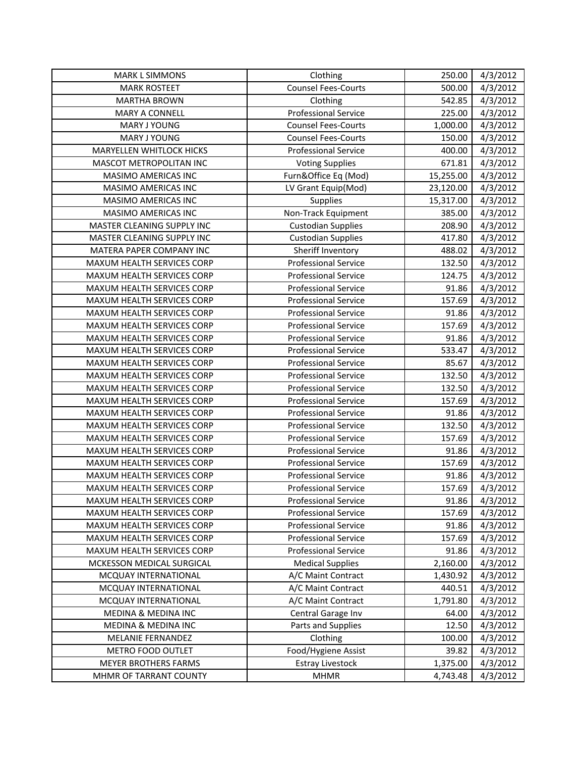| | | | |
|---|---|---|---|
| MARK L SIMMONS | Clothing | 250.00 | 4/3/2012 |
| MARK ROSTEET | Counsel Fees-Courts | 500.00 | 4/3/2012 |
| MARTHA BROWN | Clothing | 542.85 | 4/3/2012 |
| MARY A CONNELL | Professional Service | 225.00 | 4/3/2012 |
| MARY J YOUNG | Counsel Fees-Courts | 1,000.00 | 4/3/2012 |
| MARY J YOUNG | Counsel Fees-Courts | 150.00 | 4/3/2012 |
| MARYELLEN WHITLOCK HICKS | Professional Service | 400.00 | 4/3/2012 |
| MASCOT METROPOLITAN INC | Voting Supplies | 671.81 | 4/3/2012 |
| MASIMO AMERICAS INC | Furn&Office Eq (Mod) | 15,255.00 | 4/3/2012 |
| MASIMO AMERICAS INC | LV Grant Equip(Mod) | 23,120.00 | 4/3/2012 |
| MASIMO AMERICAS INC | Supplies | 15,317.00 | 4/3/2012 |
| MASIMO AMERICAS INC | Non-Track Equipment | 385.00 | 4/3/2012 |
| MASTER CLEANING SUPPLY INC | Custodian Supplies | 208.90 | 4/3/2012 |
| MASTER CLEANING SUPPLY INC | Custodian Supplies | 417.80 | 4/3/2012 |
| MATERA PAPER COMPANY INC | Sheriff Inventory | 488.02 | 4/3/2012 |
| MAXUM HEALTH SERVICES CORP | Professional Service | 132.50 | 4/3/2012 |
| MAXUM HEALTH SERVICES CORP | Professional Service | 124.75 | 4/3/2012 |
| MAXUM HEALTH SERVICES CORP | Professional Service | 91.86 | 4/3/2012 |
| MAXUM HEALTH SERVICES CORP | Professional Service | 157.69 | 4/3/2012 |
| MAXUM HEALTH SERVICES CORP | Professional Service | 91.86 | 4/3/2012 |
| MAXUM HEALTH SERVICES CORP | Professional Service | 157.69 | 4/3/2012 |
| MAXUM HEALTH SERVICES CORP | Professional Service | 91.86 | 4/3/2012 |
| MAXUM HEALTH SERVICES CORP | Professional Service | 533.47 | 4/3/2012 |
| MAXUM HEALTH SERVICES CORP | Professional Service | 85.67 | 4/3/2012 |
| MAXUM HEALTH SERVICES CORP | Professional Service | 132.50 | 4/3/2012 |
| MAXUM HEALTH SERVICES CORP | Professional Service | 132.50 | 4/3/2012 |
| MAXUM HEALTH SERVICES CORP | Professional Service | 157.69 | 4/3/2012 |
| MAXUM HEALTH SERVICES CORP | Professional Service | 91.86 | 4/3/2012 |
| MAXUM HEALTH SERVICES CORP | Professional Service | 132.50 | 4/3/2012 |
| MAXUM HEALTH SERVICES CORP | Professional Service | 157.69 | 4/3/2012 |
| MAXUM HEALTH SERVICES CORP | Professional Service | 91.86 | 4/3/2012 |
| MAXUM HEALTH SERVICES CORP | Professional Service | 157.69 | 4/3/2012 |
| MAXUM HEALTH SERVICES CORP | Professional Service | 91.86 | 4/3/2012 |
| MAXUM HEALTH SERVICES CORP | Professional Service | 157.69 | 4/3/2012 |
| MAXUM HEALTH SERVICES CORP | Professional Service | 91.86 | 4/3/2012 |
| MAXUM HEALTH SERVICES CORP | Professional Service | 157.69 | 4/3/2012 |
| MAXUM HEALTH SERVICES CORP | Professional Service | 91.86 | 4/3/2012 |
| MAXUM HEALTH SERVICES CORP | Professional Service | 157.69 | 4/3/2012 |
| MAXUM HEALTH SERVICES CORP | Professional Service | 91.86 | 4/3/2012 |
| MCKESSON MEDICAL SURGICAL | Medical Supplies | 2,160.00 | 4/3/2012 |
| MCQUAY INTERNATIONAL | A/C Maint Contract | 1,430.92 | 4/3/2012 |
| MCQUAY INTERNATIONAL | A/C Maint Contract | 440.51 | 4/3/2012 |
| MCQUAY INTERNATIONAL | A/C Maint Contract | 1,791.80 | 4/3/2012 |
| MEDINA & MEDINA INC | Central Garage Inv | 64.00 | 4/3/2012 |
| MEDINA & MEDINA INC | Parts and Supplies | 12.50 | 4/3/2012 |
| MELANIE FERNANDEZ | Clothing | 100.00 | 4/3/2012 |
| METRO FOOD OUTLET | Food/Hygiene Assist | 39.82 | 4/3/2012 |
| MEYER BROTHERS FARMS | Estray Livestock | 1,375.00 | 4/3/2012 |
| MHMR OF TARRANT COUNTY | MHMR | 4,743.48 | 4/3/2012 |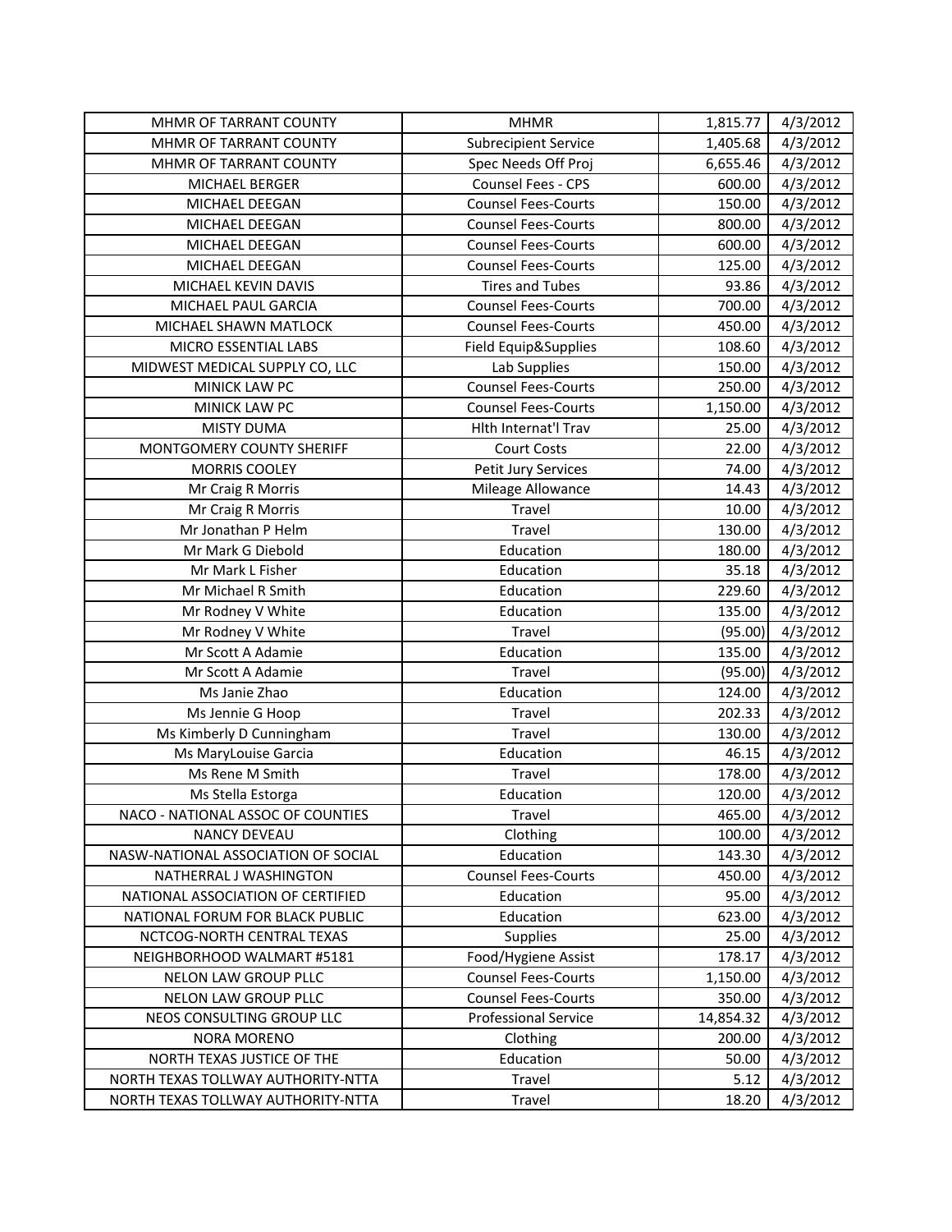| MHMR OF TARRANT COUNTY | MHMR | 1,815.77 | 4/3/2012 |
|---|---|---|---|
| MHMR OF TARRANT COUNTY | Subrecipient Service | 1,405.68 | 4/3/2012 |
| MHMR OF TARRANT COUNTY | Spec Needs Off Proj | 6,655.46 | 4/3/2012 |
| MICHAEL BERGER | Counsel Fees - CPS | 600.00 | 4/3/2012 |
| MICHAEL DEEGAN | Counsel Fees-Courts | 150.00 | 4/3/2012 |
| MICHAEL DEEGAN | Counsel Fees-Courts | 800.00 | 4/3/2012 |
| MICHAEL DEEGAN | Counsel Fees-Courts | 600.00 | 4/3/2012 |
| MICHAEL DEEGAN | Counsel Fees-Courts | 125.00 | 4/3/2012 |
| MICHAEL KEVIN DAVIS | Tires and Tubes | 93.86 | 4/3/2012 |
| MICHAEL PAUL GARCIA | Counsel Fees-Courts | 700.00 | 4/3/2012 |
| MICHAEL SHAWN MATLOCK | Counsel Fees-Courts | 450.00 | 4/3/2012 |
| MICRO ESSENTIAL LABS | Field Equip&Supplies | 108.60 | 4/3/2012 |
| MIDWEST MEDICAL SUPPLY CO, LLC | Lab Supplies | 150.00 | 4/3/2012 |
| MINICK LAW PC | Counsel Fees-Courts | 250.00 | 4/3/2012 |
| MINICK LAW PC | Counsel Fees-Courts | 1,150.00 | 4/3/2012 |
| MISTY DUMA | Hlth Internat'l Trav | 25.00 | 4/3/2012 |
| MONTGOMERY COUNTY SHERIFF | Court Costs | 22.00 | 4/3/2012 |
| MORRIS COOLEY | Petit Jury Services | 74.00 | 4/3/2012 |
| Mr Craig R Morris | Mileage Allowance | 14.43 | 4/3/2012 |
| Mr Craig R Morris | Travel | 10.00 | 4/3/2012 |
| Mr Jonathan P Helm | Travel | 130.00 | 4/3/2012 |
| Mr Mark G Diebold | Education | 180.00 | 4/3/2012 |
| Mr Mark L Fisher | Education | 35.18 | 4/3/2012 |
| Mr Michael R Smith | Education | 229.60 | 4/3/2012 |
| Mr Rodney V White | Education | 135.00 | 4/3/2012 |
| Mr Rodney V White | Travel | (95.00) | 4/3/2012 |
| Mr Scott A Adamie | Education | 135.00 | 4/3/2012 |
| Mr Scott A Adamie | Travel | (95.00) | 4/3/2012 |
| Ms Janie Zhao | Education | 124.00 | 4/3/2012 |
| Ms Jennie G Hoop | Travel | 202.33 | 4/3/2012 |
| Ms Kimberly D Cunningham | Travel | 130.00 | 4/3/2012 |
| Ms MaryLouise Garcia | Education | 46.15 | 4/3/2012 |
| Ms Rene M Smith | Travel | 178.00 | 4/3/2012 |
| Ms Stella Estorga | Education | 120.00 | 4/3/2012 |
| NACO - NATIONAL ASSOC OF COUNTIES | Travel | 465.00 | 4/3/2012 |
| NANCY DEVEAU | Clothing | 100.00 | 4/3/2012 |
| NASW-NATIONAL ASSOCIATION OF SOCIAL | Education | 143.30 | 4/3/2012 |
| NATHERRAL J WASHINGTON | Counsel Fees-Courts | 450.00 | 4/3/2012 |
| NATIONAL ASSOCIATION OF CERTIFIED | Education | 95.00 | 4/3/2012 |
| NATIONAL FORUM FOR BLACK PUBLIC | Education | 623.00 | 4/3/2012 |
| NCTCOG-NORTH CENTRAL TEXAS | Supplies | 25.00 | 4/3/2012 |
| NEIGHBORHOOD WALMART #5181 | Food/Hygiene Assist | 178.17 | 4/3/2012 |
| NELON LAW GROUP PLLC | Counsel Fees-Courts | 1,150.00 | 4/3/2012 |
| NELON LAW GROUP PLLC | Counsel Fees-Courts | 350.00 | 4/3/2012 |
| NEOS CONSULTING GROUP LLC | Professional Service | 14,854.32 | 4/3/2012 |
| NORA MORENO | Clothing | 200.00 | 4/3/2012 |
| NORTH TEXAS JUSTICE OF THE | Education | 50.00 | 4/3/2012 |
| NORTH TEXAS TOLLWAY AUTHORITY-NTTA | Travel | 5.12 | 4/3/2012 |
| NORTH TEXAS TOLLWAY AUTHORITY-NTTA | Travel | 18.20 | 4/3/2012 |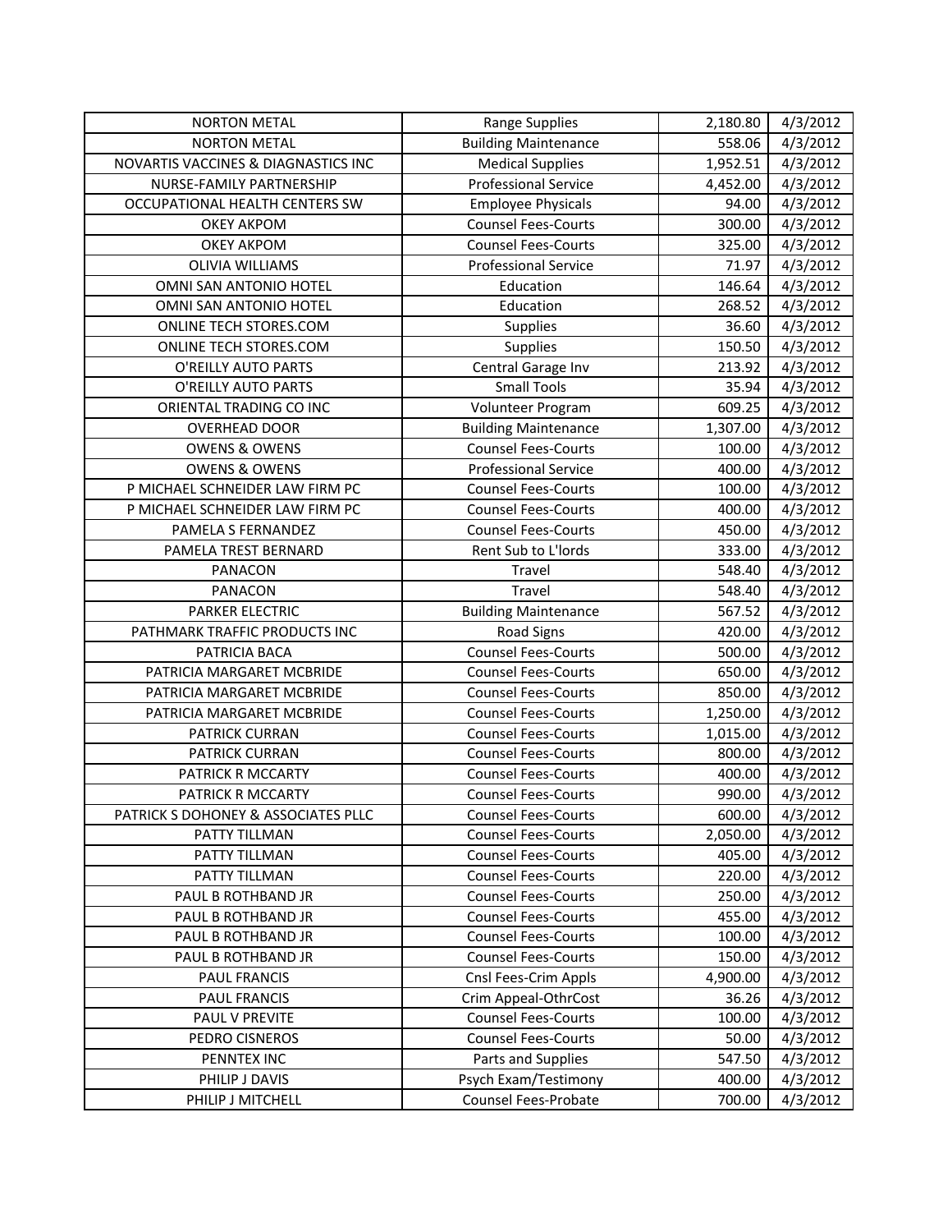| NORTON METAL | Range Supplies | 2,180.80 | 4/3/2012 |
|---|---|---|---|
| NORTON METAL | Building Maintenance | 558.06 | 4/3/2012 |
| NOVARTIS VACCINES & DIAGNASTICS INC | Medical Supplies | 1,952.51 | 4/3/2012 |
| NURSE-FAMILY PARTNERSHIP | Professional Service | 4,452.00 | 4/3/2012 |
| OCCUPATIONAL HEALTH CENTERS SW | Employee Physicals | 94.00 | 4/3/2012 |
| OKEY AKPOM | Counsel Fees-Courts | 300.00 | 4/3/2012 |
| OKEY AKPOM | Counsel Fees-Courts | 325.00 | 4/3/2012 |
| OLIVIA WILLIAMS | Professional Service | 71.97 | 4/3/2012 |
| OMNI SAN ANTONIO HOTEL | Education | 146.64 | 4/3/2012 |
| OMNI SAN ANTONIO HOTEL | Education | 268.52 | 4/3/2012 |
| ONLINE TECH STORES.COM | Supplies | 36.60 | 4/3/2012 |
| ONLINE TECH STORES.COM | Supplies | 150.50 | 4/3/2012 |
| O'REILLY AUTO PARTS | Central Garage Inv | 213.92 | 4/3/2012 |
| O'REILLY AUTO PARTS | Small Tools | 35.94 | 4/3/2012 |
| ORIENTAL TRADING CO INC | Volunteer Program | 609.25 | 4/3/2012 |
| OVERHEAD DOOR | Building Maintenance | 1,307.00 | 4/3/2012 |
| OWENS & OWENS | Counsel Fees-Courts | 100.00 | 4/3/2012 |
| OWENS & OWENS | Professional Service | 400.00 | 4/3/2012 |
| P MICHAEL SCHNEIDER LAW FIRM PC | Counsel Fees-Courts | 100.00 | 4/3/2012 |
| P MICHAEL SCHNEIDER LAW FIRM PC | Counsel Fees-Courts | 400.00 | 4/3/2012 |
| PAMELA S FERNANDEZ | Counsel Fees-Courts | 450.00 | 4/3/2012 |
| PAMELA TREST BERNARD | Rent Sub to L'lords | 333.00 | 4/3/2012 |
| PANACON | Travel | 548.40 | 4/3/2012 |
| PANACON | Travel | 548.40 | 4/3/2012 |
| PARKER ELECTRIC | Building Maintenance | 567.52 | 4/3/2012 |
| PATHMARK TRAFFIC PRODUCTS INC | Road Signs | 420.00 | 4/3/2012 |
| PATRICIA BACA | Counsel Fees-Courts | 500.00 | 4/3/2012 |
| PATRICIA MARGARET MCBRIDE | Counsel Fees-Courts | 650.00 | 4/3/2012 |
| PATRICIA MARGARET MCBRIDE | Counsel Fees-Courts | 850.00 | 4/3/2012 |
| PATRICIA MARGARET MCBRIDE | Counsel Fees-Courts | 1,250.00 | 4/3/2012 |
| PATRICK CURRAN | Counsel Fees-Courts | 1,015.00 | 4/3/2012 |
| PATRICK CURRAN | Counsel Fees-Courts | 800.00 | 4/3/2012 |
| PATRICK R MCCARTY | Counsel Fees-Courts | 400.00 | 4/3/2012 |
| PATRICK R MCCARTY | Counsel Fees-Courts | 990.00 | 4/3/2012 |
| PATRICK S DOHONEY & ASSOCIATES PLLC | Counsel Fees-Courts | 600.00 | 4/3/2012 |
| PATTY TILLMAN | Counsel Fees-Courts | 2,050.00 | 4/3/2012 |
| PATTY TILLMAN | Counsel Fees-Courts | 405.00 | 4/3/2012 |
| PATTY TILLMAN | Counsel Fees-Courts | 220.00 | 4/3/2012 |
| PAUL B ROTHBAND JR | Counsel Fees-Courts | 250.00 | 4/3/2012 |
| PAUL B ROTHBAND JR | Counsel Fees-Courts | 455.00 | 4/3/2012 |
| PAUL B ROTHBAND JR | Counsel Fees-Courts | 100.00 | 4/3/2012 |
| PAUL B ROTHBAND JR | Counsel Fees-Courts | 150.00 | 4/3/2012 |
| PAUL FRANCIS | Cnsl Fees-Crim Appls | 4,900.00 | 4/3/2012 |
| PAUL FRANCIS | Crim Appeal-OthrCost | 36.26 | 4/3/2012 |
| PAUL V PREVITE | Counsel Fees-Courts | 100.00 | 4/3/2012 |
| PEDRO CISNEROS | Counsel Fees-Courts | 50.00 | 4/3/2012 |
| PENNTEX INC | Parts and Supplies | 547.50 | 4/3/2012 |
| PHILIP J DAVIS | Psych Exam/Testimony | 400.00 | 4/3/2012 |
| PHILIP J MITCHELL | Counsel Fees-Probate | 700.00 | 4/3/2012 |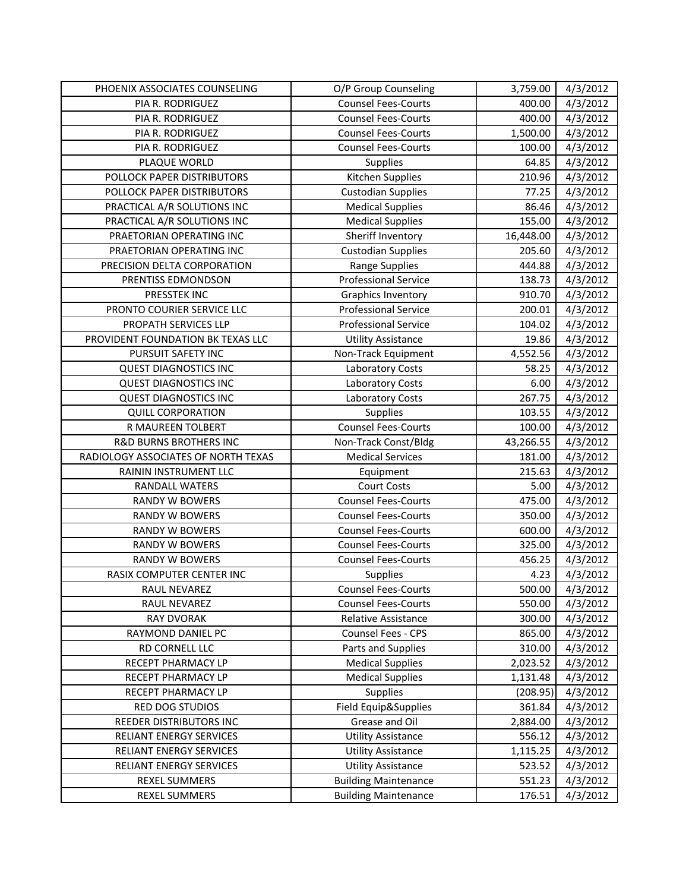| | | | |
|---|---|---|---|
| PHOENIX ASSOCIATES COUNSELING | O/P Group Counseling | 3,759.00 | 4/3/2012 |
| PIA R. RODRIGUEZ | Counsel Fees-Courts | 400.00 | 4/3/2012 |
| PIA R. RODRIGUEZ | Counsel Fees-Courts | 400.00 | 4/3/2012 |
| PIA R. RODRIGUEZ | Counsel Fees-Courts | 1,500.00 | 4/3/2012 |
| PIA R. RODRIGUEZ | Counsel Fees-Courts | 100.00 | 4/3/2012 |
| PLAQUE WORLD | Supplies | 64.85 | 4/3/2012 |
| POLLOCK PAPER DISTRIBUTORS | Kitchen Supplies | 210.96 | 4/3/2012 |
| POLLOCK PAPER DISTRIBUTORS | Custodian Supplies | 77.25 | 4/3/2012 |
| PRACTICAL A/R SOLUTIONS INC | Medical Supplies | 86.46 | 4/3/2012 |
| PRACTICAL A/R SOLUTIONS INC | Medical Supplies | 155.00 | 4/3/2012 |
| PRAETORIAN OPERATING INC | Sheriff Inventory | 16,448.00 | 4/3/2012 |
| PRAETORIAN OPERATING INC | Custodian Supplies | 205.60 | 4/3/2012 |
| PRECISION DELTA CORPORATION | Range Supplies | 444.88 | 4/3/2012 |
| PRENTISS EDMONDSON | Professional Service | 138.73 | 4/3/2012 |
| PRESSTEK INC | Graphics Inventory | 910.70 | 4/3/2012 |
| PRONTO COURIER SERVICE LLC | Professional Service | 200.01 | 4/3/2012 |
| PROPATH SERVICES LLP | Professional Service | 104.02 | 4/3/2012 |
| PROVIDENT FOUNDATION BK TEXAS LLC | Utility Assistance | 19.86 | 4/3/2012 |
| PURSUIT SAFETY INC | Non-Track Equipment | 4,552.56 | 4/3/2012 |
| QUEST DIAGNOSTICS INC | Laboratory Costs | 58.25 | 4/3/2012 |
| QUEST DIAGNOSTICS INC | Laboratory Costs | 6.00 | 4/3/2012 |
| QUEST DIAGNOSTICS INC | Laboratory Costs | 267.75 | 4/3/2012 |
| QUILL CORPORATION | Supplies | 103.55 | 4/3/2012 |
| R MAUREEN TOLBERT | Counsel Fees-Courts | 100.00 | 4/3/2012 |
| R&D BURNS BROTHERS INC | Non-Track Const/Bldg | 43,266.55 | 4/3/2012 |
| RADIOLOGY ASSOCIATES OF NORTH TEXAS | Medical Services | 181.00 | 4/3/2012 |
| RAININ INSTRUMENT LLC | Equipment | 215.63 | 4/3/2012 |
| RANDALL WATERS | Court Costs | 5.00 | 4/3/2012 |
| RANDY W BOWERS | Counsel Fees-Courts | 475.00 | 4/3/2012 |
| RANDY W BOWERS | Counsel Fees-Courts | 350.00 | 4/3/2012 |
| RANDY W BOWERS | Counsel Fees-Courts | 600.00 | 4/3/2012 |
| RANDY W BOWERS | Counsel Fees-Courts | 325.00 | 4/3/2012 |
| RANDY W BOWERS | Counsel Fees-Courts | 456.25 | 4/3/2012 |
| RASIX COMPUTER CENTER INC | Supplies | 4.23 | 4/3/2012 |
| RAUL NEVAREZ | Counsel Fees-Courts | 500.00 | 4/3/2012 |
| RAUL NEVAREZ | Counsel Fees-Courts | 550.00 | 4/3/2012 |
| RAY DVORAK | Relative Assistance | 300.00 | 4/3/2012 |
| RAYMOND DANIEL PC | Counsel Fees - CPS | 865.00 | 4/3/2012 |
| RD CORNELL LLC | Parts and Supplies | 310.00 | 4/3/2012 |
| RECEPT PHARMACY LP | Medical Supplies | 2,023.52 | 4/3/2012 |
| RECEPT PHARMACY LP | Medical Supplies | 1,131.48 | 4/3/2012 |
| RECEPT PHARMACY LP | Supplies | (208.95) | 4/3/2012 |
| RED DOG STUDIOS | Field Equip&Supplies | 361.84 | 4/3/2012 |
| REEDER DISTRIBUTORS INC | Grease and Oil | 2,884.00 | 4/3/2012 |
| RELIANT ENERGY SERVICES | Utility Assistance | 556.12 | 4/3/2012 |
| RELIANT ENERGY SERVICES | Utility Assistance | 1,115.25 | 4/3/2012 |
| RELIANT ENERGY SERVICES | Utility Assistance | 523.52 | 4/3/2012 |
| REXEL SUMMERS | Building Maintenance | 551.23 | 4/3/2012 |
| REXEL SUMMERS | Building Maintenance | 176.51 | 4/3/2012 |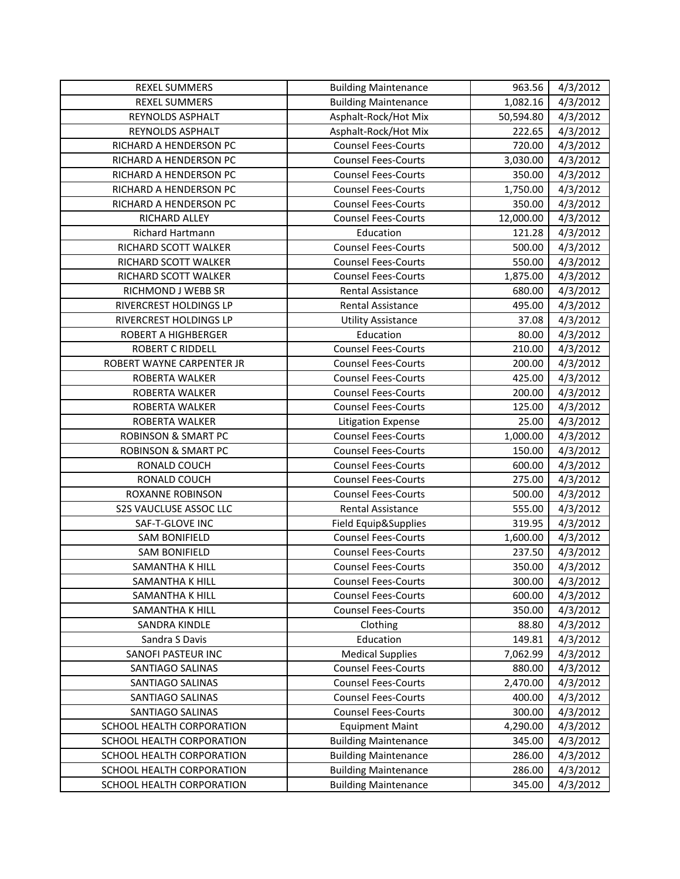| REXEL SUMMERS | Building Maintenance | 963.56 | 4/3/2012 |
|---|---|---|---|
| REXEL SUMMERS | Building Maintenance | 1,082.16 | 4/3/2012 |
| REYNOLDS ASPHALT | Asphalt-Rock/Hot Mix | 50,594.80 | 4/3/2012 |
| REYNOLDS ASPHALT | Asphalt-Rock/Hot Mix | 222.65 | 4/3/2012 |
| RICHARD A HENDERSON PC | Counsel Fees-Courts | 720.00 | 4/3/2012 |
| RICHARD A HENDERSON PC | Counsel Fees-Courts | 3,030.00 | 4/3/2012 |
| RICHARD A HENDERSON PC | Counsel Fees-Courts | 350.00 | 4/3/2012 |
| RICHARD A HENDERSON PC | Counsel Fees-Courts | 1,750.00 | 4/3/2012 |
| RICHARD A HENDERSON PC | Counsel Fees-Courts | 350.00 | 4/3/2012 |
| RICHARD ALLEY | Counsel Fees-Courts | 12,000.00 | 4/3/2012 |
| Richard Hartmann | Education | 121.28 | 4/3/2012 |
| RICHARD SCOTT WALKER | Counsel Fees-Courts | 500.00 | 4/3/2012 |
| RICHARD SCOTT WALKER | Counsel Fees-Courts | 550.00 | 4/3/2012 |
| RICHARD SCOTT WALKER | Counsel Fees-Courts | 1,875.00 | 4/3/2012 |
| RICHMOND J WEBB SR | Rental Assistance | 680.00 | 4/3/2012 |
| RIVERCREST HOLDINGS LP | Rental Assistance | 495.00 | 4/3/2012 |
| RIVERCREST HOLDINGS LP | Utility Assistance | 37.08 | 4/3/2012 |
| ROBERT A HIGHBERGER | Education | 80.00 | 4/3/2012 |
| ROBERT C RIDDELL | Counsel Fees-Courts | 210.00 | 4/3/2012 |
| ROBERT WAYNE CARPENTER JR | Counsel Fees-Courts | 200.00 | 4/3/2012 |
| ROBERTA WALKER | Counsel Fees-Courts | 425.00 | 4/3/2012 |
| ROBERTA WALKER | Counsel Fees-Courts | 200.00 | 4/3/2012 |
| ROBERTA WALKER | Counsel Fees-Courts | 125.00 | 4/3/2012 |
| ROBERTA WALKER | Litigation Expense | 25.00 | 4/3/2012 |
| ROBINSON & SMART PC | Counsel Fees-Courts | 1,000.00 | 4/3/2012 |
| ROBINSON & SMART PC | Counsel Fees-Courts | 150.00 | 4/3/2012 |
| RONALD COUCH | Counsel Fees-Courts | 600.00 | 4/3/2012 |
| RONALD COUCH | Counsel Fees-Courts | 275.00 | 4/3/2012 |
| ROXANNE ROBINSON | Counsel Fees-Courts | 500.00 | 4/3/2012 |
| S2S VAUCLUSE ASSOC LLC | Rental Assistance | 555.00 | 4/3/2012 |
| SAF-T-GLOVE INC | Field Equip&Supplies | 319.95 | 4/3/2012 |
| SAM BONIFIELD | Counsel Fees-Courts | 1,600.00 | 4/3/2012 |
| SAM BONIFIELD | Counsel Fees-Courts | 237.50 | 4/3/2012 |
| SAMANTHA K HILL | Counsel Fees-Courts | 350.00 | 4/3/2012 |
| SAMANTHA K HILL | Counsel Fees-Courts | 300.00 | 4/3/2012 |
| SAMANTHA K HILL | Counsel Fees-Courts | 600.00 | 4/3/2012 |
| SAMANTHA K HILL | Counsel Fees-Courts | 350.00 | 4/3/2012 |
| SANDRA KINDLE | Clothing | 88.80 | 4/3/2012 |
| Sandra S Davis | Education | 149.81 | 4/3/2012 |
| SANOFI PASTEUR INC | Medical Supplies | 7,062.99 | 4/3/2012 |
| SANTIAGO SALINAS | Counsel Fees-Courts | 880.00 | 4/3/2012 |
| SANTIAGO SALINAS | Counsel Fees-Courts | 2,470.00 | 4/3/2012 |
| SANTIAGO SALINAS | Counsel Fees-Courts | 400.00 | 4/3/2012 |
| SANTIAGO SALINAS | Counsel Fees-Courts | 300.00 | 4/3/2012 |
| SCHOOL HEALTH CORPORATION | Equipment Maint | 4,290.00 | 4/3/2012 |
| SCHOOL HEALTH CORPORATION | Building Maintenance | 345.00 | 4/3/2012 |
| SCHOOL HEALTH CORPORATION | Building Maintenance | 286.00 | 4/3/2012 |
| SCHOOL HEALTH CORPORATION | Building Maintenance | 286.00 | 4/3/2012 |
| SCHOOL HEALTH CORPORATION | Building Maintenance | 345.00 | 4/3/2012 |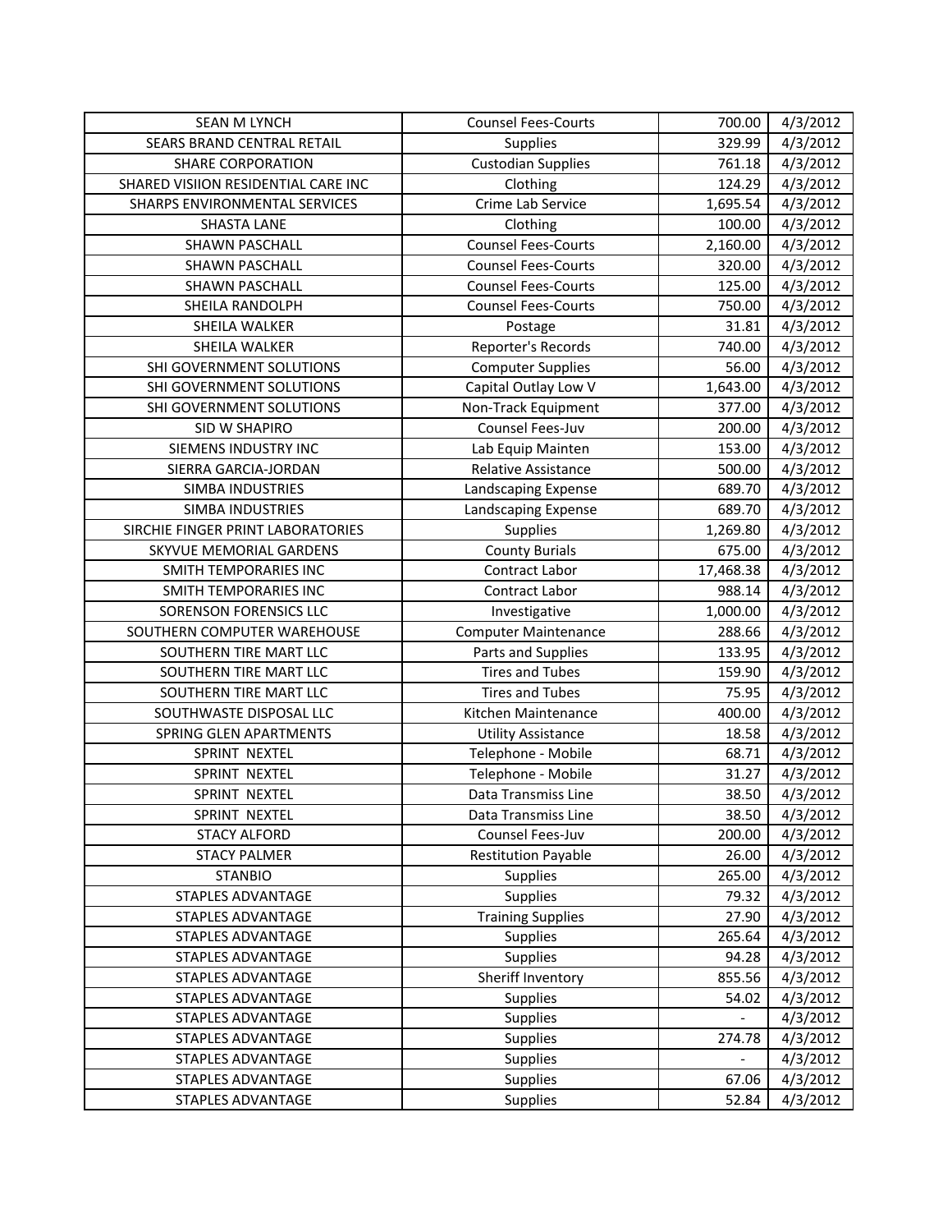| SEAN M LYNCH | Counsel Fees-Courts | 700.00 | 4/3/2012 |
|---|---|---|---|
| SEARS BRAND CENTRAL RETAIL | Supplies | 329.99 | 4/3/2012 |
| SHARE CORPORATION | Custodian Supplies | 761.18 | 4/3/2012 |
| SHARED VISIION RESIDENTIAL CARE INC | Clothing | 124.29 | 4/3/2012 |
| SHARPS ENVIRONMENTAL SERVICES | Crime Lab Service | 1,695.54 | 4/3/2012 |
| SHASTA LANE | Clothing | 100.00 | 4/3/2012 |
| SHAWN PASCHALL | Counsel Fees-Courts | 2,160.00 | 4/3/2012 |
| SHAWN PASCHALL | Counsel Fees-Courts | 320.00 | 4/3/2012 |
| SHAWN PASCHALL | Counsel Fees-Courts | 125.00 | 4/3/2012 |
| SHEILA RANDOLPH | Counsel Fees-Courts | 750.00 | 4/3/2012 |
| SHEILA WALKER | Postage | 31.81 | 4/3/2012 |
| SHEILA WALKER | Reporter's Records | 740.00 | 4/3/2012 |
| SHI GOVERNMENT SOLUTIONS | Computer Supplies | 56.00 | 4/3/2012 |
| SHI GOVERNMENT SOLUTIONS | Capital Outlay Low V | 1,643.00 | 4/3/2012 |
| SHI GOVERNMENT SOLUTIONS | Non-Track Equipment | 377.00 | 4/3/2012 |
| SID W SHAPIRO | Counsel Fees-Juv | 200.00 | 4/3/2012 |
| SIEMENS INDUSTRY INC | Lab Equip Mainten | 153.00 | 4/3/2012 |
| SIERRA GARCIA-JORDAN | Relative Assistance | 500.00 | 4/3/2012 |
| SIMBA INDUSTRIES | Landscaping Expense | 689.70 | 4/3/2012 |
| SIMBA INDUSTRIES | Landscaping Expense | 689.70 | 4/3/2012 |
| SIRCHIE FINGER PRINT LABORATORIES | Supplies | 1,269.80 | 4/3/2012 |
| SKYVUE MEMORIAL GARDENS | County Burials | 675.00 | 4/3/2012 |
| SMITH TEMPORARIES INC | Contract Labor | 17,468.38 | 4/3/2012 |
| SMITH TEMPORARIES INC | Contract Labor | 988.14 | 4/3/2012 |
| SORENSON FORENSICS LLC | Investigative | 1,000.00 | 4/3/2012 |
| SOUTHERN COMPUTER WAREHOUSE | Computer Maintenance | 288.66 | 4/3/2012 |
| SOUTHERN TIRE MART LLC | Parts and Supplies | 133.95 | 4/3/2012 |
| SOUTHERN TIRE MART LLC | Tires and Tubes | 159.90 | 4/3/2012 |
| SOUTHERN TIRE MART LLC | Tires and Tubes | 75.95 | 4/3/2012 |
| SOUTHWASTE DISPOSAL LLC | Kitchen Maintenance | 400.00 | 4/3/2012 |
| SPRING GLEN APARTMENTS | Utility Assistance | 18.58 | 4/3/2012 |
| SPRINT NEXTEL | Telephone - Mobile | 68.71 | 4/3/2012 |
| SPRINT NEXTEL | Telephone - Mobile | 31.27 | 4/3/2012 |
| SPRINT NEXTEL | Data Transmiss Line | 38.50 | 4/3/2012 |
| SPRINT NEXTEL | Data Transmiss Line | 38.50 | 4/3/2012 |
| STACY ALFORD | Counsel Fees-Juv | 200.00 | 4/3/2012 |
| STACY PALMER | Restitution Payable | 26.00 | 4/3/2012 |
| STANBIO | Supplies | 265.00 | 4/3/2012 |
| STAPLES ADVANTAGE | Supplies | 79.32 | 4/3/2012 |
| STAPLES ADVANTAGE | Training Supplies | 27.90 | 4/3/2012 |
| STAPLES ADVANTAGE | Supplies | 265.64 | 4/3/2012 |
| STAPLES ADVANTAGE | Supplies | 94.28 | 4/3/2012 |
| STAPLES ADVANTAGE | Sheriff Inventory | 855.56 | 4/3/2012 |
| STAPLES ADVANTAGE | Supplies | 54.02 | 4/3/2012 |
| STAPLES ADVANTAGE | Supplies | - | 4/3/2012 |
| STAPLES ADVANTAGE | Supplies | 274.78 | 4/3/2012 |
| STAPLES ADVANTAGE | Supplies | - | 4/3/2012 |
| STAPLES ADVANTAGE | Supplies | 67.06 | 4/3/2012 |
| STAPLES ADVANTAGE | Supplies | 52.84 | 4/3/2012 |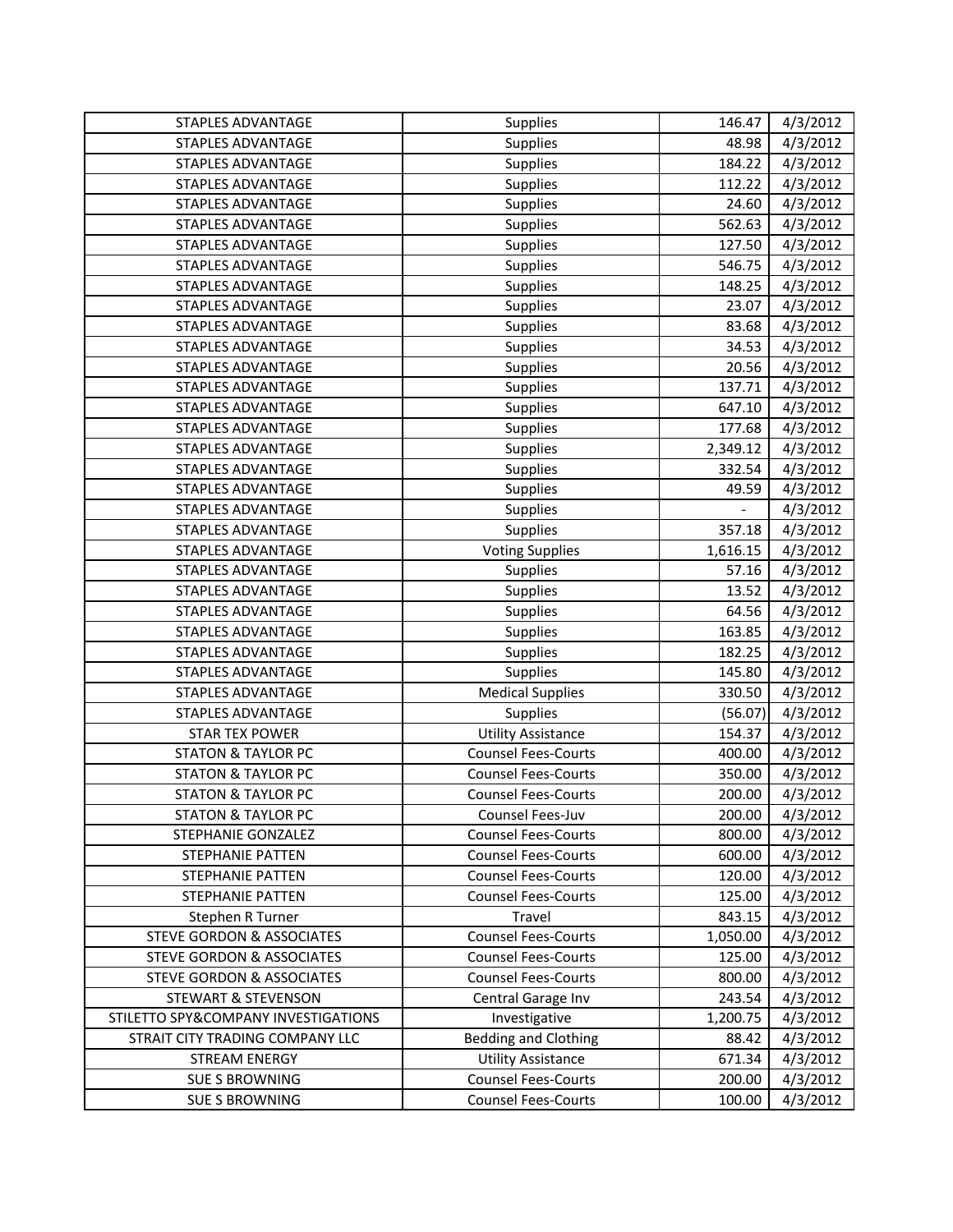| | | | |
|---|---|---|---|
| STAPLES ADVANTAGE | Supplies | 146.47 | 4/3/2012 |
| STAPLES ADVANTAGE | Supplies | 48.98 | 4/3/2012 |
| STAPLES ADVANTAGE | Supplies | 184.22 | 4/3/2012 |
| STAPLES ADVANTAGE | Supplies | 112.22 | 4/3/2012 |
| STAPLES ADVANTAGE | Supplies | 24.60 | 4/3/2012 |
| STAPLES ADVANTAGE | Supplies | 562.63 | 4/3/2012 |
| STAPLES ADVANTAGE | Supplies | 127.50 | 4/3/2012 |
| STAPLES ADVANTAGE | Supplies | 546.75 | 4/3/2012 |
| STAPLES ADVANTAGE | Supplies | 148.25 | 4/3/2012 |
| STAPLES ADVANTAGE | Supplies | 23.07 | 4/3/2012 |
| STAPLES ADVANTAGE | Supplies | 83.68 | 4/3/2012 |
| STAPLES ADVANTAGE | Supplies | 34.53 | 4/3/2012 |
| STAPLES ADVANTAGE | Supplies | 20.56 | 4/3/2012 |
| STAPLES ADVANTAGE | Supplies | 137.71 | 4/3/2012 |
| STAPLES ADVANTAGE | Supplies | 647.10 | 4/3/2012 |
| STAPLES ADVANTAGE | Supplies | 177.68 | 4/3/2012 |
| STAPLES ADVANTAGE | Supplies | 2,349.12 | 4/3/2012 |
| STAPLES ADVANTAGE | Supplies | 332.54 | 4/3/2012 |
| STAPLES ADVANTAGE | Supplies | 49.59 | 4/3/2012 |
| STAPLES ADVANTAGE | Supplies | - | 4/3/2012 |
| STAPLES ADVANTAGE | Supplies | 357.18 | 4/3/2012 |
| STAPLES ADVANTAGE | Voting Supplies | 1,616.15 | 4/3/2012 |
| STAPLES ADVANTAGE | Supplies | 57.16 | 4/3/2012 |
| STAPLES ADVANTAGE | Supplies | 13.52 | 4/3/2012 |
| STAPLES ADVANTAGE | Supplies | 64.56 | 4/3/2012 |
| STAPLES ADVANTAGE | Supplies | 163.85 | 4/3/2012 |
| STAPLES ADVANTAGE | Supplies | 182.25 | 4/3/2012 |
| STAPLES ADVANTAGE | Supplies | 145.80 | 4/3/2012 |
| STAPLES ADVANTAGE | Medical Supplies | 330.50 | 4/3/2012 |
| STAPLES ADVANTAGE | Supplies | (56.07) | 4/3/2012 |
| STAR TEX POWER | Utility Assistance | 154.37 | 4/3/2012 |
| STATON & TAYLOR PC | Counsel Fees-Courts | 400.00 | 4/3/2012 |
| STATON & TAYLOR PC | Counsel Fees-Courts | 350.00 | 4/3/2012 |
| STATON & TAYLOR PC | Counsel Fees-Courts | 200.00 | 4/3/2012 |
| STATON & TAYLOR PC | Counsel Fees-Juv | 200.00 | 4/3/2012 |
| STEPHANIE GONZALEZ | Counsel Fees-Courts | 800.00 | 4/3/2012 |
| STEPHANIE PATTEN | Counsel Fees-Courts | 600.00 | 4/3/2012 |
| STEPHANIE PATTEN | Counsel Fees-Courts | 120.00 | 4/3/2012 |
| STEPHANIE PATTEN | Counsel Fees-Courts | 125.00 | 4/3/2012 |
| Stephen R Turner | Travel | 843.15 | 4/3/2012 |
| STEVE GORDON & ASSOCIATES | Counsel Fees-Courts | 1,050.00 | 4/3/2012 |
| STEVE GORDON & ASSOCIATES | Counsel Fees-Courts | 125.00 | 4/3/2012 |
| STEVE GORDON & ASSOCIATES | Counsel Fees-Courts | 800.00 | 4/3/2012 |
| STEWART & STEVENSON | Central Garage Inv | 243.54 | 4/3/2012 |
| STILETTO SPY&COMPANY INVESTIGATIONS | Investigative | 1,200.75 | 4/3/2012 |
| STRAIT CITY TRADING COMPANY LLC | Bedding and Clothing | 88.42 | 4/3/2012 |
| STREAM ENERGY | Utility Assistance | 671.34 | 4/3/2012 |
| SUE S BROWNING | Counsel Fees-Courts | 200.00 | 4/3/2012 |
| SUE S BROWNING | Counsel Fees-Courts | 100.00 | 4/3/2012 |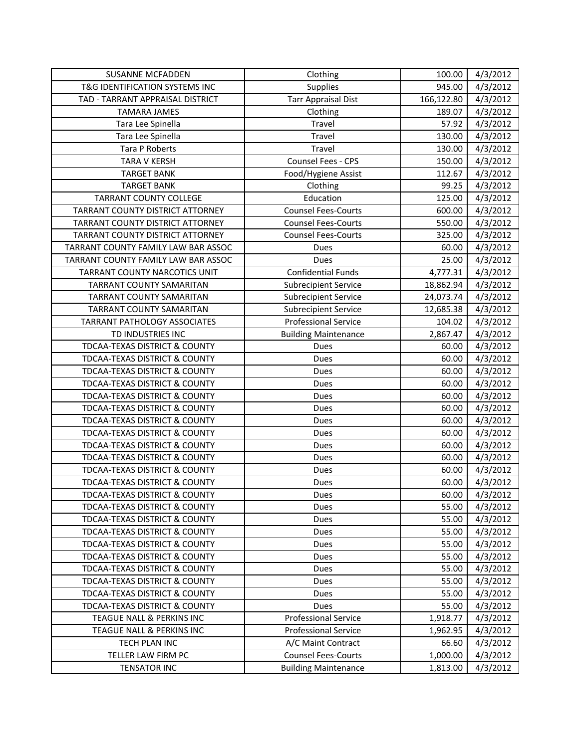| SUSANNE MCFADDEN | Clothing | 100.00 | 4/3/2012 |
|---|---|---|---|
| T&G IDENTIFICATION SYSTEMS INC | Supplies | 945.00 | 4/3/2012 |
| TAD - TARRANT APPRAISAL DISTRICT | Tarr Appraisal Dist | 166,122.80 | 4/3/2012 |
| TAMARA JAMES | Clothing | 189.07 | 4/3/2012 |
| Tara Lee Spinella | Travel | 57.92 | 4/3/2012 |
| Tara Lee Spinella | Travel | 130.00 | 4/3/2012 |
| Tara P Roberts | Travel | 130.00 | 4/3/2012 |
| TARA V KERSH | Counsel Fees - CPS | 150.00 | 4/3/2012 |
| TARGET BANK | Food/Hygiene Assist | 112.67 | 4/3/2012 |
| TARGET BANK | Clothing | 99.25 | 4/3/2012 |
| TARRANT COUNTY COLLEGE | Education | 125.00 | 4/3/2012 |
| TARRANT COUNTY DISTRICT ATTORNEY | Counsel Fees-Courts | 600.00 | 4/3/2012 |
| TARRANT COUNTY DISTRICT ATTORNEY | Counsel Fees-Courts | 550.00 | 4/3/2012 |
| TARRANT COUNTY DISTRICT ATTORNEY | Counsel Fees-Courts | 325.00 | 4/3/2012 |
| TARRANT COUNTY FAMILY LAW BAR ASSOC | Dues | 60.00 | 4/3/2012 |
| TARRANT COUNTY FAMILY LAW BAR ASSOC | Dues | 25.00 | 4/3/2012 |
| TARRANT COUNTY NARCOTICS UNIT | Confidential Funds | 4,777.31 | 4/3/2012 |
| TARRANT COUNTY SAMARITAN | Subrecipient Service | 18,862.94 | 4/3/2012 |
| TARRANT COUNTY SAMARITAN | Subrecipient Service | 24,073.74 | 4/3/2012 |
| TARRANT COUNTY SAMARITAN | Subrecipient Service | 12,685.38 | 4/3/2012 |
| TARRANT PATHOLOGY ASSOCIATES | Professional Service | 104.02 | 4/3/2012 |
| TD INDUSTRIES INC | Building Maintenance | 2,867.47 | 4/3/2012 |
| TDCAA-TEXAS DISTRICT & COUNTY | Dues | 60.00 | 4/3/2012 |
| TDCAA-TEXAS DISTRICT & COUNTY | Dues | 60.00 | 4/3/2012 |
| TDCAA-TEXAS DISTRICT & COUNTY | Dues | 60.00 | 4/3/2012 |
| TDCAA-TEXAS DISTRICT & COUNTY | Dues | 60.00 | 4/3/2012 |
| TDCAA-TEXAS DISTRICT & COUNTY | Dues | 60.00 | 4/3/2012 |
| TDCAA-TEXAS DISTRICT & COUNTY | Dues | 60.00 | 4/3/2012 |
| TDCAA-TEXAS DISTRICT & COUNTY | Dues | 60.00 | 4/3/2012 |
| TDCAA-TEXAS DISTRICT & COUNTY | Dues | 60.00 | 4/3/2012 |
| TDCAA-TEXAS DISTRICT & COUNTY | Dues | 60.00 | 4/3/2012 |
| TDCAA-TEXAS DISTRICT & COUNTY | Dues | 60.00 | 4/3/2012 |
| TDCAA-TEXAS DISTRICT & COUNTY | Dues | 60.00 | 4/3/2012 |
| TDCAA-TEXAS DISTRICT & COUNTY | Dues | 60.00 | 4/3/2012 |
| TDCAA-TEXAS DISTRICT & COUNTY | Dues | 60.00 | 4/3/2012 |
| TDCAA-TEXAS DISTRICT & COUNTY | Dues | 55.00 | 4/3/2012 |
| TDCAA-TEXAS DISTRICT & COUNTY | Dues | 55.00 | 4/3/2012 |
| TDCAA-TEXAS DISTRICT & COUNTY | Dues | 55.00 | 4/3/2012 |
| TDCAA-TEXAS DISTRICT & COUNTY | Dues | 55.00 | 4/3/2012 |
| TDCAA-TEXAS DISTRICT & COUNTY | Dues | 55.00 | 4/3/2012 |
| TDCAA-TEXAS DISTRICT & COUNTY | Dues | 55.00 | 4/3/2012 |
| TDCAA-TEXAS DISTRICT & COUNTY | Dues | 55.00 | 4/3/2012 |
| TDCAA-TEXAS DISTRICT & COUNTY | Dues | 55.00 | 4/3/2012 |
| TDCAA-TEXAS DISTRICT & COUNTY | Dues | 55.00 | 4/3/2012 |
| TEAGUE NALL & PERKINS INC | Professional Service | 1,918.77 | 4/3/2012 |
| TEAGUE NALL & PERKINS INC | Professional Service | 1,962.95 | 4/3/2012 |
| TECH PLAN INC | A/C Maint Contract | 66.60 | 4/3/2012 |
| TELLER LAW FIRM PC | Counsel Fees-Courts | 1,000.00 | 4/3/2012 |
| TENSATOR INC | Building Maintenance | 1,813.00 | 4/3/2012 |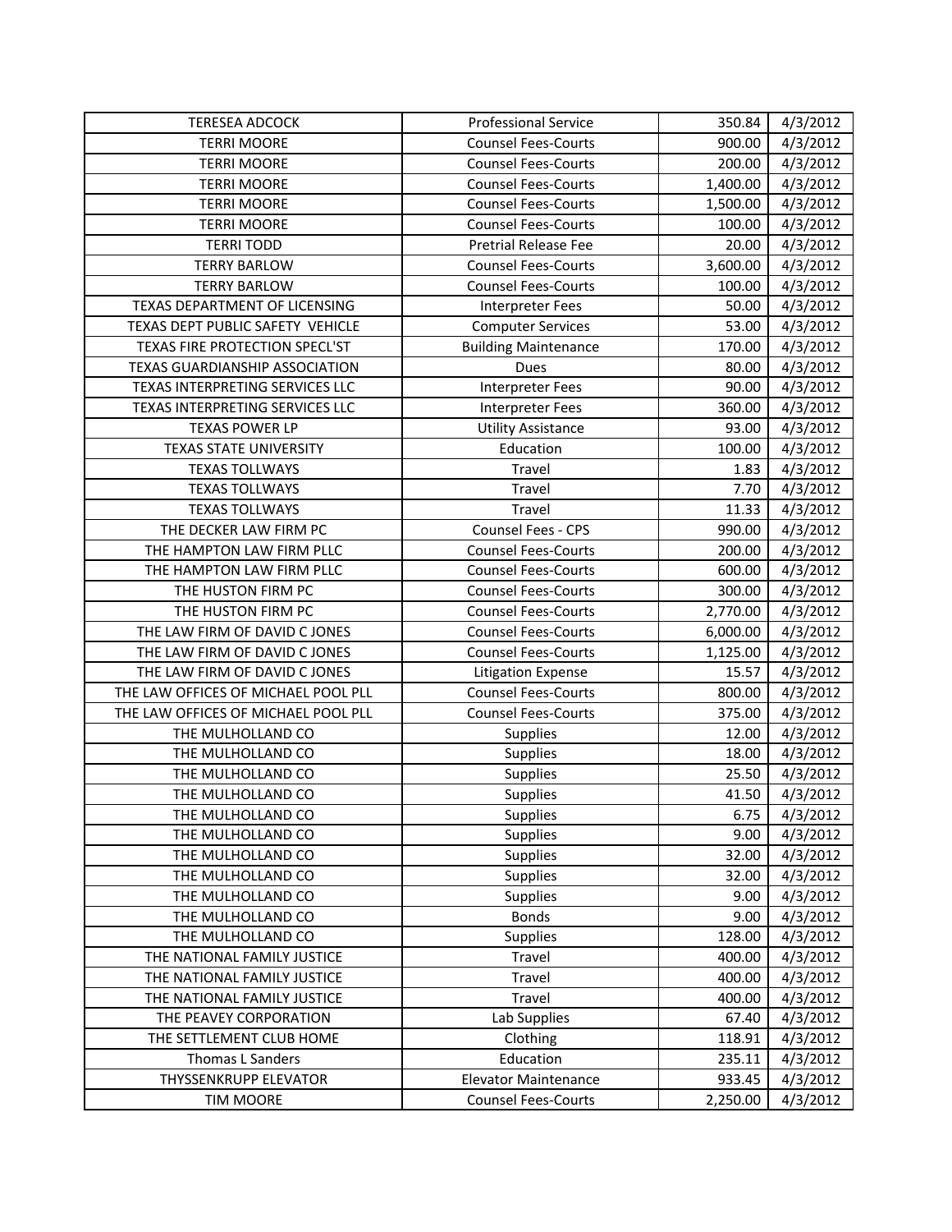| | | | |
|---|---|---|---|
| TERESEA ADCOCK | Professional Service | 350.84 | 4/3/2012 |
| TERRI MOORE | Counsel Fees-Courts | 900.00 | 4/3/2012 |
| TERRI MOORE | Counsel Fees-Courts | 200.00 | 4/3/2012 |
| TERRI MOORE | Counsel Fees-Courts | 1,400.00 | 4/3/2012 |
| TERRI MOORE | Counsel Fees-Courts | 1,500.00 | 4/3/2012 |
| TERRI MOORE | Counsel Fees-Courts | 100.00 | 4/3/2012 |
| TERRI TODD | Pretrial Release Fee | 20.00 | 4/3/2012 |
| TERRY BARLOW | Counsel Fees-Courts | 3,600.00 | 4/3/2012 |
| TERRY BARLOW | Counsel Fees-Courts | 100.00 | 4/3/2012 |
| TEXAS DEPARTMENT OF LICENSING | Interpreter Fees | 50.00 | 4/3/2012 |
| TEXAS DEPT PUBLIC SAFETY VEHICLE | Computer Services | 53.00 | 4/3/2012 |
| TEXAS FIRE PROTECTION SPECL'ST | Building Maintenance | 170.00 | 4/3/2012 |
| TEXAS GUARDIANSHIP ASSOCIATION | Dues | 80.00 | 4/3/2012 |
| TEXAS INTERPRETING SERVICES LLC | Interpreter Fees | 90.00 | 4/3/2012 |
| TEXAS INTERPRETING SERVICES LLC | Interpreter Fees | 360.00 | 4/3/2012 |
| TEXAS POWER LP | Utility Assistance | 93.00 | 4/3/2012 |
| TEXAS STATE UNIVERSITY | Education | 100.00 | 4/3/2012 |
| TEXAS TOLLWAYS | Travel | 1.83 | 4/3/2012 |
| TEXAS TOLLWAYS | Travel | 7.70 | 4/3/2012 |
| TEXAS TOLLWAYS | Travel | 11.33 | 4/3/2012 |
| THE DECKER LAW FIRM PC | Counsel Fees - CPS | 990.00 | 4/3/2012 |
| THE HAMPTON LAW FIRM PLLC | Counsel Fees-Courts | 200.00 | 4/3/2012 |
| THE HAMPTON LAW FIRM PLLC | Counsel Fees-Courts | 600.00 | 4/3/2012 |
| THE HUSTON FIRM PC | Counsel Fees-Courts | 300.00 | 4/3/2012 |
| THE HUSTON FIRM PC | Counsel Fees-Courts | 2,770.00 | 4/3/2012 |
| THE LAW FIRM OF DAVID C JONES | Counsel Fees-Courts | 6,000.00 | 4/3/2012 |
| THE LAW FIRM OF DAVID C JONES | Counsel Fees-Courts | 1,125.00 | 4/3/2012 |
| THE LAW FIRM OF DAVID C JONES | Litigation Expense | 15.57 | 4/3/2012 |
| THE LAW OFFICES OF MICHAEL POOL PLL | Counsel Fees-Courts | 800.00 | 4/3/2012 |
| THE LAW OFFICES OF MICHAEL POOL PLL | Counsel Fees-Courts | 375.00 | 4/3/2012 |
| THE MULHOLLAND CO | Supplies | 12.00 | 4/3/2012 |
| THE MULHOLLAND CO | Supplies | 18.00 | 4/3/2012 |
| THE MULHOLLAND CO | Supplies | 25.50 | 4/3/2012 |
| THE MULHOLLAND CO | Supplies | 41.50 | 4/3/2012 |
| THE MULHOLLAND CO | Supplies | 6.75 | 4/3/2012 |
| THE MULHOLLAND CO | Supplies | 9.00 | 4/3/2012 |
| THE MULHOLLAND CO | Supplies | 32.00 | 4/3/2012 |
| THE MULHOLLAND CO | Supplies | 32.00 | 4/3/2012 |
| THE MULHOLLAND CO | Supplies | 9.00 | 4/3/2012 |
| THE MULHOLLAND CO | Bonds | 9.00 | 4/3/2012 |
| THE MULHOLLAND CO | Supplies | 128.00 | 4/3/2012 |
| THE NATIONAL FAMILY JUSTICE | Travel | 400.00 | 4/3/2012 |
| THE NATIONAL FAMILY JUSTICE | Travel | 400.00 | 4/3/2012 |
| THE NATIONAL FAMILY JUSTICE | Travel | 400.00 | 4/3/2012 |
| THE PEAVEY CORPORATION | Lab Supplies | 67.40 | 4/3/2012 |
| THE SETTLEMENT CLUB HOME | Clothing | 118.91 | 4/3/2012 |
| Thomas L Sanders | Education | 235.11 | 4/3/2012 |
| THYSSENKRUPP ELEVATOR | Elevator Maintenance | 933.45 | 4/3/2012 |
| TIM MOORE | Counsel Fees-Courts | 2,250.00 | 4/3/2012 |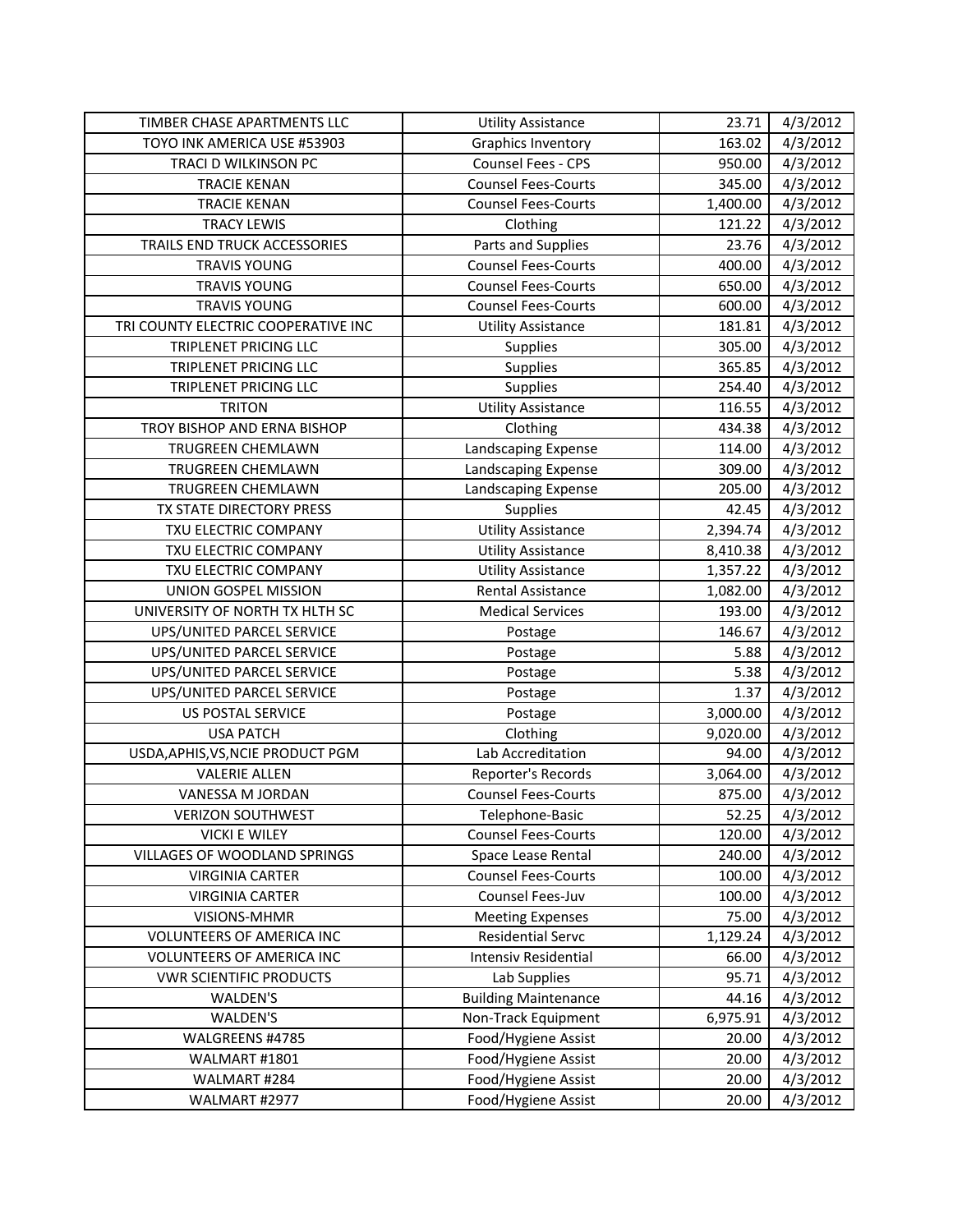| | | | |
|---|---|---|---|
| TIMBER CHASE APARTMENTS LLC | Utility Assistance | 23.71 | 4/3/2012 |
| TOYO INK AMERICA USE #53903 | Graphics Inventory | 163.02 | 4/3/2012 |
| TRACI D WILKINSON PC | Counsel Fees - CPS | 950.00 | 4/3/2012 |
| TRACIE KENAN | Counsel Fees-Courts | 345.00 | 4/3/2012 |
| TRACIE KENAN | Counsel Fees-Courts | 1,400.00 | 4/3/2012 |
| TRACY LEWIS | Clothing | 121.22 | 4/3/2012 |
| TRAILS END TRUCK ACCESSORIES | Parts and Supplies | 23.76 | 4/3/2012 |
| TRAVIS YOUNG | Counsel Fees-Courts | 400.00 | 4/3/2012 |
| TRAVIS YOUNG | Counsel Fees-Courts | 650.00 | 4/3/2012 |
| TRAVIS YOUNG | Counsel Fees-Courts | 600.00 | 4/3/2012 |
| TRI COUNTY ELECTRIC COOPERATIVE INC | Utility Assistance | 181.81 | 4/3/2012 |
| TRIPLENET PRICING LLC | Supplies | 305.00 | 4/3/2012 |
| TRIPLENET PRICING LLC | Supplies | 365.85 | 4/3/2012 |
| TRIPLENET PRICING LLC | Supplies | 254.40 | 4/3/2012 |
| TRITON | Utility Assistance | 116.55 | 4/3/2012 |
| TROY BISHOP AND ERNA BISHOP | Clothing | 434.38 | 4/3/2012 |
| TRUGREEN CHEMLAWN | Landscaping Expense | 114.00 | 4/3/2012 |
| TRUGREEN CHEMLAWN | Landscaping Expense | 309.00 | 4/3/2012 |
| TRUGREEN CHEMLAWN | Landscaping Expense | 205.00 | 4/3/2012 |
| TX STATE DIRECTORY PRESS | Supplies | 42.45 | 4/3/2012 |
| TXU ELECTRIC COMPANY | Utility Assistance | 2,394.74 | 4/3/2012 |
| TXU ELECTRIC COMPANY | Utility Assistance | 8,410.38 | 4/3/2012 |
| TXU ELECTRIC COMPANY | Utility Assistance | 1,357.22 | 4/3/2012 |
| UNION GOSPEL MISSION | Rental Assistance | 1,082.00 | 4/3/2012 |
| UNIVERSITY OF NORTH TX HLTH SC | Medical Services | 193.00 | 4/3/2012 |
| UPS/UNITED PARCEL SERVICE | Postage | 146.67 | 4/3/2012 |
| UPS/UNITED PARCEL SERVICE | Postage | 5.88 | 4/3/2012 |
| UPS/UNITED PARCEL SERVICE | Postage | 5.38 | 4/3/2012 |
| UPS/UNITED PARCEL SERVICE | Postage | 1.37 | 4/3/2012 |
| US POSTAL SERVICE | Postage | 3,000.00 | 4/3/2012 |
| USA PATCH | Clothing | 9,020.00 | 4/3/2012 |
| USDA,APHIS,VS,NCIE PRODUCT PGM | Lab Accreditation | 94.00 | 4/3/2012 |
| VALERIE ALLEN | Reporter's Records | 3,064.00 | 4/3/2012 |
| VANESSA M JORDAN | Counsel Fees-Courts | 875.00 | 4/3/2012 |
| VERIZON SOUTHWEST | Telephone-Basic | 52.25 | 4/3/2012 |
| VICKI E WILEY | Counsel Fees-Courts | 120.00 | 4/3/2012 |
| VILLAGES OF WOODLAND SPRINGS | Space Lease Rental | 240.00 | 4/3/2012 |
| VIRGINIA CARTER | Counsel Fees-Courts | 100.00 | 4/3/2012 |
| VIRGINIA CARTER | Counsel Fees-Juv | 100.00 | 4/3/2012 |
| VISIONS-MHMR | Meeting Expenses | 75.00 | 4/3/2012 |
| VOLUNTEERS OF AMERICA INC | Residential Servc | 1,129.24 | 4/3/2012 |
| VOLUNTEERS OF AMERICA INC | Intensiv Residential | 66.00 | 4/3/2012 |
| VWR SCIENTIFIC PRODUCTS | Lab Supplies | 95.71 | 4/3/2012 |
| WALDEN'S | Building Maintenance | 44.16 | 4/3/2012 |
| WALDEN'S | Non-Track Equipment | 6,975.91 | 4/3/2012 |
| WALGREENS #4785 | Food/Hygiene Assist | 20.00 | 4/3/2012 |
| WALMART #1801 | Food/Hygiene Assist | 20.00 | 4/3/2012 |
| WALMART #284 | Food/Hygiene Assist | 20.00 | 4/3/2012 |
| WALMART #2977 | Food/Hygiene Assist | 20.00 | 4/3/2012 |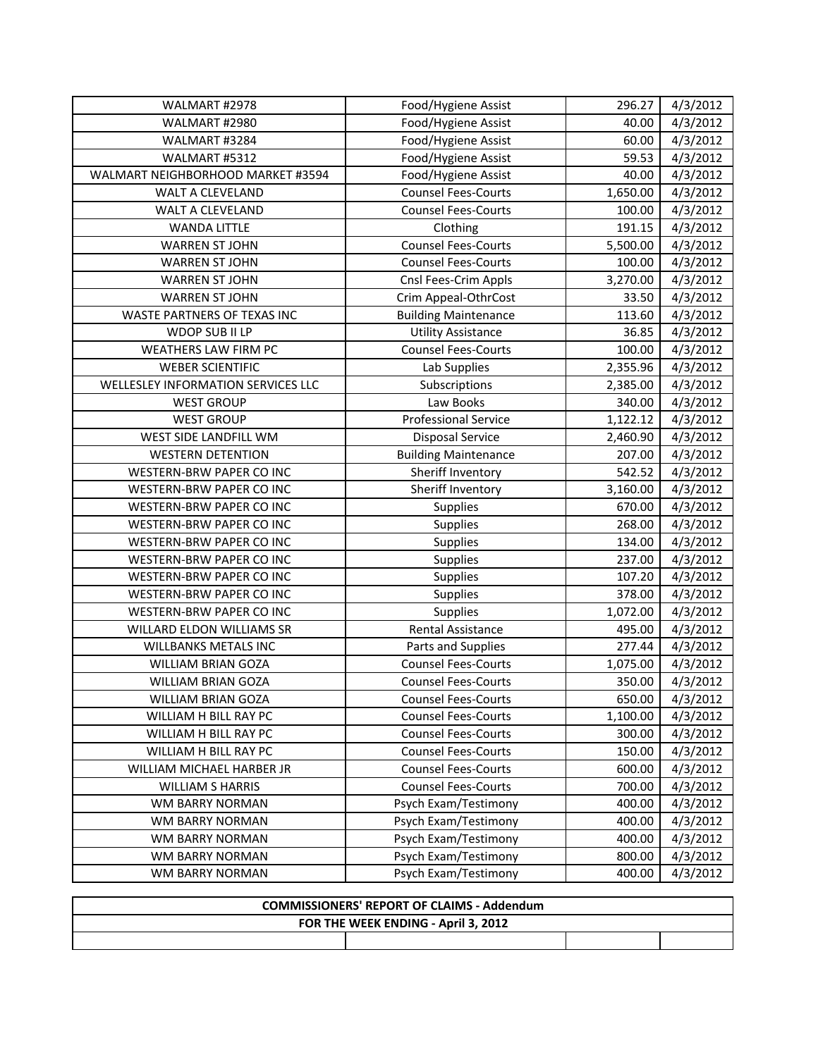| | | | |
|---|---|---|---|
| WALMART #2978 | Food/Hygiene Assist | 296.27 | 4/3/2012 |
| WALMART #2980 | Food/Hygiene Assist | 40.00 | 4/3/2012 |
| WALMART #3284 | Food/Hygiene Assist | 60.00 | 4/3/2012 |
| WALMART #5312 | Food/Hygiene Assist | 59.53 | 4/3/2012 |
| WALMART NEIGHBORHOOD MARKET #3594 | Food/Hygiene Assist | 40.00 | 4/3/2012 |
| WALT A CLEVELAND | Counsel Fees-Courts | 1,650.00 | 4/3/2012 |
| WALT A CLEVELAND | Counsel Fees-Courts | 100.00 | 4/3/2012 |
| WANDA LITTLE | Clothing | 191.15 | 4/3/2012 |
| WARREN ST JOHN | Counsel Fees-Courts | 5,500.00 | 4/3/2012 |
| WARREN ST JOHN | Counsel Fees-Courts | 100.00 | 4/3/2012 |
| WARREN ST JOHN | Cnsl Fees-Crim Appls | 3,270.00 | 4/3/2012 |
| WARREN ST JOHN | Crim Appeal-OthrCost | 33.50 | 4/3/2012 |
| WASTE PARTNERS OF TEXAS INC | Building Maintenance | 113.60 | 4/3/2012 |
| WDOP SUB II LP | Utility Assistance | 36.85 | 4/3/2012 |
| WEATHERS LAW FIRM PC | Counsel Fees-Courts | 100.00 | 4/3/2012 |
| WEBER SCIENTIFIC | Lab Supplies | 2,355.96 | 4/3/2012 |
| WELLESLEY INFORMATION SERVICES LLC | Subscriptions | 2,385.00 | 4/3/2012 |
| WEST GROUP | Law Books | 340.00 | 4/3/2012 |
| WEST GROUP | Professional Service | 1,122.12 | 4/3/2012 |
| WEST SIDE LANDFILL WM | Disposal Service | 2,460.90 | 4/3/2012 |
| WESTERN DETENTION | Building Maintenance | 207.00 | 4/3/2012 |
| WESTERN-BRW PAPER CO INC | Sheriff Inventory | 542.52 | 4/3/2012 |
| WESTERN-BRW PAPER CO INC | Sheriff Inventory | 3,160.00 | 4/3/2012 |
| WESTERN-BRW PAPER CO INC | Supplies | 670.00 | 4/3/2012 |
| WESTERN-BRW PAPER CO INC | Supplies | 268.00 | 4/3/2012 |
| WESTERN-BRW PAPER CO INC | Supplies | 134.00 | 4/3/2012 |
| WESTERN-BRW PAPER CO INC | Supplies | 237.00 | 4/3/2012 |
| WESTERN-BRW PAPER CO INC | Supplies | 107.20 | 4/3/2012 |
| WESTERN-BRW PAPER CO INC | Supplies | 378.00 | 4/3/2012 |
| WESTERN-BRW PAPER CO INC | Supplies | 1,072.00 | 4/3/2012 |
| WILLARD ELDON WILLIAMS SR | Rental Assistance | 495.00 | 4/3/2012 |
| WILLBANKS METALS INC | Parts and Supplies | 277.44 | 4/3/2012 |
| WILLIAM BRIAN GOZA | Counsel Fees-Courts | 1,075.00 | 4/3/2012 |
| WILLIAM BRIAN GOZA | Counsel Fees-Courts | 350.00 | 4/3/2012 |
| WILLIAM BRIAN GOZA | Counsel Fees-Courts | 650.00 | 4/3/2012 |
| WILLIAM H BILL RAY PC | Counsel Fees-Courts | 1,100.00 | 4/3/2012 |
| WILLIAM H BILL RAY PC | Counsel Fees-Courts | 300.00 | 4/3/2012 |
| WILLIAM H BILL RAY PC | Counsel Fees-Courts | 150.00 | 4/3/2012 |
| WILLIAM MICHAEL HARBER JR | Counsel Fees-Courts | 600.00 | 4/3/2012 |
| WILLIAM S HARRIS | Counsel Fees-Courts | 700.00 | 4/3/2012 |
| WM BARRY NORMAN | Psych Exam/Testimony | 400.00 | 4/3/2012 |
| WM BARRY NORMAN | Psych Exam/Testimony | 400.00 | 4/3/2012 |
| WM BARRY NORMAN | Psych Exam/Testimony | 400.00 | 4/3/2012 |
| WM BARRY NORMAN | Psych Exam/Testimony | 800.00 | 4/3/2012 |
| WM BARRY NORMAN | Psych Exam/Testimony | 400.00 | 4/3/2012 |

| **COMMISSIONERS' REPORT OF CLAIMS - Addendum** | | | |
|---|---|---|---|
| **FOR THE WEEK ENDING - April 3, 2012** | | | |
| | | | |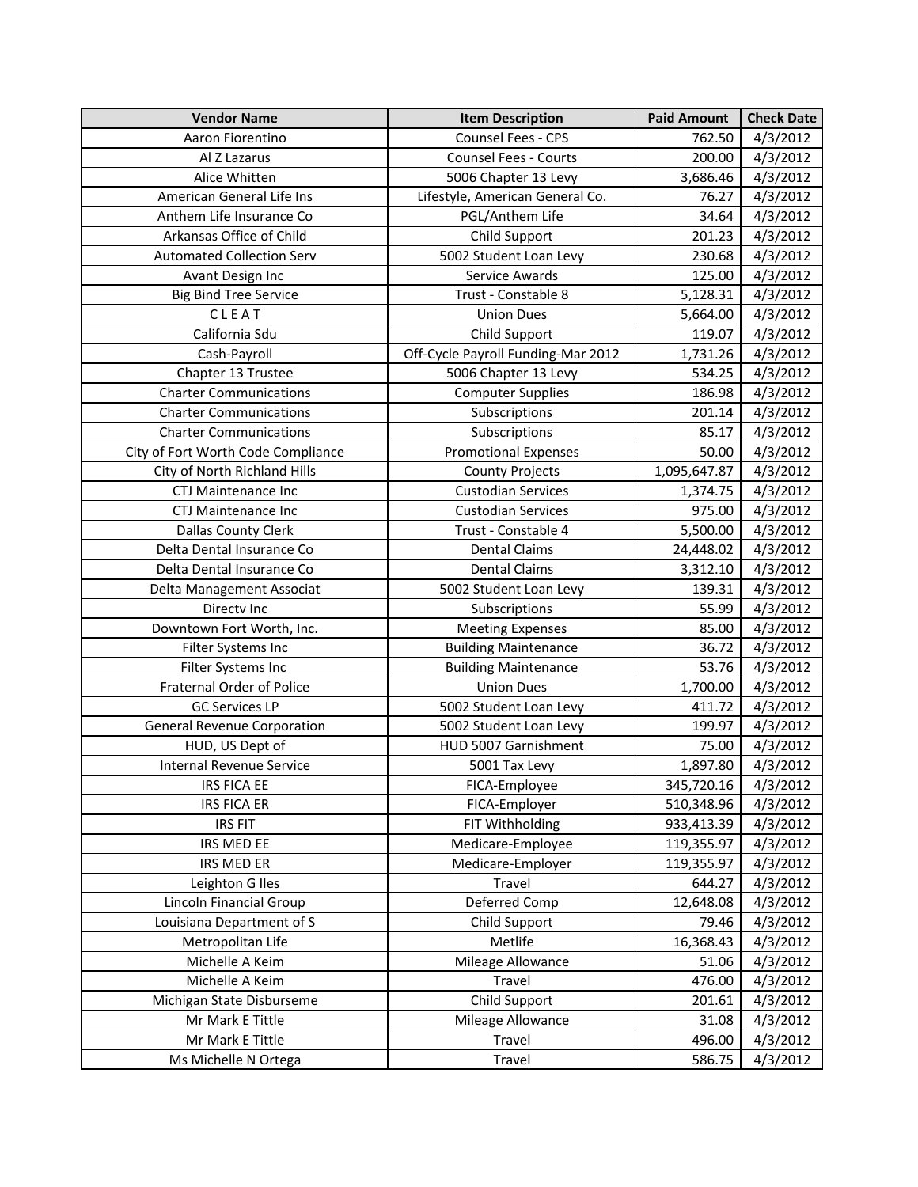| Vendor Name | Item Description | Paid Amount | Check Date |
|---|---|---|---|
| Aaron Fiorentino | Counsel Fees - CPS | 762.50 | 4/3/2012 |
| Al Z Lazarus | Counsel Fees - Courts | 200.00 | 4/3/2012 |
| Alice Whitten | 5006 Chapter 13 Levy | 3,686.46 | 4/3/2012 |
| American General Life Ins | Lifestyle, American General Co. | 76.27 | 4/3/2012 |
| Anthem Life Insurance Co | PGL/Anthem Life | 34.64 | 4/3/2012 |
| Arkansas Office of Child | Child Support | 201.23 | 4/3/2012 |
| Automated Collection Serv | 5002 Student Loan Levy | 230.68 | 4/3/2012 |
| Avant Design Inc | Service Awards | 125.00 | 4/3/2012 |
| Big Bind Tree Service | Trust - Constable 8 | 5,128.31 | 4/3/2012 |
| C L E A T | Union Dues | 5,664.00 | 4/3/2012 |
| California Sdu | Child Support | 119.07 | 4/3/2012 |
| Cash-Payroll | Off-Cycle Payroll Funding-Mar 2012 | 1,731.26 | 4/3/2012 |
| Chapter 13 Trustee | 5006 Chapter 13 Levy | 534.25 | 4/3/2012 |
| Charter Communications | Computer Supplies | 186.98 | 4/3/2012 |
| Charter Communications | Subscriptions | 201.14 | 4/3/2012 |
| Charter Communications | Subscriptions | 85.17 | 4/3/2012 |
| City of Fort Worth Code Compliance | Promotional Expenses | 50.00 | 4/3/2012 |
| City of North Richland Hills | County Projects | 1,095,647.87 | 4/3/2012 |
| CTJ Maintenance Inc | Custodian Services | 1,374.75 | 4/3/2012 |
| CTJ Maintenance Inc | Custodian Services | 975.00 | 4/3/2012 |
| Dallas County Clerk | Trust - Constable 4 | 5,500.00 | 4/3/2012 |
| Delta Dental Insurance Co | Dental Claims | 24,448.02 | 4/3/2012 |
| Delta Dental Insurance Co | Dental Claims | 3,312.10 | 4/3/2012 |
| Delta Management Associat | 5002 Student Loan Levy | 139.31 | 4/3/2012 |
| Directv Inc | Subscriptions | 55.99 | 4/3/2012 |
| Downtown Fort Worth, Inc. | Meeting Expenses | 85.00 | 4/3/2012 |
| Filter Systems Inc | Building Maintenance | 36.72 | 4/3/2012 |
| Filter Systems Inc | Building Maintenance | 53.76 | 4/3/2012 |
| Fraternal Order of Police | Union Dues | 1,700.00 | 4/3/2012 |
| GC Services LP | 5002 Student Loan Levy | 411.72 | 4/3/2012 |
| General Revenue Corporation | 5002 Student Loan Levy | 199.97 | 4/3/2012 |
| HUD, US Dept of | HUD 5007 Garnishment | 75.00 | 4/3/2012 |
| Internal Revenue Service | 5001 Tax Levy | 1,897.80 | 4/3/2012 |
| IRS FICA EE | FICA-Employee | 345,720.16 | 4/3/2012 |
| IRS FICA ER | FICA-Employer | 510,348.96 | 4/3/2012 |
| IRS FIT | FIT Withholding | 933,413.39 | 4/3/2012 |
| IRS MED EE | Medicare-Employee | 119,355.97 | 4/3/2012 |
| IRS MED ER | Medicare-Employer | 119,355.97 | 4/3/2012 |
| Leighton G Iles | Travel | 644.27 | 4/3/2012 |
| Lincoln Financial Group | Deferred Comp | 12,648.08 | 4/3/2012 |
| Louisiana Department of S | Child Support | 79.46 | 4/3/2012 |
| Metropolitan Life | Metlife | 16,368.43 | 4/3/2012 |
| Michelle A Keim | Mileage Allowance | 51.06 | 4/3/2012 |
| Michelle A Keim | Travel | 476.00 | 4/3/2012 |
| Michigan State Disburseme | Child Support | 201.61 | 4/3/2012 |
| Mr Mark E Tittle | Mileage Allowance | 31.08 | 4/3/2012 |
| Mr Mark E Tittle | Travel | 496.00 | 4/3/2012 |
| Ms Michelle N Ortega | Travel | 586.75 | 4/3/2012 |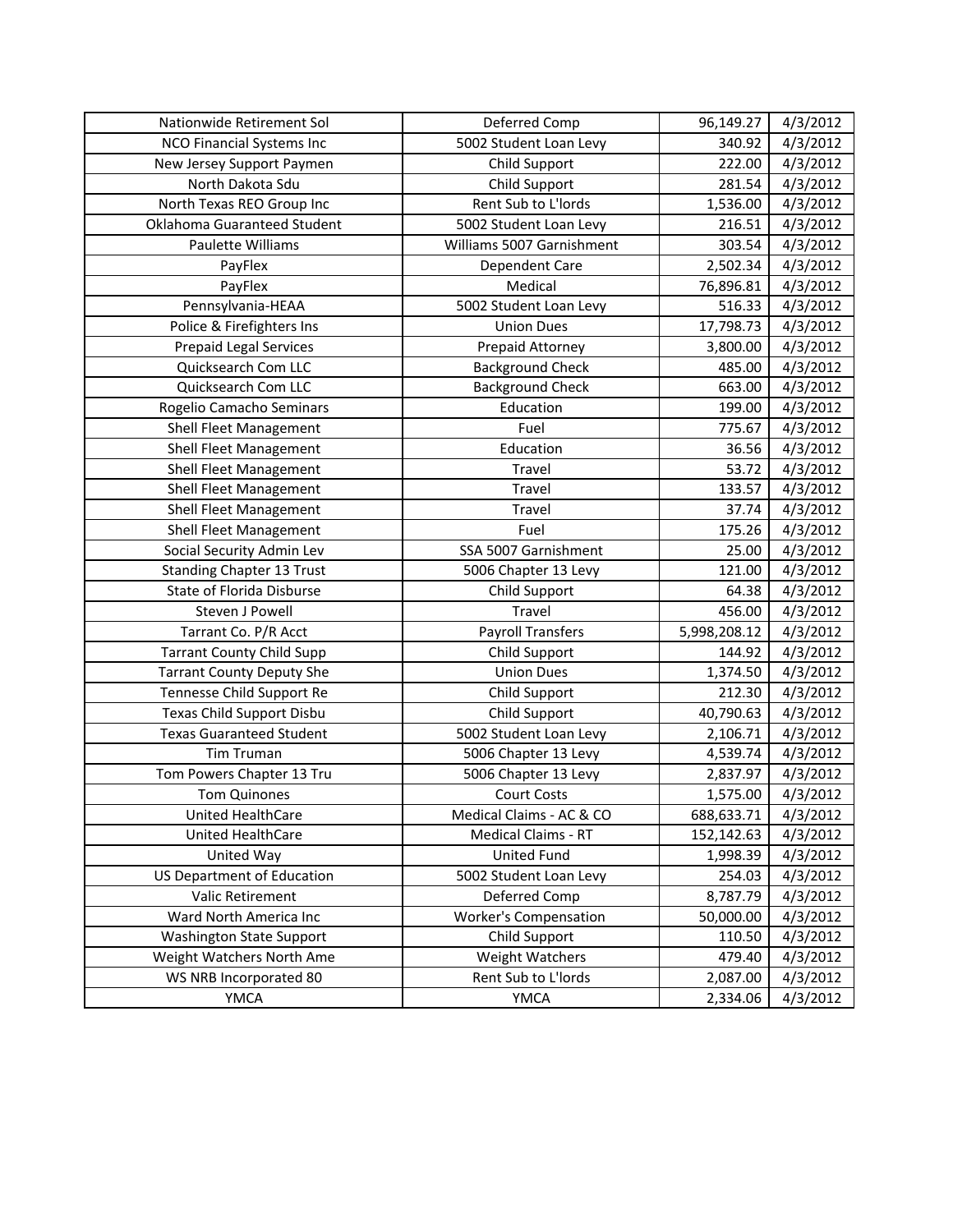| | | | |
|---|---|---|---|
| Nationwide Retirement Sol | Deferred Comp | 96,149.27 | 4/3/2012 |
| NCO Financial Systems Inc | 5002 Student Loan Levy | 340.92 | 4/3/2012 |
| New Jersey Support Paymen | Child Support | 222.00 | 4/3/2012 |
| North Dakota Sdu | Child Support | 281.54 | 4/3/2012 |
| North Texas REO Group Inc | Rent Sub to L'lords | 1,536.00 | 4/3/2012 |
| Oklahoma Guaranteed Student | 5002 Student Loan Levy | 216.51 | 4/3/2012 |
| Paulette Williams | Williams 5007 Garnishment | 303.54 | 4/3/2012 |
| PayFlex | Dependent Care | 2,502.34 | 4/3/2012 |
| PayFlex | Medical | 76,896.81 | 4/3/2012 |
| Pennsylvania-HEAA | 5002 Student Loan Levy | 516.33 | 4/3/2012 |
| Police & Firefighters Ins | Union Dues | 17,798.73 | 4/3/2012 |
| Prepaid Legal Services | Prepaid Attorney | 3,800.00 | 4/3/2012 |
| Quicksearch Com LLC | Background Check | 485.00 | 4/3/2012 |
| Quicksearch Com LLC | Background Check | 663.00 | 4/3/2012 |
| Rogelio Camacho Seminars | Education | 199.00 | 4/3/2012 |
| Shell Fleet Management | Fuel | 775.67 | 4/3/2012 |
| Shell Fleet Management | Education | 36.56 | 4/3/2012 |
| Shell Fleet Management | Travel | 53.72 | 4/3/2012 |
| Shell Fleet Management | Travel | 133.57 | 4/3/2012 |
| Shell Fleet Management | Travel | 37.74 | 4/3/2012 |
| Shell Fleet Management | Fuel | 175.26 | 4/3/2012 |
| Social Security Admin Lev | SSA 5007 Garnishment | 25.00 | 4/3/2012 |
| Standing Chapter 13 Trust | 5006 Chapter 13 Levy | 121.00 | 4/3/2012 |
| State of Florida Disburse | Child Support | 64.38 | 4/3/2012 |
| Steven J Powell | Travel | 456.00 | 4/3/2012 |
| Tarrant Co. P/R Acct | Payroll Transfers | 5,998,208.12 | 4/3/2012 |
| Tarrant County Child Supp | Child Support | 144.92 | 4/3/2012 |
| Tarrant County Deputy She | Union Dues | 1,374.50 | 4/3/2012 |
| Tennesse Child Support Re | Child Support | 212.30 | 4/3/2012 |
| Texas Child Support Disbu | Child Support | 40,790.63 | 4/3/2012 |
| Texas Guaranteed Student | 5002 Student Loan Levy | 2,106.71 | 4/3/2012 |
| Tim Truman | 5006 Chapter 13 Levy | 4,539.74 | 4/3/2012 |
| Tom Powers Chapter 13 Tru | 5006 Chapter 13 Levy | 2,837.97 | 4/3/2012 |
| Tom Quinones | Court Costs | 1,575.00 | 4/3/2012 |
| United HealthCare | Medical Claims - AC & CO | 688,633.71 | 4/3/2012 |
| United HealthCare | Medical Claims - RT | 152,142.63 | 4/3/2012 |
| United Way | United Fund | 1,998.39 | 4/3/2012 |
| US Department of Education | 5002 Student Loan Levy | 254.03 | 4/3/2012 |
| Valic Retirement | Deferred Comp | 8,787.79 | 4/3/2012 |
| Ward North America Inc | Worker's Compensation | 50,000.00 | 4/3/2012 |
| Washington State Support | Child Support | 110.50 | 4/3/2012 |
| Weight Watchers North Ame | Weight Watchers | 479.40 | 4/3/2012 |
| WS NRB Incorporated 80 | Rent Sub to L'lords | 2,087.00 | 4/3/2012 |
| YMCA | YMCA | 2,334.06 | 4/3/2012 |